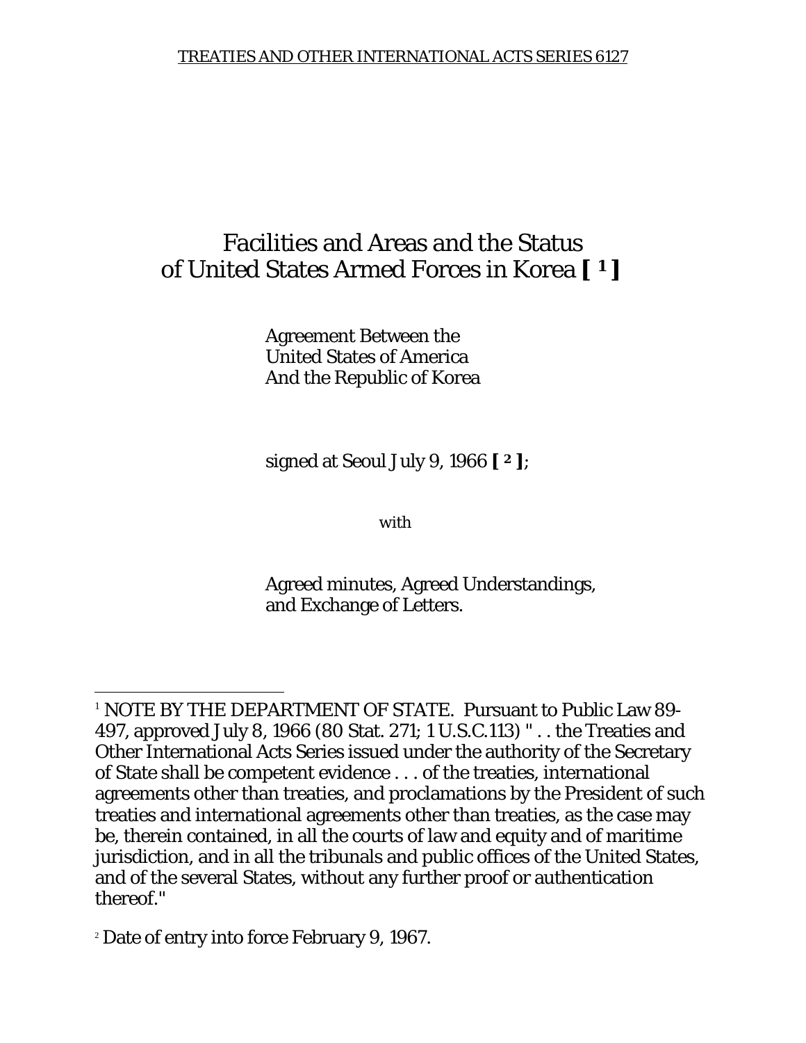TREATIES AND OTHER INTERNATIONAL ACTS SERIES 6127

# Facilities and Areas and the Status of United States Armed Forces in Korea [1]

Agreement Between the
United States of America
And the Republic of Korea

signed at Seoul July 9, 1966 [2];

with

Agreed minutes, Agreed Understandings,
and Exchange of Letters.

---

[1] NOTE BY THE DEPARTMENT OF STATE. Pursuant to Public Law 89-497, approved July 8, 1966 (80 Stat. 271; 1 U.S.C.113) " . . the Treaties and Other International Acts Series issued under the authority of the Secretary of State shall be competent evidence . . . of the treaties, international agreements other than treaties, and proclamations by the President of such treaties and international agreements other than treaties, as the case may be, therein contained, in all the courts of law and equity and of maritime jurisdiction, and in all the tribunals and public offices of the United States, and of the several States, without any further proof or authentication thereof."

[2] Date of entry into force February 9, 1967.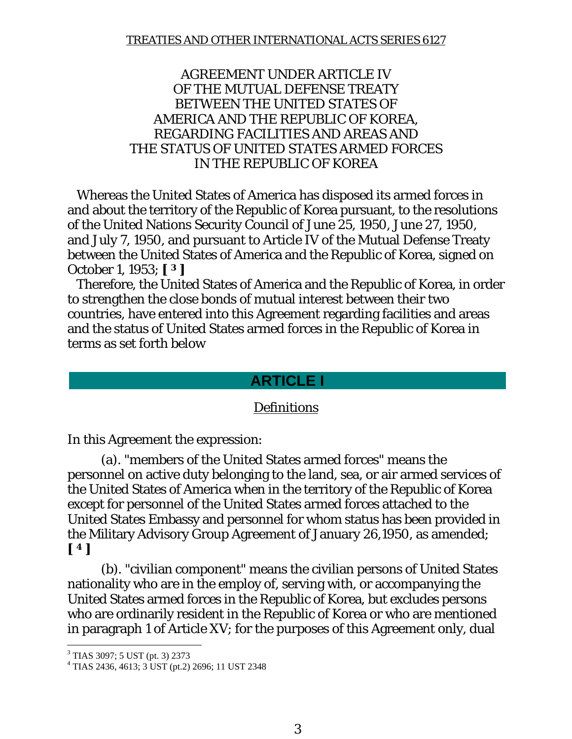TREATIES AND OTHER INTERNATIONAL ACTS SERIES 6127

# AGREEMENT UNDER ARTICLE IV OF THE MUTUAL DEFENSE TREATY BETWEEN THE UNITED STATES OF AMERICA AND THE REPUBLIC OF KOREA, REGARDING FACILITIES AND AREAS AND THE STATUS OF UNITED STATES ARMED FORCES IN THE REPUBLIC OF KOREA

Whereas the United States of America has disposed its armed forces in and about the territory of the Republic of Korea pursuant, to the resolutions of the United Nations Security Council of June 25, 1950, June 27, 1950, and July 7, 1950, and pursuant to Article IV of the Mutual Defense Treaty between the United States of America and the Republic of Korea, signed on October 1, 1953; **[3]**

Therefore, the United States of America and the Republic of Korea, in order to strengthen the close bonds of mutual interest between their two countries, have entered into this Agreement regarding facilities and areas and the status of United States armed forces in the Republic of Korea in terms as set forth below

## ARTICLE I

### Definitions

In this Agreement the expression:

(a). "members of the United States armed forces" means the personnel on active duty belonging to the land, sea, or air armed services of the United States of America when in the territory of the Republic of Korea except for personnel of the United States armed forces attached to the United States Embassy and personnel for whom status has been provided in the Military Advisory Group Agreement of January 26,1950, as amended; **[4]**

(b). "civilian component" means the civilian persons of United States nationality who are in the employ of, serving with, or accompanying the United States armed forces in the Republic of Korea, but excludes persons who are ordinarily resident in the Republic of Korea or who are mentioned in paragraph 1 of Article XV; for the purposes of this Agreement only, dual

---

[3] TIAS 3097; 5 UST (pt. 3) 2373

[4] TIAS 2436, 4613; 3 UST (pt.2) 2696; 11 UST 2348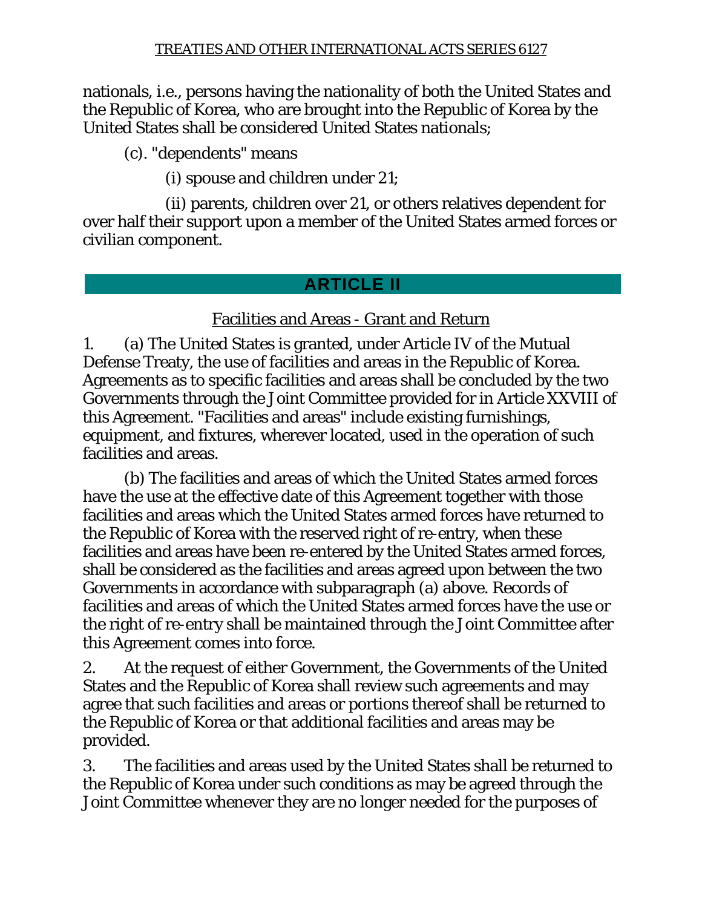nationals, i.e., persons having the nationality of both the United States and the Republic of Korea, who are brought into the Republic of Korea by the United States shall be considered United States nationals;

(c). "dependents" means

(i) spouse and children under 21;

(ii) parents, children over 21, or others relatives dependent for over half their support upon a member of the United States armed forces or civilian component.

## ARTICLE II

### Facilities and Areas - Grant and Return

1. (a) The United States is granted, under Article IV of the Mutual Defense Treaty, the use of facilities and areas in the Republic of Korea. Agreements as to specific facilities and areas shall be concluded by the two Governments through the Joint Committee provided for in Article XXVIII of this Agreement. "Facilities and areas" include existing furnishings, equipment, and fixtures, wherever located, used in the operation of such facilities and areas.

(b) The facilities and areas of which the United States armed forces have the use at the effective date of this Agreement together with those facilities and areas which the United States armed forces have returned to the Republic of Korea with the reserved right of re-entry, when these facilities and areas have been re-entered by the United States armed forces, shall be considered as the facilities and areas agreed upon between the two Governments in accordance with subparagraph (a) above. Records of facilities and areas of which the United States armed forces have the use or the right of re-entry shall be maintained through the Joint Committee after this Agreement comes into force.

2. At the request of either Government, the Governments of the United States and the Republic of Korea shall review such agreements and may agree that such facilities and areas or portions thereof shall be returned to the Republic of Korea or that additional facilities and areas may be provided.

3. The facilities and areas used by the United States shall be returned to the Republic of Korea under such conditions as may be agreed through the Joint Committee whenever they are no longer needed for the purposes of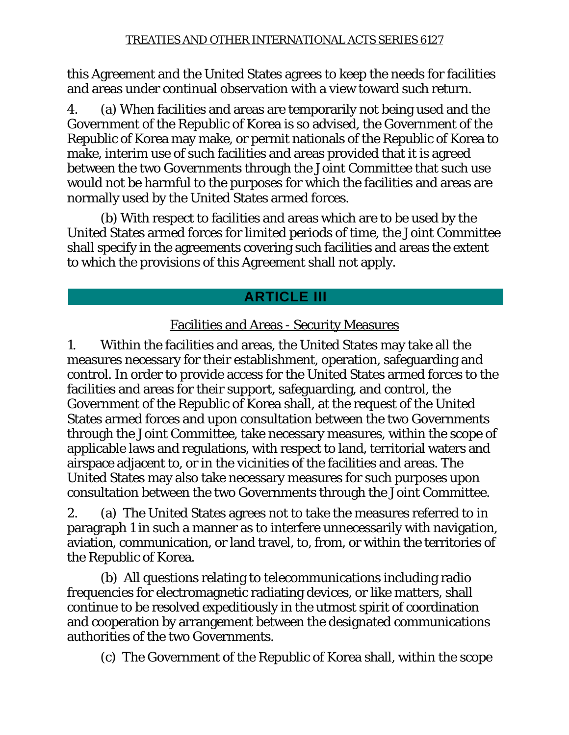this Agreement and the United States agrees to keep the needs for facilities and areas under continual observation with a view toward such return.

4. (a) When facilities and areas are temporarily not being used and the Government of the Republic of Korea is so advised, the Government of the Republic of Korea may make, or permit nationals of the Republic of Korea to make, interim use of such facilities and areas provided that it is agreed between the two Governments through the Joint Committee that such use would not be harmful to the purposes for which the facilities and areas are normally used by the United States armed forces.

(b) With respect to facilities and areas which are to be used by the United States armed forces for limited periods of time, the Joint Committee shall specify in the agreements covering such facilities and areas the extent to which the provisions of this Agreement shall not apply.

## ARTICLE III

### Facilities and Areas - Security Measures

1. Within the facilities and areas, the United States may take all the measures necessary for their establishment, operation, safeguarding and control. In order to provide access for the United States armed forces to the facilities and areas for their support, safeguarding, and control, the Government of the Republic of Korea shall, at the request of the United States armed forces and upon consultation between the two Governments through the Joint Committee, take necessary measures, within the scope of applicable laws and regulations, with respect to land, territorial waters and airspace adjacent to, or in the vicinities of the facilities and areas. The United States may also take necessary measures for such purposes upon consultation between the two Governments through the Joint Committee.

2. (a) The United States agrees not to take the measures referred to in paragraph 1 in such a manner as to interfere unnecessarily with navigation, aviation, communication, or land travel, to, from, or within the territories of the Republic of Korea.

(b) All questions relating to telecommunications including radio frequencies for electromagnetic radiating devices, or like matters, shall continue to be resolved expeditiously in the utmost spirit of coordination and cooperation by arrangement between the designated communications authorities of the two Governments.

(c) The Government of the Republic of Korea shall, within the scope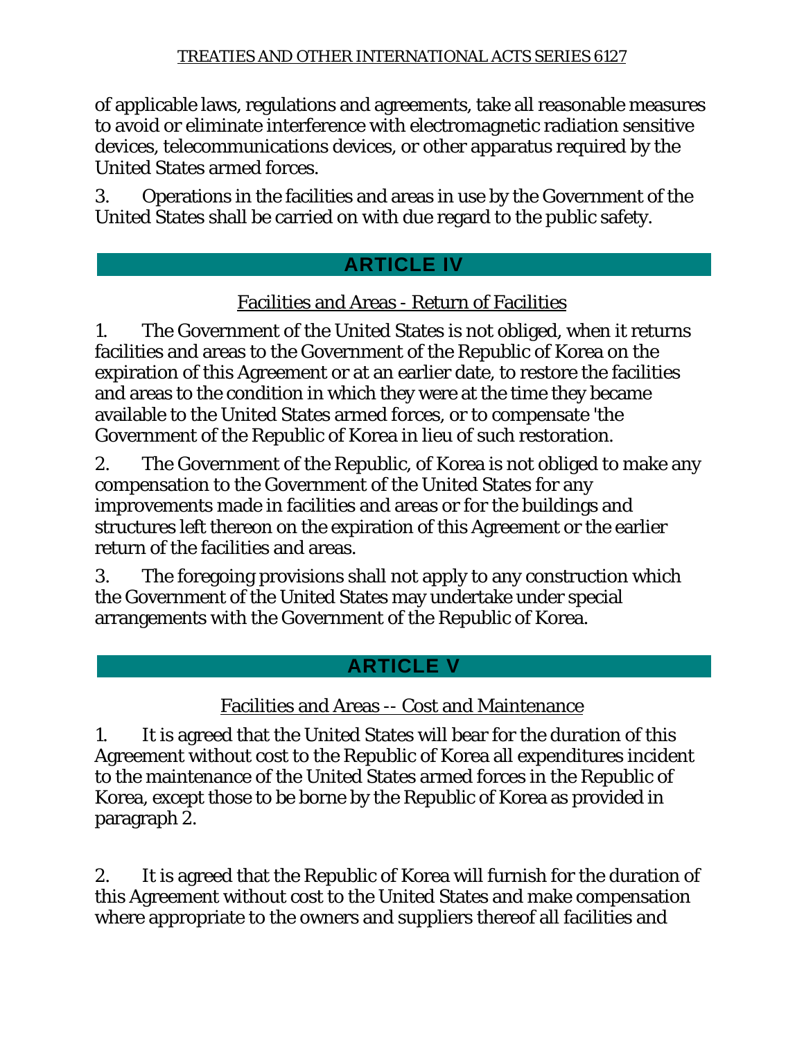of applicable laws, regulations and agreements, take all reasonable measures to avoid or eliminate interference with electromagnetic radiation sensitive devices, telecommunications devices, or other apparatus required by the United States armed forces.

3. Operations in the facilities and areas in use by the Government of the United States shall be carried on with due regard to the public safety.

## ARTICLE IV

Facilities and Areas - Return of Facilities

1. The Government of the United States is not obliged, when it returns facilities and areas to the Government of the Republic of Korea on the expiration of this Agreement or at an earlier date, to restore the facilities and areas to the condition in which they were at the time they became available to the United States armed forces, or to compensate 'the Government of the Republic of Korea in lieu of such restoration.

2. The Government of the Republic, of Korea is not obliged to make any compensation to the Government of the United States for any improvements made in facilities and areas or for the buildings and structures left thereon on the expiration of this Agreement or the earlier return of the facilities and areas.

3. The foregoing provisions shall not apply to any construction which the Government of the United States may undertake under special arrangements with the Government of the Republic of Korea.

## ARTICLE V

Facilities and Areas -- Cost and Maintenance

1. It is agreed that the United States will bear for the duration of this Agreement without cost to the Republic of Korea all expenditures incident to the maintenance of the United States armed forces in the Republic of Korea, except those to be borne by the Republic of Korea as provided in paragraph 2.

2. It is agreed that the Republic of Korea will furnish for the duration of this Agreement without cost to the United States and make compensation where appropriate to the owners and suppliers thereof all facilities and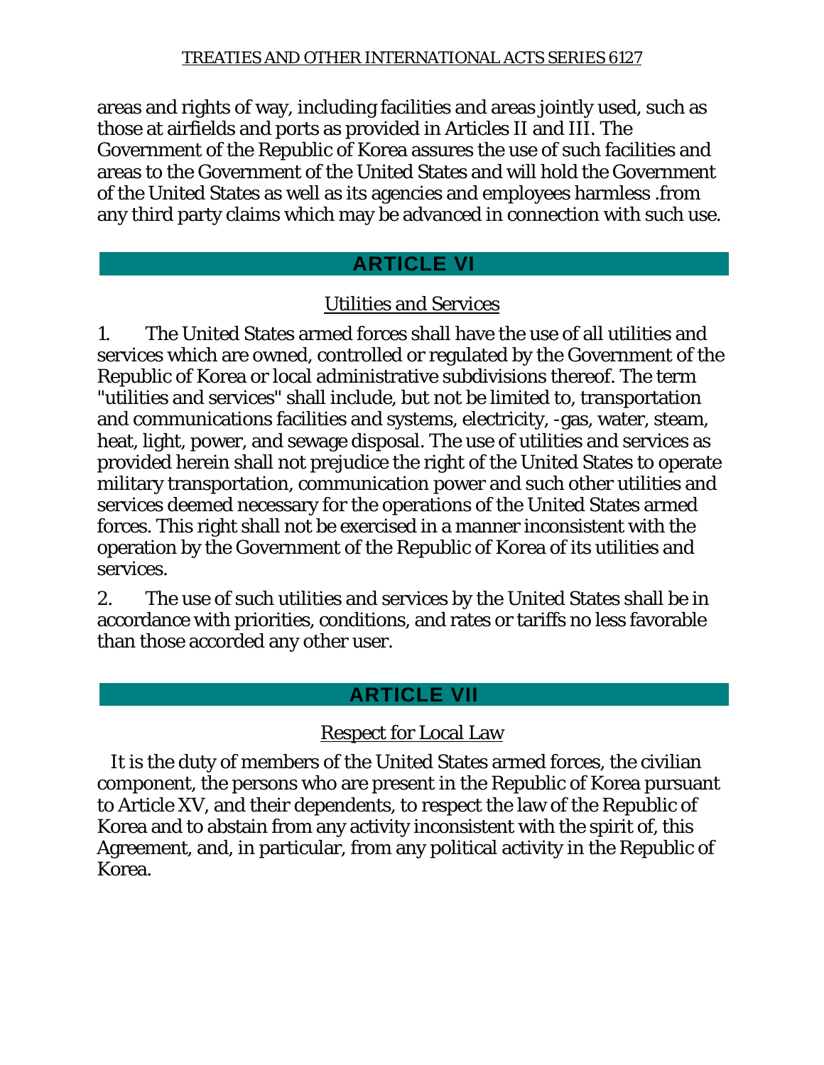areas and rights of way, including facilities and areas jointly used, such as those at airfields and ports as provided in Articles II and III. The Government of the Republic of Korea assures the use of such facilities and areas to the Government of the United States and will hold the Government of the United States as well as its agencies and employees harmless .from any third party claims which may be advanced in connection with such use.

## ARTICLE VI

### Utilities and Services

1. The United States armed forces shall have the use of all utilities and services which are owned, controlled or regulated by the Government of the Republic of Korea or local administrative subdivisions thereof. The term "utilities and services" shall include, but not be limited to, transportation and communications facilities and systems, electricity, -gas, water, steam, heat, light, power, and sewage disposal. The use of utilities and services as provided herein shall not prejudice the right of the United States to operate military transportation, communication power and such other utilities and services deemed necessary for the operations of the United States armed forces. This right shall not be exercised in a manner inconsistent with the operation by the Government of the Republic of Korea of its utilities and services.

2. The use of such utilities and services by the United States shall be in accordance with priorities, conditions, and rates or tariffs no less favorable than those accorded any other user.

## ARTICLE VII

### Respect for Local Law

It is the duty of members of the United States armed forces, the civilian component, the persons who are present in the Republic of Korea pursuant to Article XV, and their dependents, to respect the law of the Republic of Korea and to abstain from any activity inconsistent with the spirit of, this Agreement, and, in particular, from any political activity in the Republic of Korea.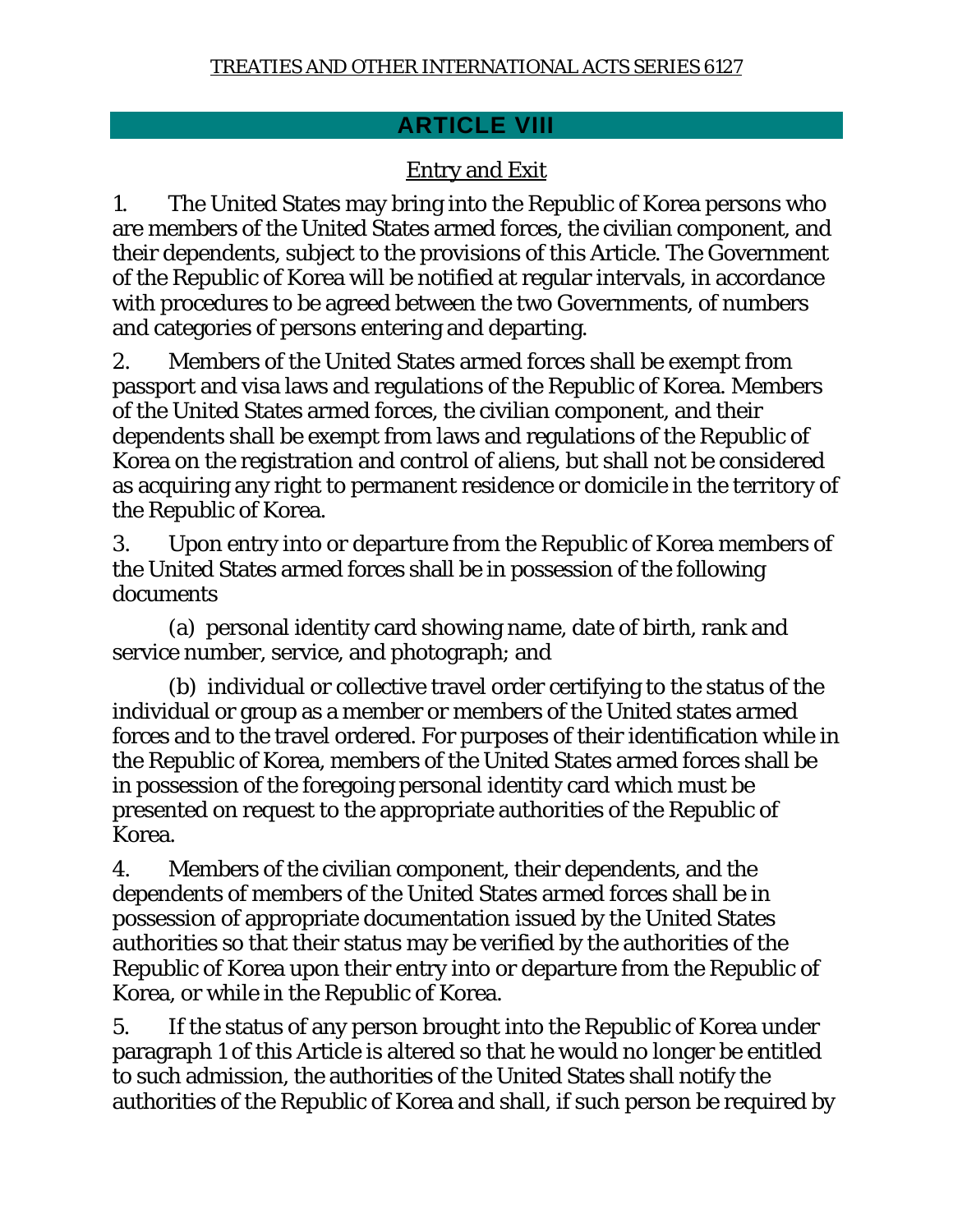## ARTICLE VIII

Entry and Exit

1. The United States may bring into the Republic of Korea persons who are members of the United States armed forces, the civilian component, and their dependents, subject to the provisions of this Article. The Government of the Republic of Korea will be notified at regular intervals, in accordance with procedures to be agreed between the two Governments, of numbers and categories of persons entering and departing.

2. Members of the United States armed forces shall be exempt from passport and visa laws and regulations of the Republic of Korea. Members of the United States armed forces, the civilian component, and their dependents shall be exempt from laws and regulations of the Republic of Korea on the registration and control of aliens, but shall not be considered as acquiring any right to permanent residence or domicile in the territory of the Republic of Korea.

3. Upon entry into or departure from the Republic of Korea members of the United States armed forces shall be in possession of the following documents

(a) personal identity card showing name, date of birth, rank and service number, service, and photograph; and

(b) individual or collective travel order certifying to the status of the individual or group as a member or members of the United states armed forces and to the travel ordered. For purposes of their identification while in the Republic of Korea, members of the United States armed forces shall be in possession of the foregoing personal identity card which must be presented on request to the appropriate authorities of the Republic of Korea.

4. Members of the civilian component, their dependents, and the dependents of members of the United States armed forces shall be in possession of appropriate documentation issued by the United States authorities so that their status may be verified by the authorities of the Republic of Korea upon their entry into or departure from the Republic of Korea, or while in the Republic of Korea.

5. If the status of any person brought into the Republic of Korea under paragraph 1 of this Article is altered so that he would no longer be entitled to such admission, the authorities of the United States shall notify the authorities of the Republic of Korea and shall, if such person be required by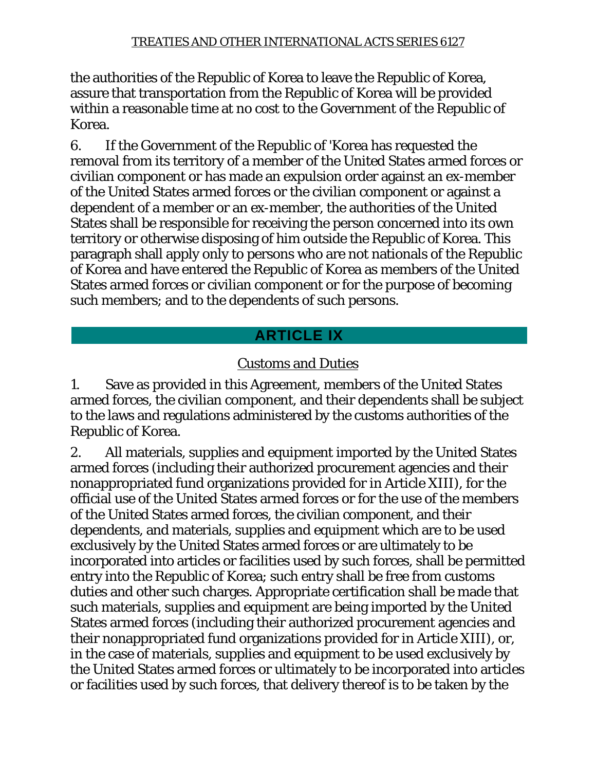the authorities of the Republic of Korea to leave the Republic of Korea, assure that transportation from the Republic of Korea will be provided within a reasonable time at no cost to the Government of the Republic of Korea.

6. If the Government of the Republic of 'Korea has requested the removal from its territory of a member of the United States armed forces or civilian component or has made an expulsion order against an ex-member of the United States armed forces or the civilian component or against a dependent of a member or an ex-member, the authorities of the United States shall be responsible for receiving the person concerned into its own territory or otherwise disposing of him outside the Republic of Korea. This paragraph shall apply only to persons who are not nationals of the Republic of Korea and have entered the Republic of Korea as members of the United States armed forces or civilian component or for the purpose of becoming such members; and to the dependents of such persons.

## ARTICLE IX

### Customs and Duties

1. Save as provided in this Agreement, members of the United States armed forces, the civilian component, and their dependents shall be subject to the laws and regulations administered by the customs authorities of the Republic of Korea.

2. All materials, supplies and equipment imported by the United States armed forces (including their authorized procurement agencies and their nonappropriated fund organizations provided for in Article XIII), for the official use of the United States armed forces or for the use of the members of the United States armed forces, the civilian component, and their dependents, and materials, supplies and equipment which are to be used exclusively by the United States armed forces or are ultimately to be incorporated into articles or facilities used by such forces, shall be permitted entry into the Republic of Korea; such entry shall be free from customs duties and other such charges. Appropriate certification shall be made that such materials, supplies and equipment are being imported by the United States armed forces (including their authorized procurement agencies and their nonappropriated fund organizations provided for in Article XIII), or, in the case of materials, supplies and equipment to be used exclusively by the United States armed forces or ultimately to be incorporated into articles or facilities used by such forces, that delivery thereof is to be taken by the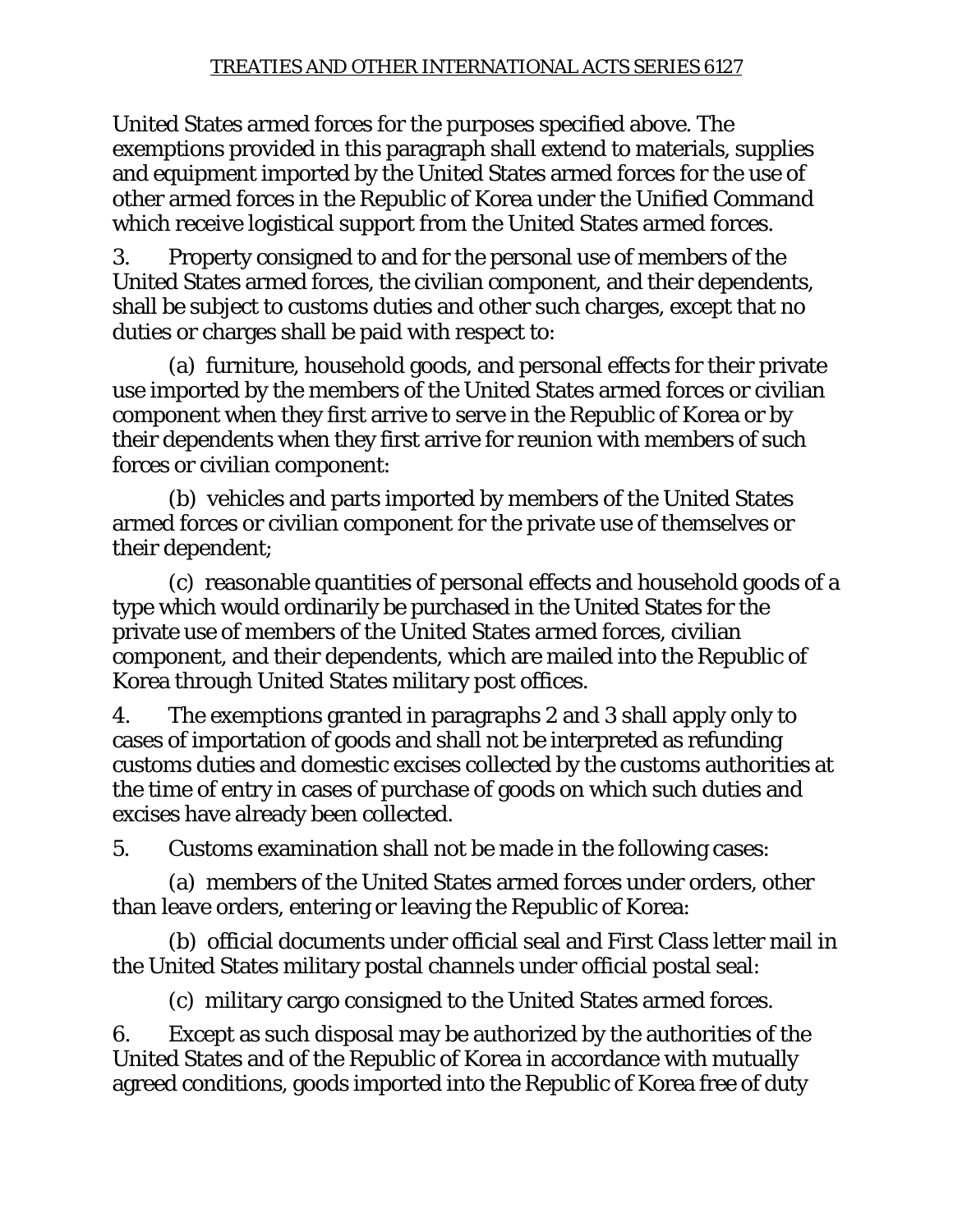United States armed forces for the purposes specified above. The exemptions provided in this paragraph shall extend to materials, supplies and equipment imported by the United States armed forces for the use of other armed forces in the Republic of Korea under the Unified Command which receive logistical support from the United States armed forces.

3. Property consigned to and for the personal use of members of the United States armed forces, the civilian component, and their dependents, shall be subject to customs duties and other such charges, except that no duties or charges shall be paid with respect to:

(a) furniture, household goods, and personal effects for their private use imported by the members of the United States armed forces or civilian component when they first arrive to serve in the Republic of Korea or by their dependents when they first arrive for reunion with members of such forces or civilian component:

(b) vehicles and parts imported by members of the United States armed forces or civilian component for the private use of themselves or their dependent;

(c) reasonable quantities of personal effects and household goods of a type which would ordinarily be purchased in the United States for the private use of members of the United States armed forces, civilian component, and their dependents, which are mailed into the Republic of Korea through United States military post offices.

4. The exemptions granted in paragraphs 2 and 3 shall apply only to cases of importation of goods and shall not be interpreted as refunding customs duties and domestic excises collected by the customs authorities at the time of entry in cases of purchase of goods on which such duties and excises have already been collected.

5. Customs examination shall not be made in the following cases:

(a) members of the United States armed forces under orders, other than leave orders, entering or leaving the Republic of Korea:

(b) official documents under official seal and First Class letter mail in the United States military postal channels under official postal seal:

(c) military cargo consigned to the United States armed forces.

6. Except as such disposal may be authorized by the authorities of the United States and of the Republic of Korea in accordance with mutually agreed conditions, goods imported into the Republic of Korea free of duty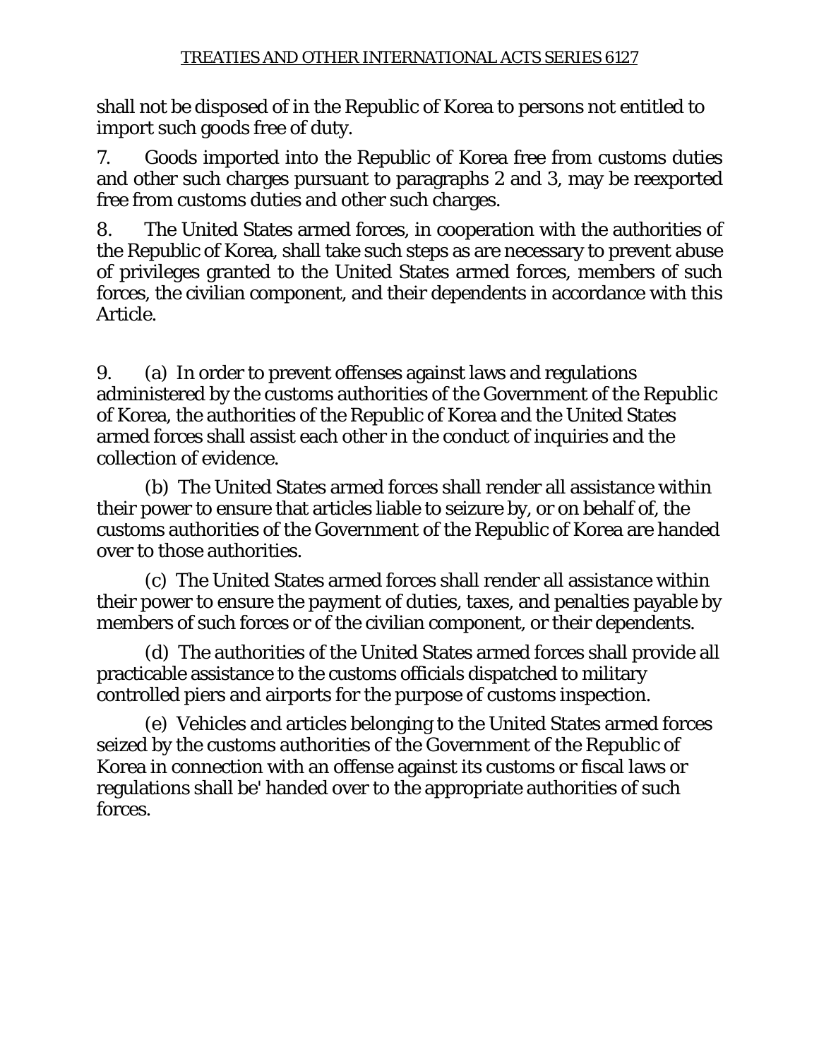shall not be disposed of in the Republic of Korea to persons not entitled to import such goods free of duty.

7. Goods imported into the Republic of Korea free from customs duties and other such charges pursuant to paragraphs 2 and 3, may be reexported free from customs duties and other such charges.

8. The United States armed forces, in cooperation with the authorities of the Republic of Korea, shall take such steps as are necessary to prevent abuse of privileges granted to the United States armed forces, members of such forces, the civilian component, and their dependents in accordance with this Article.

9. (a) In order to prevent offenses against laws and regulations administered by the customs authorities of the Government of the Republic of Korea, the authorities of the Republic of Korea and the United States armed forces shall assist each other in the conduct of inquiries and the collection of evidence.

(b) The United States armed forces shall render all assistance within their power to ensure that articles liable to seizure by, or on behalf of, the customs authorities of the Government of the Republic of Korea are handed over to those authorities.

(c) The United States armed forces shall render all assistance within their power to ensure the payment of duties, taxes, and penalties payable by members of such forces or of the civilian component, or their dependents.

(d) The authorities of the United States armed forces shall provide all practicable assistance to the customs officials dispatched to military controlled piers and airports for the purpose of customs inspection.

(e) Vehicles and articles belonging to the United States armed forces seized by the customs authorities of the Government of the Republic of Korea in connection with an offense against its customs or fiscal laws or regulations shall be' handed over to the appropriate authorities of such forces.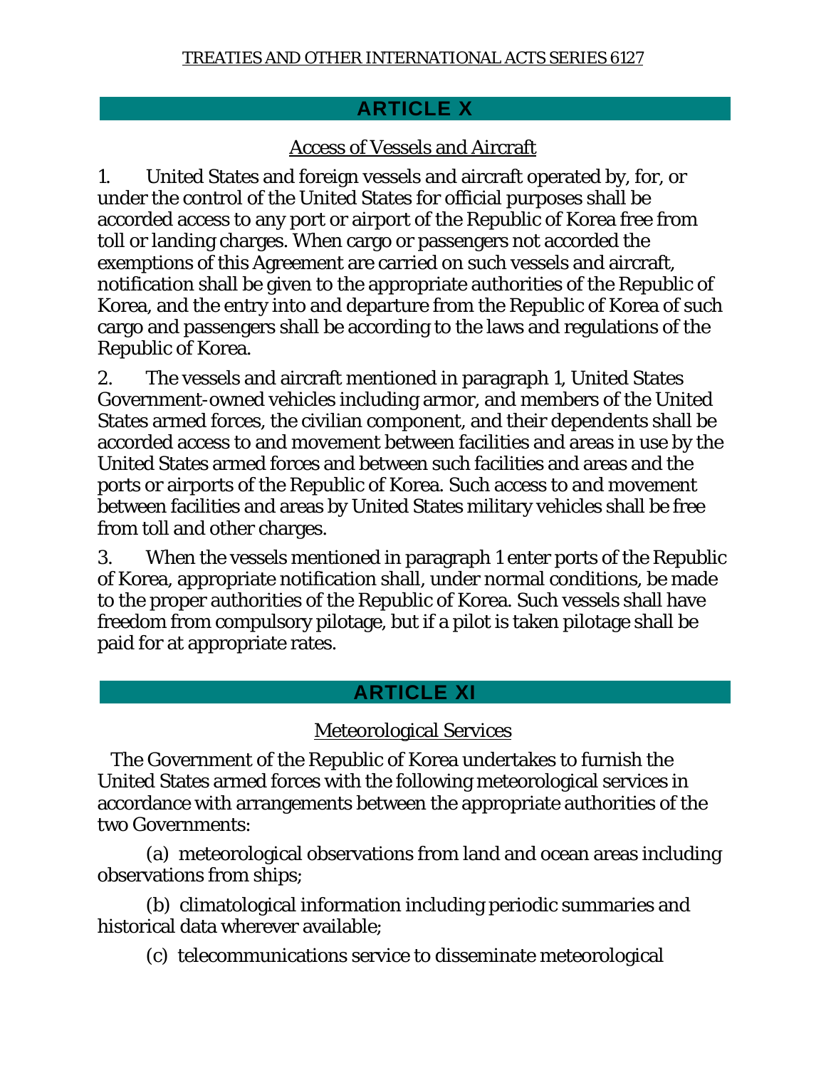## ARTICLE X

Access of Vessels and Aircraft

1. United States and foreign vessels and aircraft operated by, for, or under the control of the United States for official purposes shall be accorded access to any port or airport of the Republic of Korea free from toll or landing charges. When cargo or passengers not accorded the exemptions of this Agreement are carried on such vessels and aircraft, notification shall be given to the appropriate authorities of the Republic of Korea, and the entry into and departure from the Republic of Korea of such cargo and passengers shall be according to the laws and regulations of the Republic of Korea.

2. The vessels and aircraft mentioned in paragraph 1, United States Government-owned vehicles including armor, and members of the United States armed forces, the civilian component, and their dependents shall be accorded access to and movement between facilities and areas in use by the United States armed forces and between such facilities and areas and the ports or airports of the Republic of Korea. Such access to and movement between facilities and areas by United States military vehicles shall be free from toll and other charges.

3. When the vessels mentioned in paragraph 1 enter ports of the Republic of Korea, appropriate notification shall, under normal conditions, be made to the proper authorities of the Republic of Korea. Such vessels shall have freedom from compulsory pilotage, but if a pilot is taken pilotage shall be paid for at appropriate rates.

## ARTICLE XI

Meteorological Services

The Government of the Republic of Korea undertakes to furnish the United States armed forces with the following meteorological services in accordance with arrangements between the appropriate authorities of the two Governments:

(a) meteorological observations from land and ocean areas including observations from ships;

(b) climatological information including periodic summaries and historical data wherever available;

(c) telecommunications service to disseminate meteorological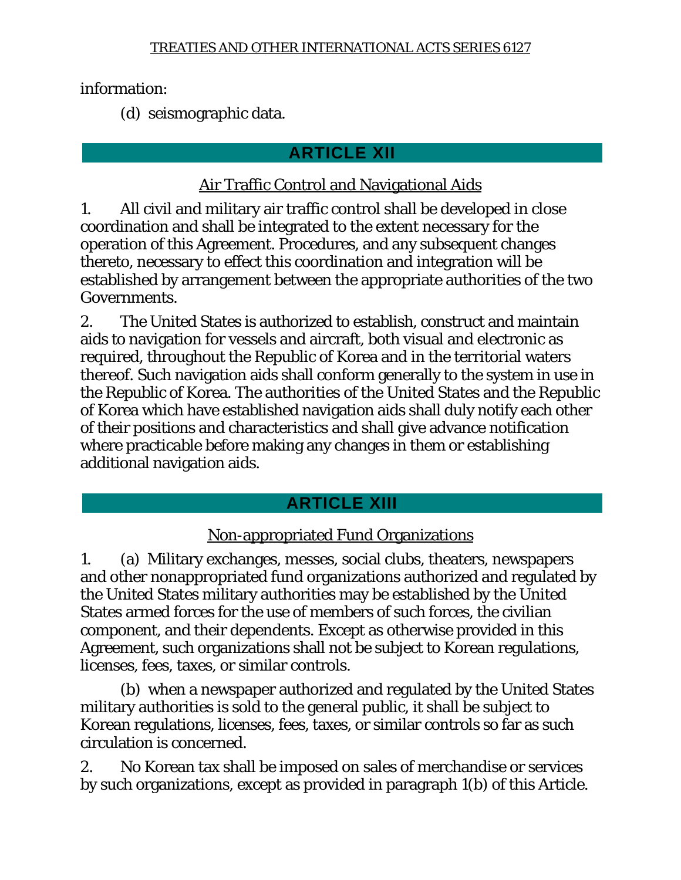information:

(d) seismographic data.

## ARTICLE XII

Air Traffic Control and Navigational Aids

1. All civil and military air traffic control shall be developed in close coordination and shall be integrated to the extent necessary for the operation of this Agreement. Procedures, and any subsequent changes thereto, necessary to effect this coordination and integration will be established by arrangement between the appropriate authorities of the two Governments.

2. The United States is authorized to establish, construct and maintain aids to navigation for vessels and aircraft, both visual and electronic as required, throughout the Republic of Korea and in the territorial waters thereof. Such navigation aids shall conform generally to the system in use in the Republic of Korea. The authorities of the United States and the Republic of Korea which have established navigation aids shall duly notify each other of their positions and characteristics and shall give advance notification where practicable before making any changes in them or establishing additional navigation aids.

## ARTICLE XIII

Non-appropriated Fund Organizations

1. (a) Military exchanges, messes, social clubs, theaters, newspapers and other nonappropriated fund organizations authorized and regulated by the United States military authorities may be established by the United States armed forces for the use of members of such forces, the civilian component, and their dependents. Except as otherwise provided in this Agreement, such organizations shall not be subject to Korean regulations, licenses, fees, taxes, or similar controls.

(b) when a newspaper authorized and regulated by the United States military authorities is sold to the general public, it shall be subject to Korean regulations, licenses, fees, taxes, or similar controls so far as such circulation is concerned.

2. No Korean tax shall be imposed on sales of merchandise or services by such organizations, except as provided in paragraph 1(b) of this Article.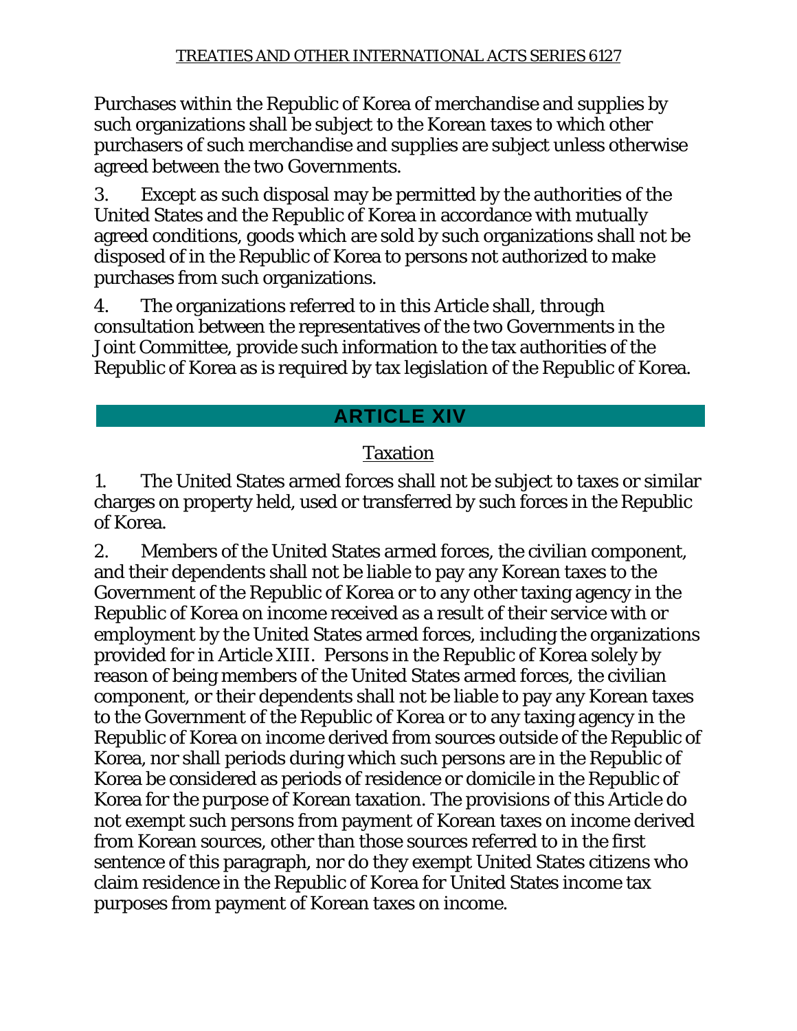Purchases within the Republic of Korea of merchandise and supplies by such organizations shall be subject to the Korean taxes to which other purchasers of such merchandise and supplies are subject unless otherwise agreed between the two Governments.

3. Except as such disposal may be permitted by the authorities of the United States and the Republic of Korea in accordance with mutually agreed conditions, goods which are sold by such organizations shall not be disposed of in the Republic of Korea to persons not authorized to make purchases from such organizations.

4. The organizations referred to in this Article shall, through consultation between the representatives of the two Governments in the Joint Committee, provide such information to the tax authorities of the Republic of Korea as is required by tax legislation of the Republic of Korea.

## ARTICLE XIV

### Taxation

1. The United States armed forces shall not be subject to taxes or similar charges on property held, used or transferred by such forces in the Republic of Korea.

2. Members of the United States armed forces, the civilian component, and their dependents shall not be liable to pay any Korean taxes to the Government of the Republic of Korea or to any other taxing agency in the Republic of Korea on income received as a result of their service with or employment by the United States armed forces, including the organizations provided for in Article XIII. Persons in the Republic of Korea solely by reason of being members of the United States armed forces, the civilian component, or their dependents shall not be liable to pay any Korean taxes to the Government of the Republic of Korea or to any taxing agency in the Republic of Korea on income derived from sources outside of the Republic of Korea, nor shall periods during which such persons are in the Republic of Korea be considered as periods of residence or domicile in the Republic of Korea for the purpose of Korean taxation. The provisions of this Article do not exempt such persons from payment of Korean taxes on income derived from Korean sources, other than those sources referred to in the first sentence of this paragraph, nor do they exempt United States citizens who claim residence in the Republic of Korea for United States income tax purposes from payment of Korean taxes on income.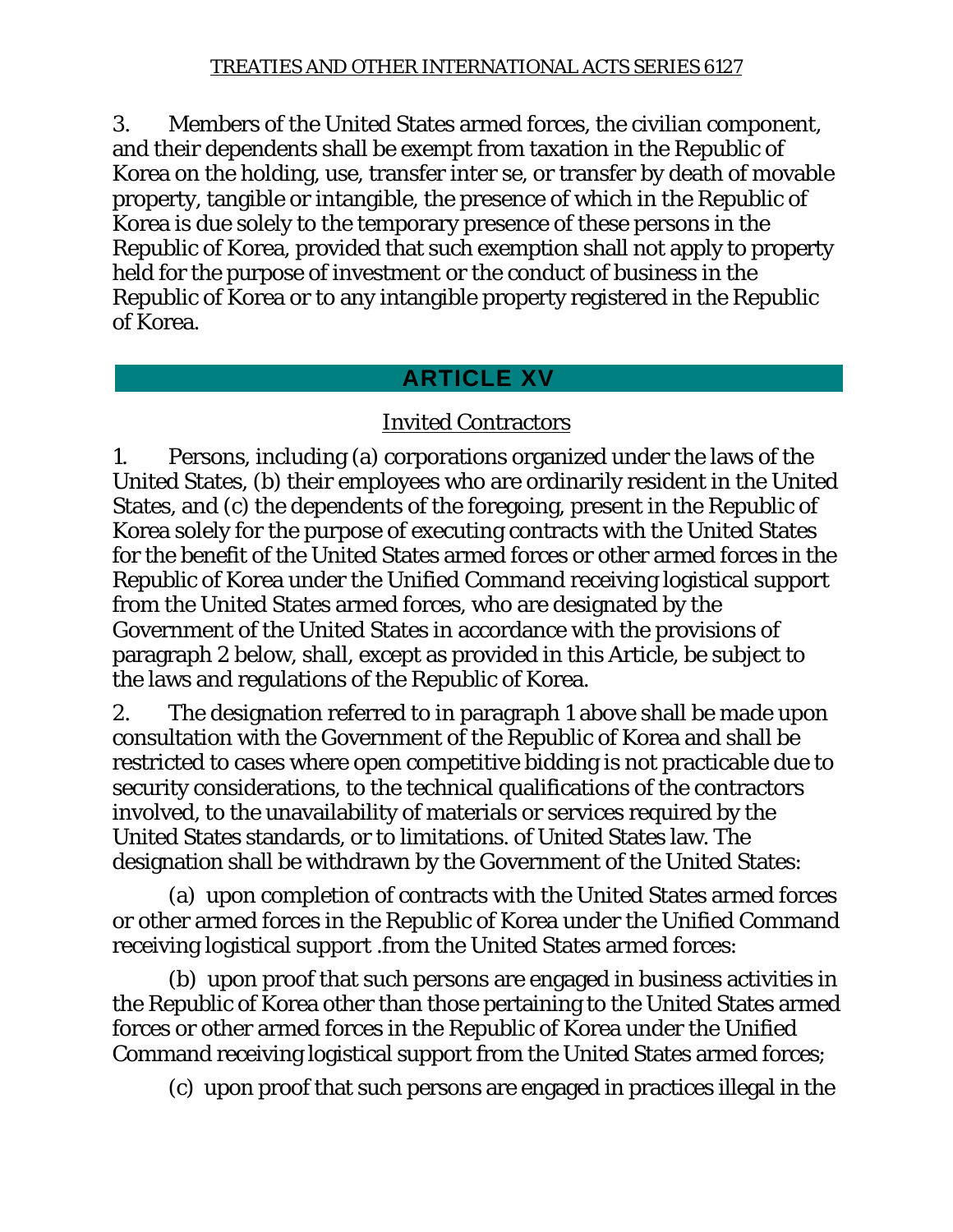3. Members of the United States armed forces, the civilian component, and their dependents shall be exempt from taxation in the Republic of Korea on the holding, use, transfer inter se, or transfer by death of movable property, tangible or intangible, the presence of which in the Republic of Korea is due solely to the temporary presence of these persons in the Republic of Korea, provided that such exemption shall not apply to property held for the purpose of investment or the conduct of business in the Republic of Korea or to any intangible property registered in the Republic of Korea.

## ARTICLE XV

Invited Contractors

1. Persons, including (a) corporations organized under the laws of the United States, (b) their employees who are ordinarily resident in the United States, and (c) the dependents of the foregoing, present in the Republic of Korea solely for the purpose of executing contracts with the United States for the benefit of the United States armed forces or other armed forces in the Republic of Korea under the Unified Command receiving logistical support from the United States armed forces, who are designated by the Government of the United States in accordance with the provisions of paragraph 2 below, shall, except as provided in this Article, be subject to the laws and regulations of the Republic of Korea.

2. The designation referred to in paragraph 1 above shall be made upon consultation with the Government of the Republic of Korea and shall be restricted to cases where open competitive bidding is not practicable due to security considerations, to the technical qualifications of the contractors involved, to the unavailability of materials or services required by the United States standards, or to limitations. of United States law. The designation shall be withdrawn by the Government of the United States:

(a) upon completion of contracts with the United States armed forces or other armed forces in the Republic of Korea under the Unified Command receiving logistical support .from the United States armed forces:

(b) upon proof that such persons are engaged in business activities in the Republic of Korea other than those pertaining to the United States armed forces or other armed forces in the Republic of Korea under the Unified Command receiving logistical support from the United States armed forces;

(c) upon proof that such persons are engaged in practices illegal in the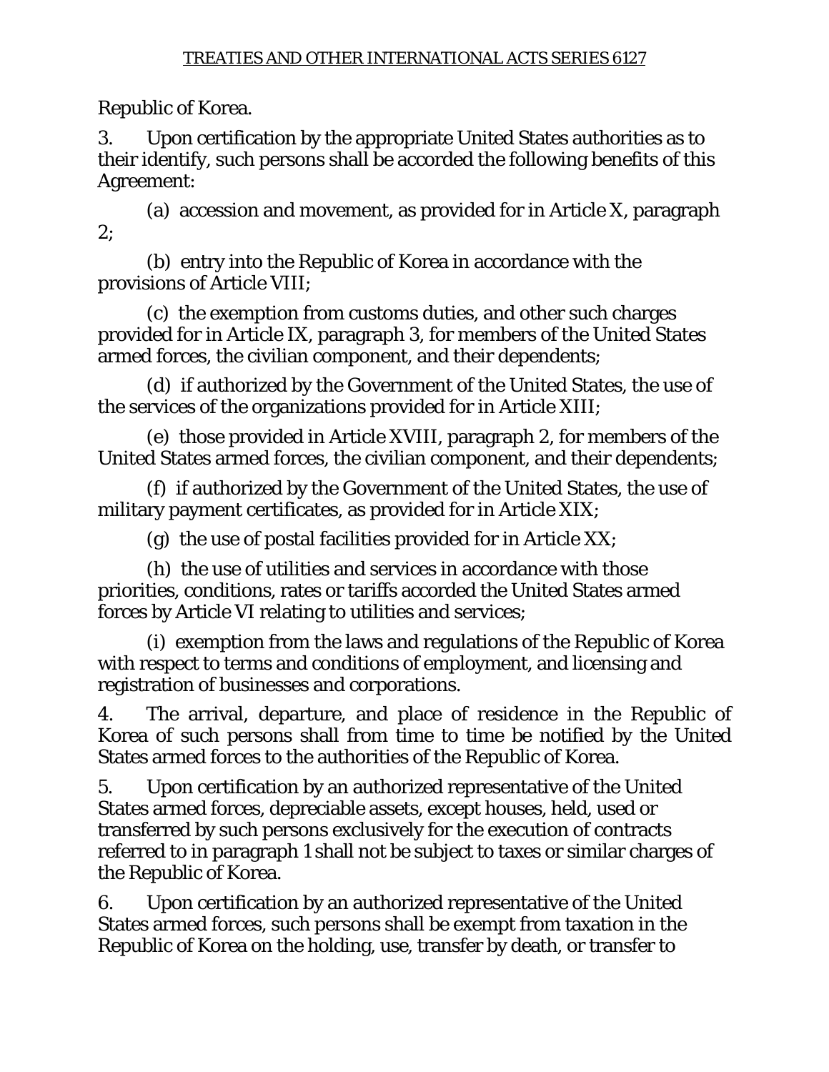Republic of Korea.

3. Upon certification by the appropriate United States authorities as to their identify, such persons shall be accorded the following benefits of this Agreement:

(a) accession and movement, as provided for in Article X, paragraph 2;

(b) entry into the Republic of Korea in accordance with the provisions of Article VIII;

(c) the exemption from customs duties, and other such charges provided for in Article IX, paragraph 3, for members of the United States armed forces, the civilian component, and their dependents;

(d) if authorized by the Government of the United States, the use of the services of the organizations provided for in Article XIII;

(e) those provided in Article XVIII, paragraph 2, for members of the United States armed forces, the civilian component, and their dependents;

(f) if authorized by the Government of the United States, the use of military payment certificates, as provided for in Article XIX;

(g) the use of postal facilities provided for in Article XX;

(h) the use of utilities and services in accordance with those priorities, conditions, rates or tariffs accorded the United States armed forces by Article VI relating to utilities and services;

(i) exemption from the laws and regulations of the Republic of Korea with respect to terms and conditions of employment, and licensing and registration of businesses and corporations.

4. The arrival, departure, and place of residence in the Republic of Korea of such persons shall from time to time be notified by the United States armed forces to the authorities of the Republic of Korea.

5. Upon certification by an authorized representative of the United States armed forces, depreciable assets, except houses, held, used or transferred by such persons exclusively for the execution of contracts referred to in paragraph 1 shall not be subject to taxes or similar charges of the Republic of Korea.

6. Upon certification by an authorized representative of the United States armed forces, such persons shall be exempt from taxation in the Republic of Korea on the holding, use, transfer by death, or transfer to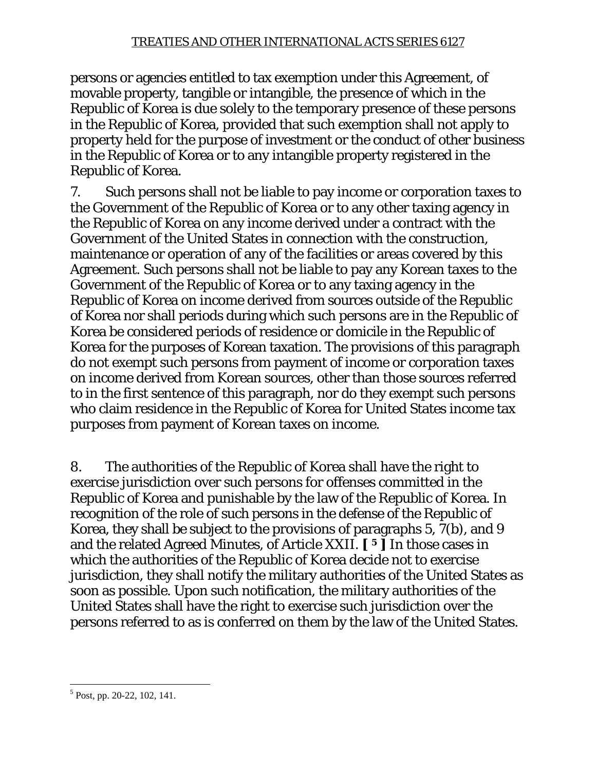persons or agencies entitled to tax exemption under this Agreement, of movable property, tangible or intangible, the presence of which in the Republic of Korea is due solely to the temporary presence of these persons in the Republic of Korea, provided that such exemption shall not apply to property held for the purpose of investment or the conduct of other business in the Republic of Korea or to any intangible property registered in the Republic of Korea.

7. Such persons shall not be liable to pay income or corporation taxes to the Government of the Republic of Korea or to any other taxing agency in the Republic of Korea on any income derived under a contract with the Government of the United States in connection with the construction, maintenance or operation of any of the facilities or areas covered by this Agreement. Such persons shall not be liable to pay any Korean taxes to the Government of the Republic of Korea or to any taxing agency in the Republic of Korea on income derived from sources outside of the Republic of Korea nor shall periods during which such persons are in the Republic of Korea be considered periods of residence or domicile in the Republic of Korea for the purposes of Korean taxation. The provisions of this paragraph do not exempt such persons from payment of income or corporation taxes on income derived from Korean sources, other than those sources referred to in the first sentence of this paragraph, nor do they exempt such persons who claim residence in the Republic of Korea for United States income tax purposes from payment of Korean taxes on income.

8. The authorities of the Republic of Korea shall have the right to exercise jurisdiction over such persons for offenses committed in the Republic of Korea and punishable by the law of the Republic of Korea. In recognition of the role of such persons in the defense of the Republic of Korea, they shall be subject to the provisions of paragraphs 5, 7(b), and 9 and the related Agreed Minutes, of Article XXII. **[** [5] **]** In those cases in which the authorities of the Republic of Korea decide not to exercise jurisdiction, they shall notify the military authorities of the United States as soon as possible. Upon such notification, the military authorities of the United States shall have the right to exercise such jurisdiction over the persons referred to as is conferred on them by the law of the United States.

---

[5] Post, pp. 20-22, 102, 141.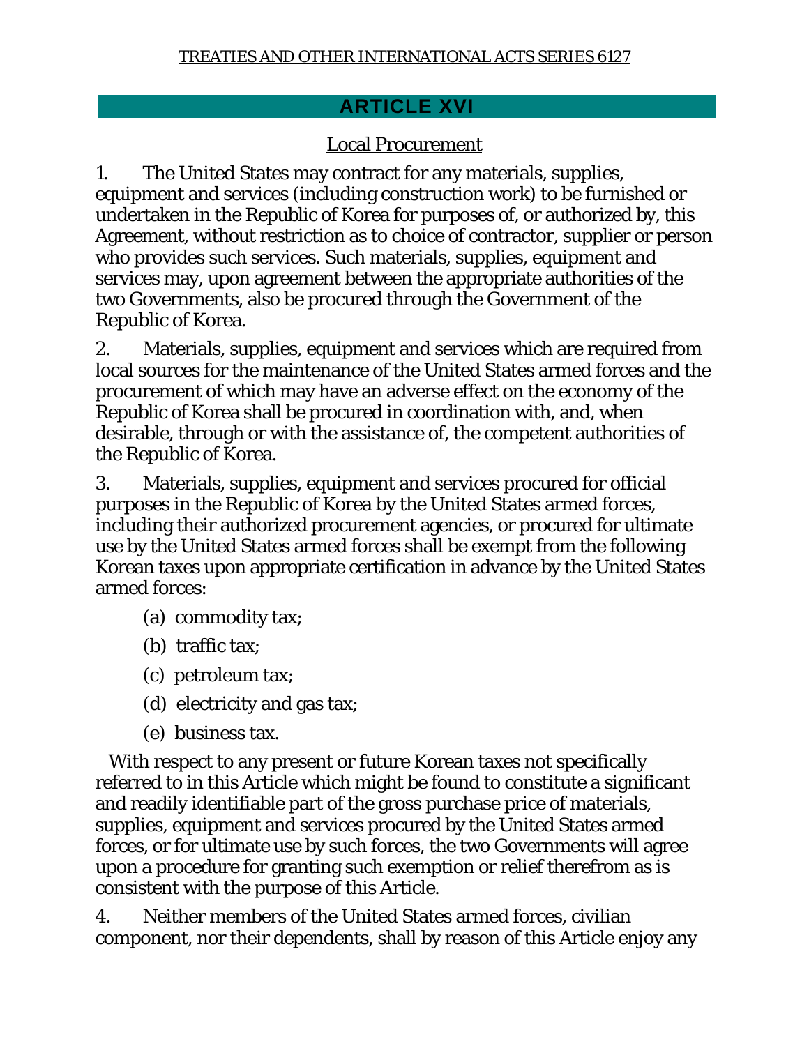## ARTICLE XVI

Local Procurement

1. The United States may contract for any materials, supplies, equipment and services (including construction work) to be furnished or undertaken in the Republic of Korea for purposes of, or authorized by, this Agreement, without restriction as to choice of contractor, supplier or person who provides such services. Such materials, supplies, equipment and services may, upon agreement between the appropriate authorities of the two Governments, also be procured through the Government of the Republic of Korea.

2. Materials, supplies, equipment and services which are required from local sources for the maintenance of the United States armed forces and the procurement of which may have an adverse effect on the economy of the Republic of Korea shall be procured in coordination with, and, when desirable, through or with the assistance of, the competent authorities of the Republic of Korea.

3. Materials, supplies, equipment and services procured for official purposes in the Republic of Korea by the United States armed forces, including their authorized procurement agencies, or procured for ultimate use by the United States armed forces shall be exempt from the following Korean taxes upon appropriate certification in advance by the United States armed forces:

(a) commodity tax;

(b) traffic tax;

(c) petroleum tax;

(d) electricity and gas tax;

(e) business tax.

With respect to any present or future Korean taxes not specifically referred to in this Article which might be found to constitute a significant and readily identifiable part of the gross purchase price of materials, supplies, equipment and services procured by the United States armed forces, or for ultimate use by such forces, the two Governments will agree upon a procedure for granting such exemption or relief therefrom as is consistent with the purpose of this Article.

4. Neither members of the United States armed forces, civilian component, nor their dependents, shall by reason of this Article enjoy any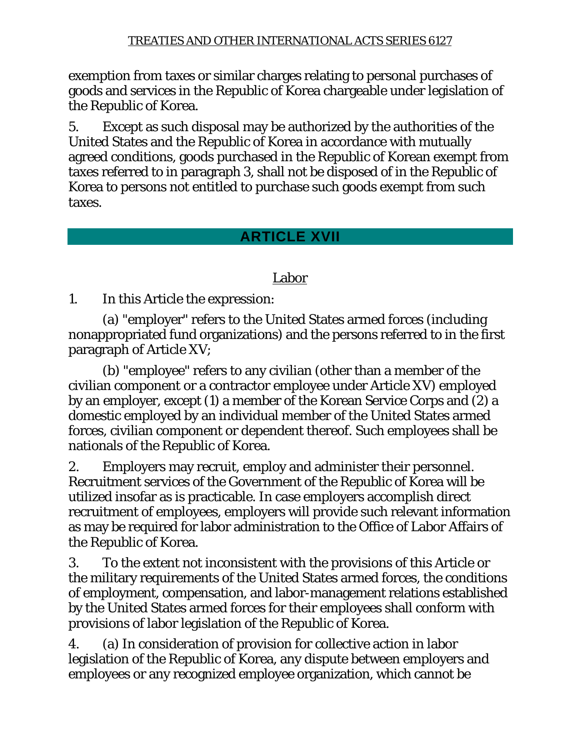exemption from taxes or similar charges relating to personal purchases of goods and services in the Republic of Korea chargeable under legislation of the Republic of Korea.

5. Except as such disposal may be authorized by the authorities of the United States and the Republic of Korea in accordance with mutually agreed conditions, goods purchased in the Republic of Korean exempt from taxes referred to in paragraph 3, shall not be disposed of in the Republic of Korea to persons not entitled to purchase such goods exempt from such taxes.

## ARTICLE XVII

### Labor

1. In this Article the expression:

(a) "employer" refers to the United States armed forces (including nonappropriated fund organizations) and the persons referred to in the first paragraph of Article XV;

(b) "employee" refers to any civilian (other than a member of the civilian component or a contractor employee under Article XV) employed by an employer, except (1) a member of the Korean Service Corps and (2) a domestic employed by an individual member of the United States armed forces, civilian component or dependent thereof. Such employees shall be nationals of the Republic of Korea.

2. Employers may recruit, employ and administer their personnel. Recruitment services of the Government of the Republic of Korea will be utilized insofar as is practicable. In case employers accomplish direct recruitment of employees, employers will provide such relevant information as may be required for labor administration to the Office of Labor Affairs of the Republic of Korea.

3. To the extent not inconsistent with the provisions of this Article or the military requirements of the United States armed forces, the conditions of employment, compensation, and labor-management relations established by the United States armed forces for their employees shall conform with provisions of labor legislation of the Republic of Korea.

4. (a) In consideration of provision for collective action in labor legislation of the Republic of Korea, any dispute between employers and employees or any recognized employee organization, which cannot be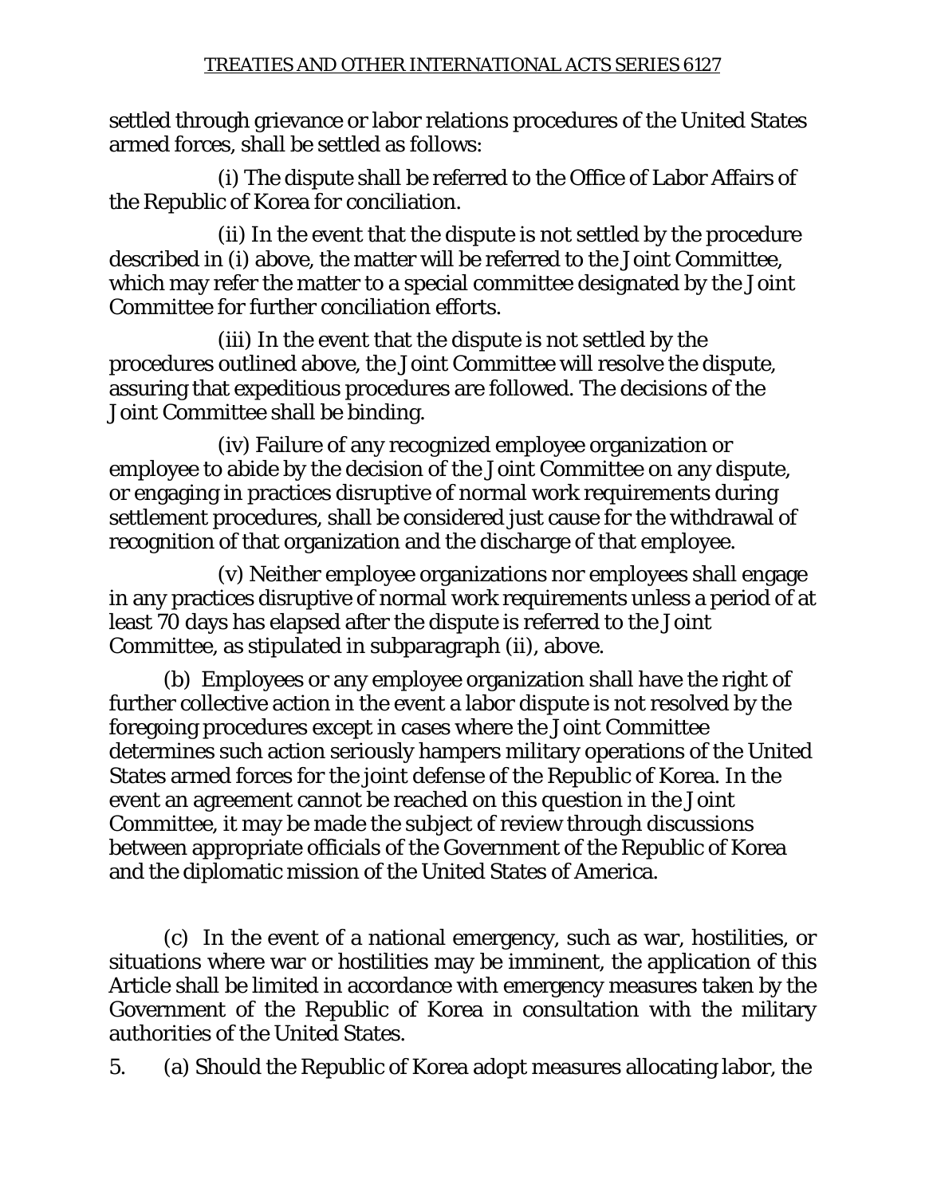settled through grievance or labor relations procedures of the United States armed forces, shall be settled as follows:

(i) The dispute shall be referred to the Office of Labor Affairs of the Republic of Korea for conciliation.

(ii) In the event that the dispute is not settled by the procedure described in (i) above, the matter will be referred to the Joint Committee, which may refer the matter to a special committee designated by the Joint Committee for further conciliation efforts.

(iii) In the event that the dispute is not settled by the procedures outlined above, the Joint Committee will resolve the dispute, assuring that expeditious procedures are followed. The decisions of the Joint Committee shall be binding.

(iv) Failure of any recognized employee organization or employee to abide by the decision of the Joint Committee on any dispute, or engaging in practices disruptive of normal work requirements during settlement procedures, shall be considered just cause for the withdrawal of recognition of that organization and the discharge of that employee.

(v) Neither employee organizations nor employees shall engage in any practices disruptive of normal work requirements unless a period of at least 70 days has elapsed after the dispute is referred to the Joint Committee, as stipulated in subparagraph (ii), above.

(b) Employees or any employee organization shall have the right of further collective action in the event a labor dispute is not resolved by the foregoing procedures except in cases where the Joint Committee determines such action seriously hampers military operations of the United States armed forces for the joint defense of the Republic of Korea. In the event an agreement cannot be reached on this question in the Joint Committee, it may be made the subject of review through discussions between appropriate officials of the Government of the Republic of Korea and the diplomatic mission of the United States of America.

(c) In the event of a national emergency, such as war, hostilities, or situations where war or hostilities may be imminent, the application of this Article shall be limited in accordance with emergency measures taken by the Government of the Republic of Korea in consultation with the military authorities of the United States.

5. (a) Should the Republic of Korea adopt measures allocating labor, the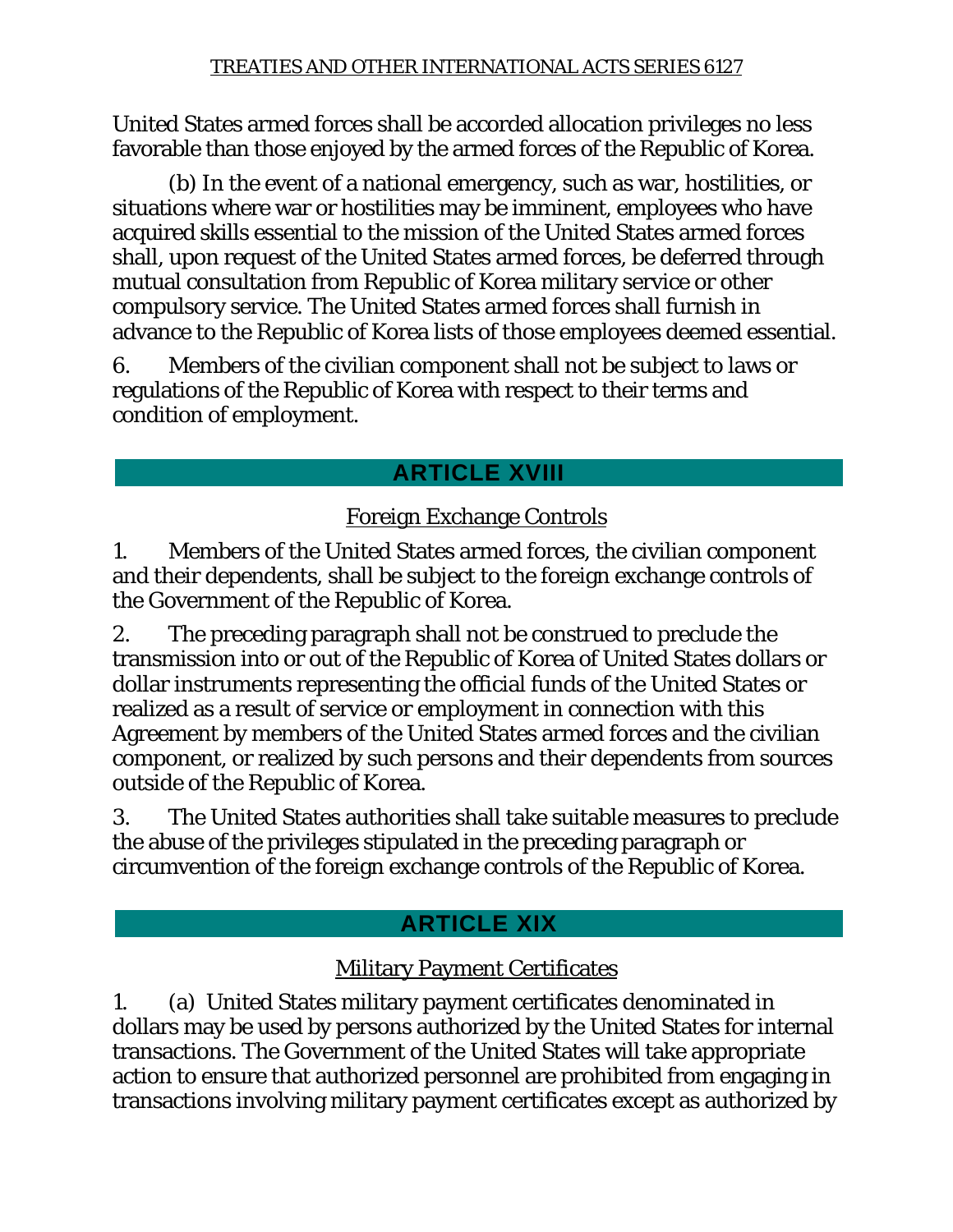United States armed forces shall be accorded allocation privileges no less favorable than those enjoyed by the armed forces of the Republic of Korea.

(b) In the event of a national emergency, such as war, hostilities, or situations where war or hostilities may be imminent, employees who have acquired skills essential to the mission of the United States armed forces shall, upon request of the United States armed forces, be deferred through mutual consultation from Republic of Korea military service or other compulsory service. The United States armed forces shall furnish in advance to the Republic of Korea lists of those employees deemed essential.

6. Members of the civilian component shall not be subject to laws or regulations of the Republic of Korea with respect to their terms and condition of employment.

## ARTICLE XVIII

### Foreign Exchange Controls

1. Members of the United States armed forces, the civilian component and their dependents, shall be subject to the foreign exchange controls of the Government of the Republic of Korea.

2. The preceding paragraph shall not be construed to preclude the transmission into or out of the Republic of Korea of United States dollars or dollar instruments representing the official funds of the United States or realized as a result of service or employment in connection with this Agreement by members of the United States armed forces and the civilian component, or realized by such persons and their dependents from sources outside of the Republic of Korea.

3. The United States authorities shall take suitable measures to preclude the abuse of the privileges stipulated in the preceding paragraph or circumvention of the foreign exchange controls of the Republic of Korea.

## ARTICLE XIX

### Military Payment Certificates

1. (a) United States military payment certificates denominated in dollars may be used by persons authorized by the United States for internal transactions. The Government of the United States will take appropriate action to ensure that authorized personnel are prohibited from engaging in transactions involving military payment certificates except as authorized by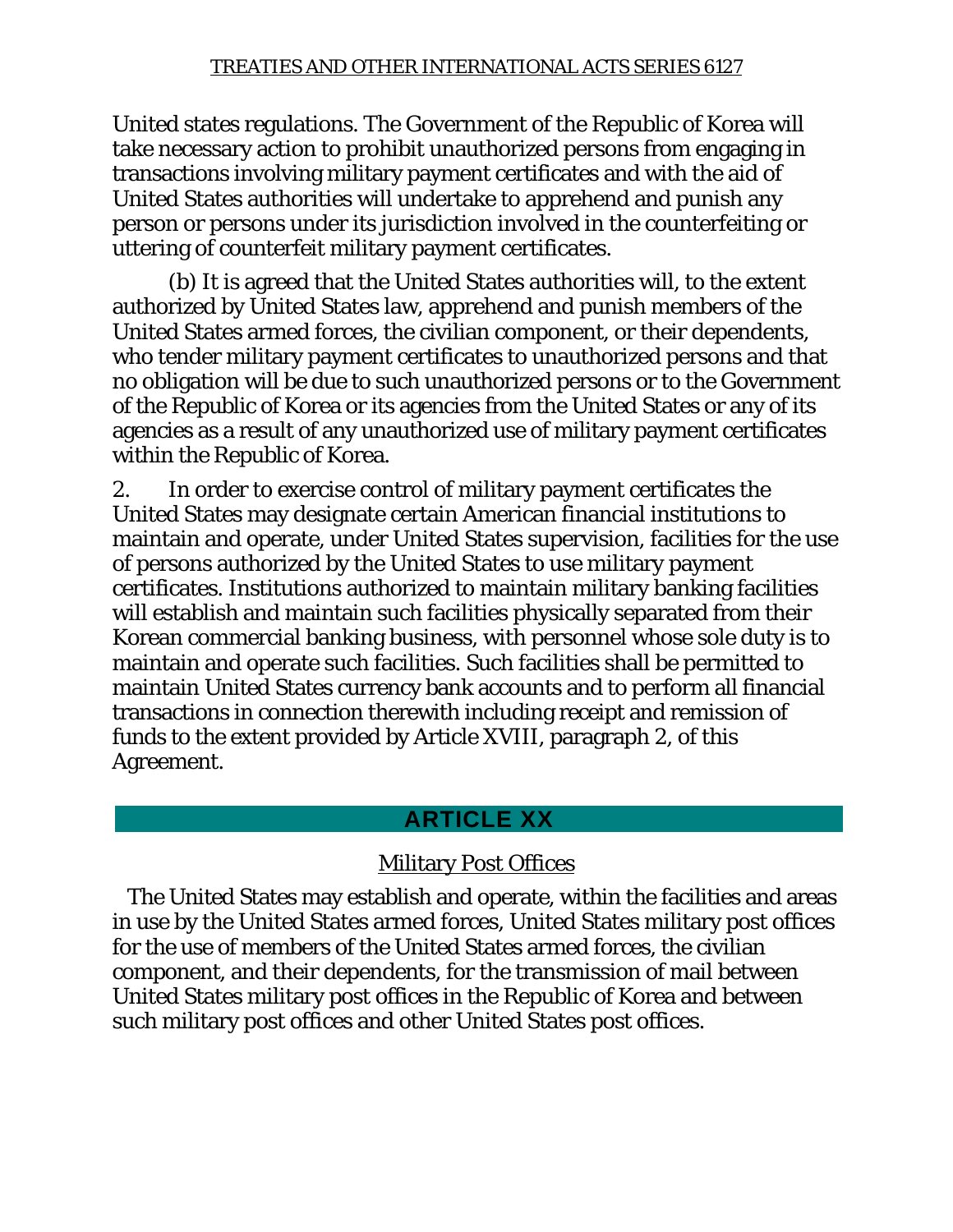United states regulations. The Government of the Republic of Korea will take necessary action to prohibit unauthorized persons from engaging in transactions involving military payment certificates and with the aid of United States authorities will undertake to apprehend and punish any person or persons under its jurisdiction involved in the counterfeiting or uttering of counterfeit military payment certificates.

(b) It is agreed that the United States authorities will, to the extent authorized by United States law, apprehend and punish members of the United States armed forces, the civilian component, or their dependents, who tender military payment certificates to unauthorized persons and that no obligation will be due to such unauthorized persons or to the Government of the Republic of Korea or its agencies from the United States or any of its agencies as a result of any unauthorized use of military payment certificates within the Republic of Korea.

2. In order to exercise control of military payment certificates the United States may designate certain American financial institutions to maintain and operate, under United States supervision, facilities for the use of persons authorized by the United States to use military payment certificates. Institutions authorized to maintain military banking facilities will establish and maintain such facilities physically separated from their Korean commercial banking business, with personnel whose sole duty is to maintain and operate such facilities. Such facilities shall be permitted to maintain United States currency bank accounts and to perform all financial transactions in connection therewith including receipt and remission of funds to the extent provided by Article XVIII, paragraph 2, of this Agreement.

## ARTICLE XX

### Military Post Offices

The United States may establish and operate, within the facilities and areas in use by the United States armed forces, United States military post offices for the use of members of the United States armed forces, the civilian component, and their dependents, for the transmission of mail between United States military post offices in the Republic of Korea and between such military post offices and other United States post offices.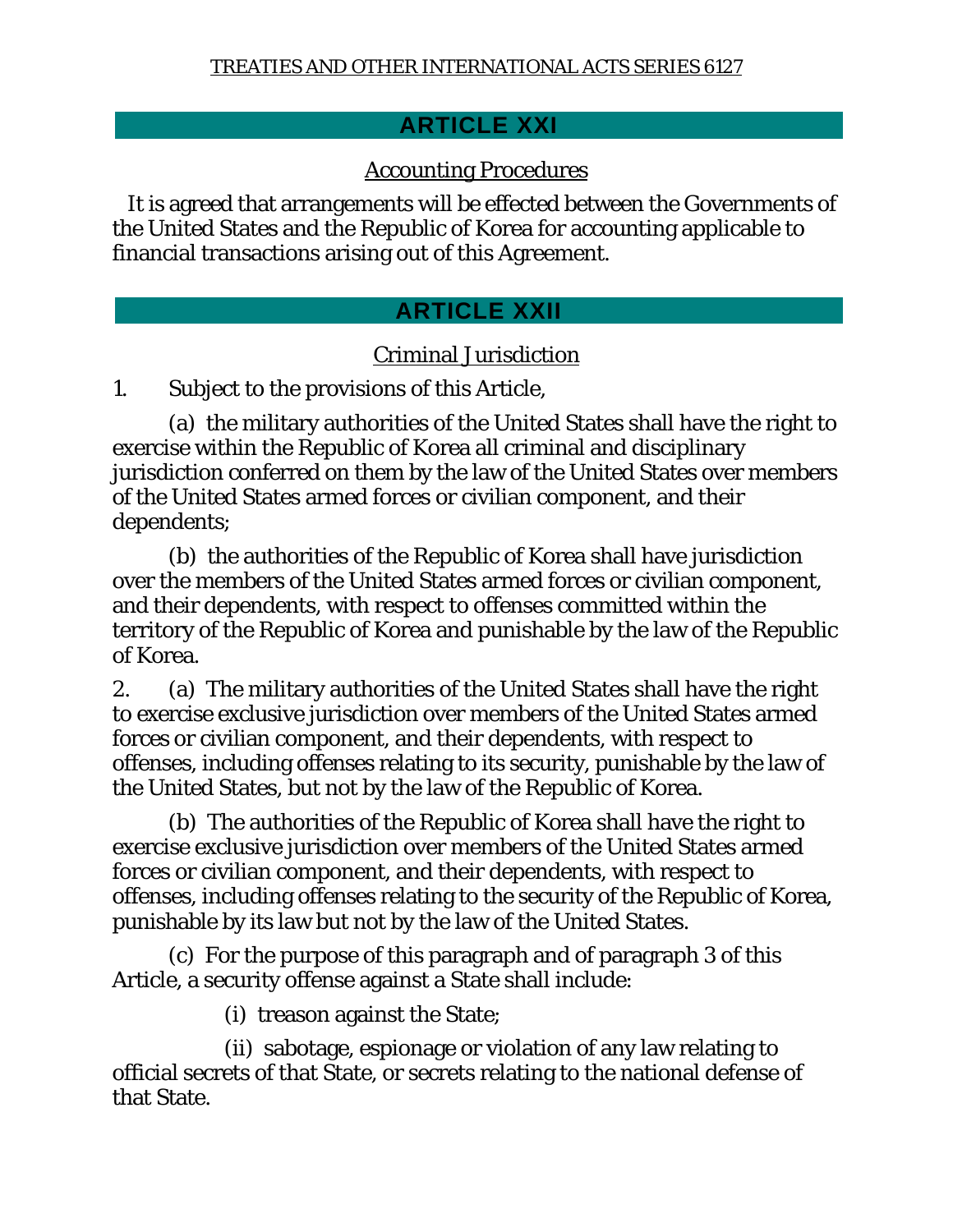## ARTICLE XXI

### Accounting Procedures

It is agreed that arrangements will be effected between the Governments of the United States and the Republic of Korea for accounting applicable to financial transactions arising out of this Agreement.

## ARTICLE XXII

### Criminal Jurisdiction

1. Subject to the provisions of this Article,

(a) the military authorities of the United States shall have the right to exercise within the Republic of Korea all criminal and disciplinary jurisdiction conferred on them by the law of the United States over members of the United States armed forces or civilian component, and their dependents;

(b) the authorities of the Republic of Korea shall have jurisdiction over the members of the United States armed forces or civilian component, and their dependents, with respect to offenses committed within the territory of the Republic of Korea and punishable by the law of the Republic of Korea.

2. (a) The military authorities of the United States shall have the right to exercise exclusive jurisdiction over members of the United States armed forces or civilian component, and their dependents, with respect to offenses, including offenses relating to its security, punishable by the law of the United States, but not by the law of the Republic of Korea.

(b) The authorities of the Republic of Korea shall have the right to exercise exclusive jurisdiction over members of the United States armed forces or civilian component, and their dependents, with respect to offenses, including offenses relating to the security of the Republic of Korea, punishable by its law but not by the law of the United States.

(c) For the purpose of this paragraph and of paragraph 3 of this Article, a security offense against a State shall include:

(i) treason against the State;

(ii) sabotage, espionage or violation of any law relating to official secrets of that State, or secrets relating to the national defense of that State.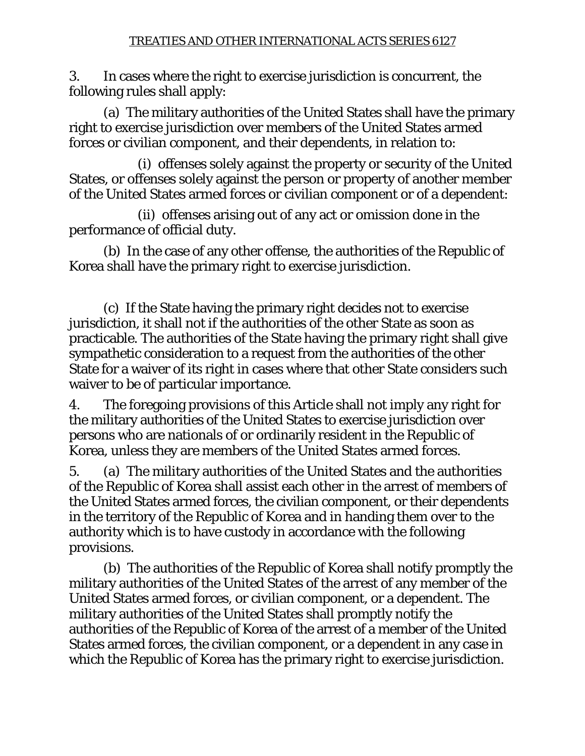3. In cases where the right to exercise jurisdiction is concurrent, the following rules shall apply:

(a) The military authorities of the United States shall have the primary right to exercise jurisdiction over members of the United States armed forces or civilian component, and their dependents, in relation to:

(i) offenses solely against the property or security of the United States, or offenses solely against the person or property of another member of the United States armed forces or civilian component or of a dependent:

(ii) offenses arising out of any act or omission done in the performance of official duty.

(b) In the case of any other offense, the authorities of the Republic of Korea shall have the primary right to exercise jurisdiction.

(c) If the State having the primary right decides not to exercise jurisdiction, it shall not if the authorities of the other State as soon as practicable. The authorities of the State having the primary right shall give sympathetic consideration to a request from the authorities of the other State for a waiver of its right in cases where that other State considers such waiver to be of particular importance.

4. The foregoing provisions of this Article shall not imply any right for the military authorities of the United States to exercise jurisdiction over persons who are nationals of or ordinarily resident in the Republic of Korea, unless they are members of the United States armed forces.

5. (a) The military authorities of the United States and the authorities of the Republic of Korea shall assist each other in the arrest of members of the United States armed forces, the civilian component, or their dependents in the territory of the Republic of Korea and in handing them over to the authority which is to have custody in accordance with the following provisions.

(b) The authorities of the Republic of Korea shall notify promptly the military authorities of the United States of the arrest of any member of the United States armed forces, or civilian component, or a dependent. The military authorities of the United States shall promptly notify the authorities of the Republic of Korea of the arrest of a member of the United States armed forces, the civilian component, or a dependent in any case in which the Republic of Korea has the primary right to exercise jurisdiction.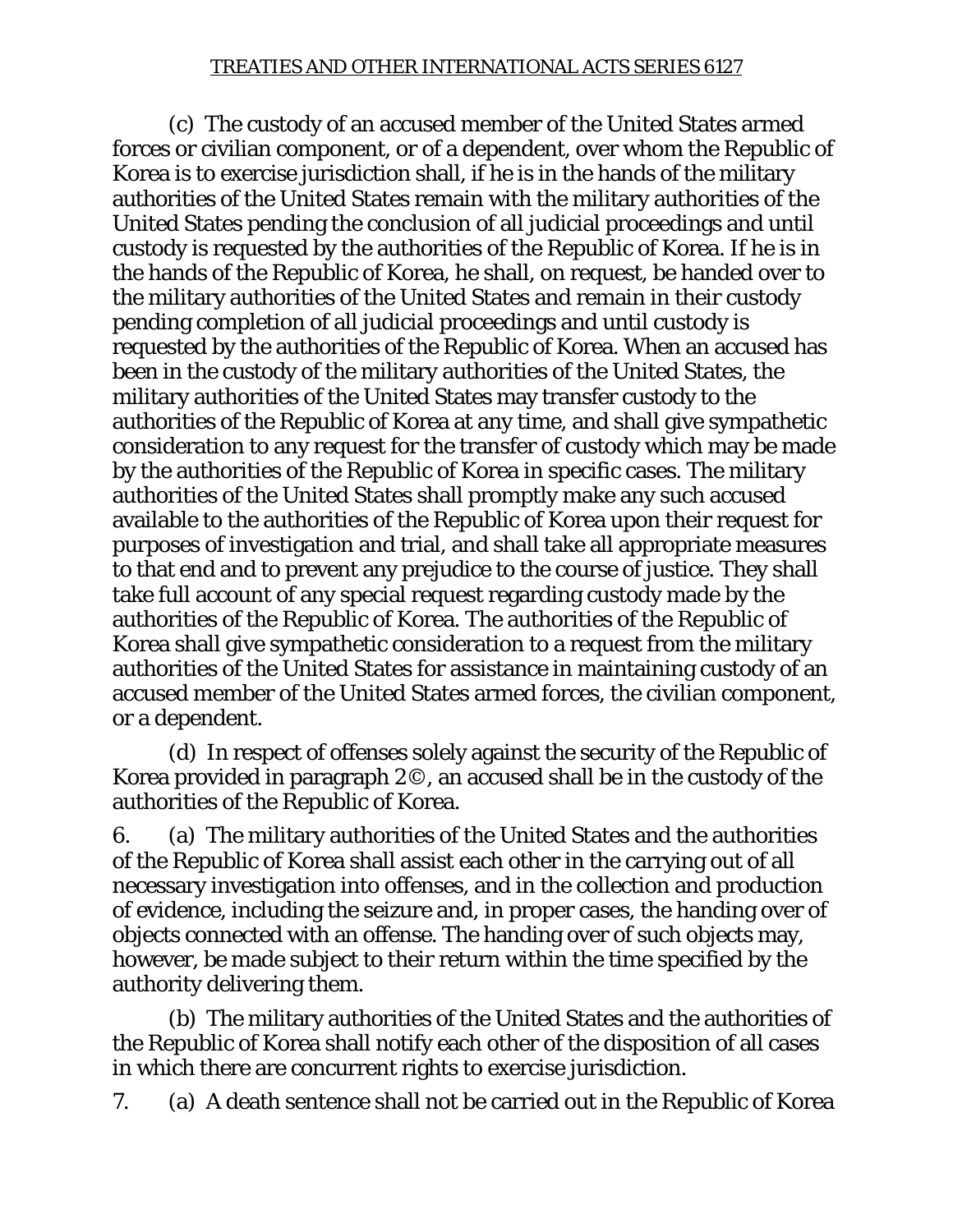(c) The custody of an accused member of the United States armed forces or civilian component, or of a dependent, over whom the Republic of Korea is to exercise jurisdiction shall, if he is in the hands of the military authorities of the United States remain with the military authorities of the United States pending the conclusion of all judicial proceedings and until custody is requested by the authorities of the Republic of Korea. If he is in the hands of the Republic of Korea, he shall, on request, be handed over to the military authorities of the United States and remain in their custody pending completion of all judicial proceedings and until custody is requested by the authorities of the Republic of Korea. When an accused has been in the custody of the military authorities of the United States, the military authorities of the United States may transfer custody to the authorities of the Republic of Korea at any time, and shall give sympathetic consideration to any request for the transfer of custody which may be made by the authorities of the Republic of Korea in specific cases. The military authorities of the United States shall promptly make any such accused available to the authorities of the Republic of Korea upon their request for purposes of investigation and trial, and shall take all appropriate measures to that end and to prevent any prejudice to the course of justice. They shall take full account of any special request regarding custody made by the authorities of the Republic of Korea. The authorities of the Republic of Korea shall give sympathetic consideration to a request from the military authorities of the United States for assistance in maintaining custody of an accused member of the United States armed forces, the civilian component, or a dependent.

(d) In respect of offenses solely against the security of the Republic of Korea provided in paragraph 2©, an accused shall be in the custody of the authorities of the Republic of Korea.

6. (a) The military authorities of the United States and the authorities of the Republic of Korea shall assist each other in the carrying out of all necessary investigation into offenses, and in the collection and production of evidence, including the seizure and, in proper cases, the handing over of objects connected with an offense. The handing over of such objects may, however, be made subject to their return within the time specified by the authority delivering them.

(b) The military authorities of the United States and the authorities of the Republic of Korea shall notify each other of the disposition of all cases in which there are concurrent rights to exercise jurisdiction.

7. (a) A death sentence shall not be carried out in the Republic of Korea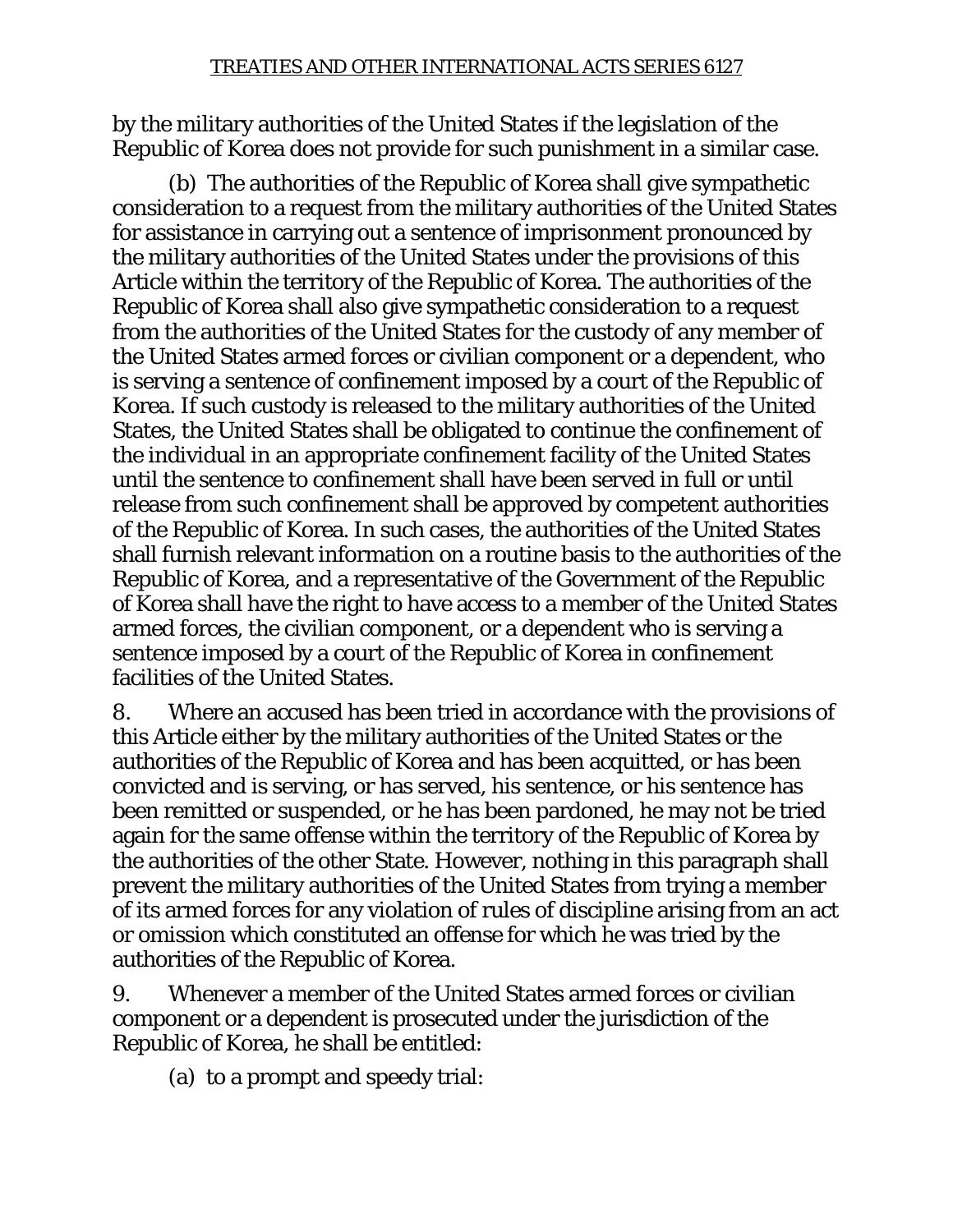by the military authorities of the United States if the legislation of the Republic of Korea does not provide for such punishment in a similar case.

(b) The authorities of the Republic of Korea shall give sympathetic consideration to a request from the military authorities of the United States for assistance in carrying out a sentence of imprisonment pronounced by the military authorities of the United States under the provisions of this Article within the territory of the Republic of Korea. The authorities of the Republic of Korea shall also give sympathetic consideration to a request from the authorities of the United States for the custody of any member of the United States armed forces or civilian component or a dependent, who is serving a sentence of confinement imposed by a court of the Republic of Korea. If such custody is released to the military authorities of the United States, the United States shall be obligated to continue the confinement of the individual in an appropriate confinement facility of the United States until the sentence to confinement shall have been served in full or until release from such confinement shall be approved by competent authorities of the Republic of Korea. In such cases, the authorities of the United States shall furnish relevant information on a routine basis to the authorities of the Republic of Korea, and a representative of the Government of the Republic of Korea shall have the right to have access to a member of the United States armed forces, the civilian component, or a dependent who is serving a sentence imposed by a court of the Republic of Korea in confinement facilities of the United States.

8. Where an accused has been tried in accordance with the provisions of this Article either by the military authorities of the United States or the authorities of the Republic of Korea and has been acquitted, or has been convicted and is serving, or has served, his sentence, or his sentence has been remitted or suspended, or he has been pardoned, he may not be tried again for the same offense within the territory of the Republic of Korea by the authorities of the other State. However, nothing in this paragraph shall prevent the military authorities of the United States from trying a member of its armed forces for any violation of rules of discipline arising from an act or omission which constituted an offense for which he was tried by the authorities of the Republic of Korea.

9. Whenever a member of the United States armed forces or civilian component or a dependent is prosecuted under the jurisdiction of the Republic of Korea, he shall be entitled:

(a) to a prompt and speedy trial: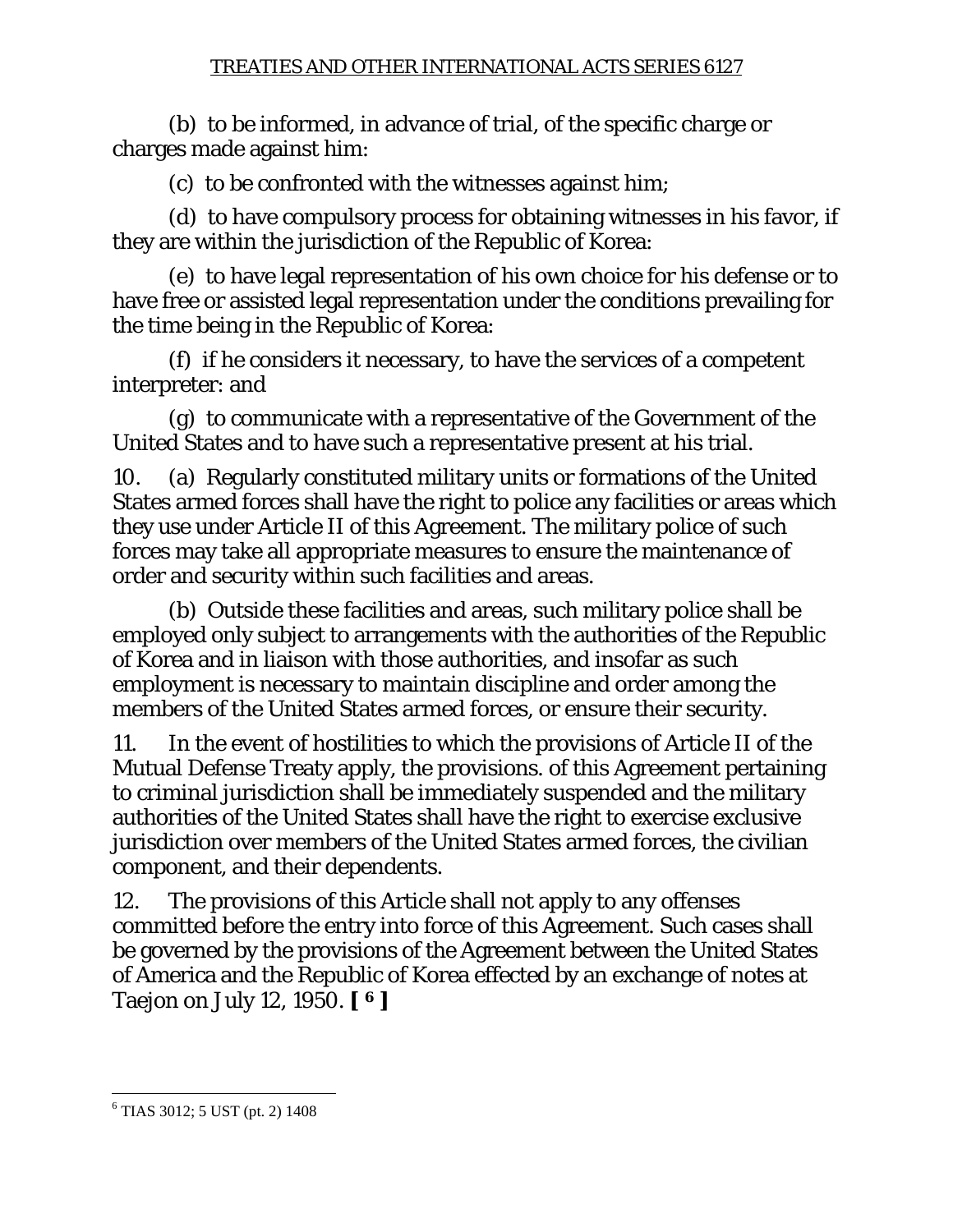(b) to be informed, in advance of trial, of the specific charge or charges made against him:

(c) to be confronted with the witnesses against him;

(d) to have compulsory process for obtaining witnesses in his favor, if they are within the jurisdiction of the Republic of Korea:

(e) to have legal representation of his own choice for his defense or to have free or assisted legal representation under the conditions prevailing for the time being in the Republic of Korea:

(f) if he considers it necessary, to have the services of a competent interpreter: and

(g) to communicate with a representative of the Government of the United States and to have such a representative present at his trial.

10. (a) Regularly constituted military units or formations of the United States armed forces shall have the right to police any facilities or areas which they use under Article II of this Agreement. The military police of such forces may take all appropriate measures to ensure the maintenance of order and security within such facilities and areas.

(b) Outside these facilities and areas, such military police shall be employed only subject to arrangements with the authorities of the Republic of Korea and in liaison with those authorities, and insofar as such employment is necessary to maintain discipline and order among the members of the United States armed forces, or ensure their security.

11. In the event of hostilities to which the provisions of Article II of the Mutual Defense Treaty apply, the provisions. of this Agreement pertaining to criminal jurisdiction shall be immediately suspended and the military authorities of the United States shall have the right to exercise exclusive jurisdiction over members of the United States armed forces, the civilian component, and their dependents.

12. The provisions of this Article shall not apply to any offenses committed before the entry into force of this Agreement. Such cases shall be governed by the provisions of the Agreement between the United States of America and the Republic of Korea effected by an exchange of notes at Taejon on July 12, 1950. **[ 6 ]**

---

[6] TIAS 3012; 5 UST (pt. 2) 1408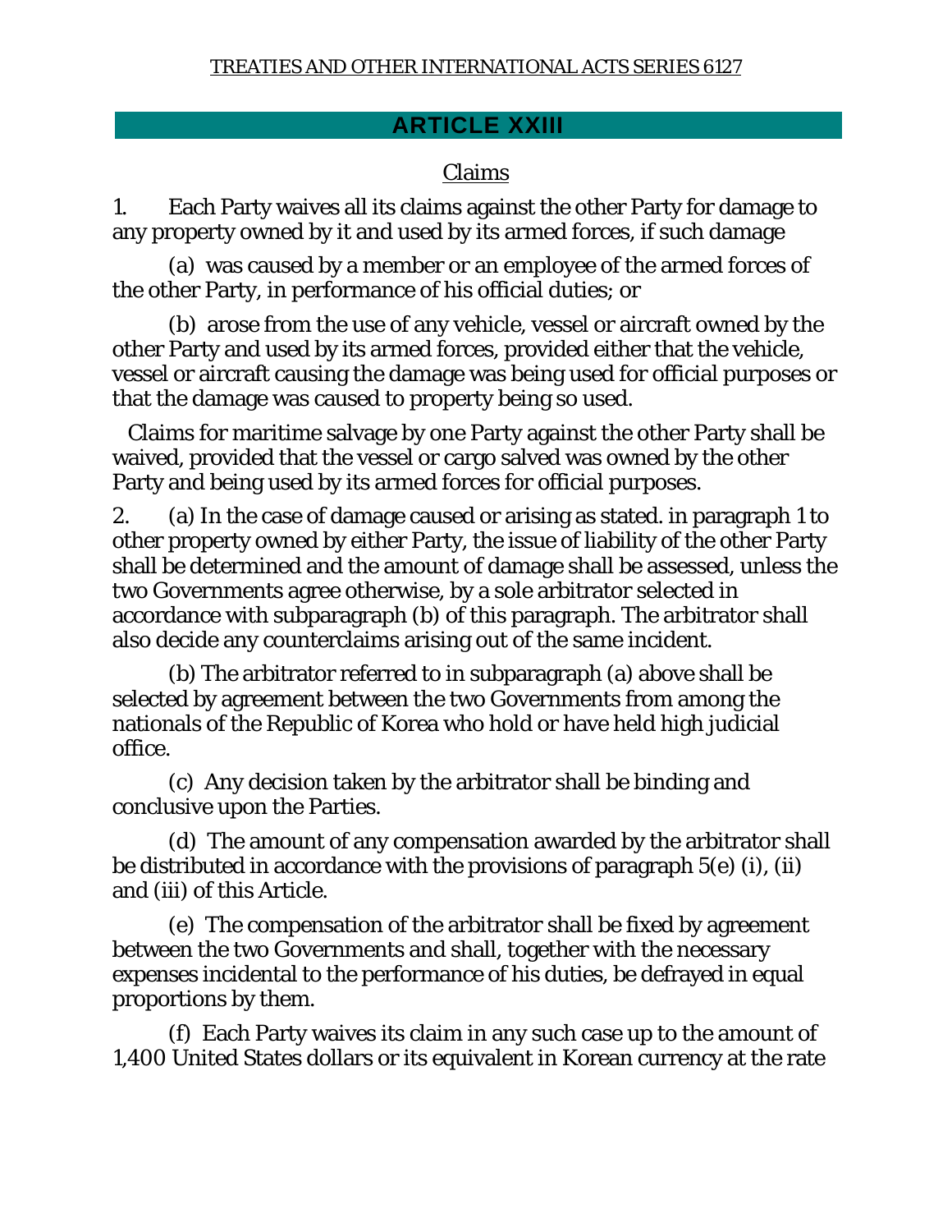## ARTICLE XXIII

Claims

1. Each Party waives all its claims against the other Party for damage to any property owned by it and used by its armed forces, if such damage

(a) was caused by a member or an employee of the armed forces of the other Party, in performance of his official duties; or

(b) arose from the use of any vehicle, vessel or aircraft owned by the other Party and used by its armed forces, provided either that the vehicle, vessel or aircraft causing the damage was being used for official purposes or that the damage was caused to property being so used.

Claims for maritime salvage by one Party against the other Party shall be waived, provided that the vessel or cargo salved was owned by the other Party and being used by its armed forces for official purposes.

2. (a) In the case of damage caused or arising as stated. in paragraph 1 to other property owned by either Party, the issue of liability of the other Party shall be determined and the amount of damage shall be assessed, unless the two Governments agree otherwise, by a sole arbitrator selected in accordance with subparagraph (b) of this paragraph. The arbitrator shall also decide any counterclaims arising out of the same incident.

(b) The arbitrator referred to in subparagraph (a) above shall be selected by agreement between the two Governments from among the nationals of the Republic of Korea who hold or have held high judicial office.

(c) Any decision taken by the arbitrator shall be binding and conclusive upon the Parties.

(d) The amount of any compensation awarded by the arbitrator shall be distributed in accordance with the provisions of paragraph 5(e) (i), (ii) and (iii) of this Article.

(e) The compensation of the arbitrator shall be fixed by agreement between the two Governments and shall, together with the necessary expenses incidental to the performance of his duties, be defrayed in equal proportions by them.

(f) Each Party waives its claim in any such case up to the amount of 1,400 United States dollars or its equivalent in Korean currency at the rate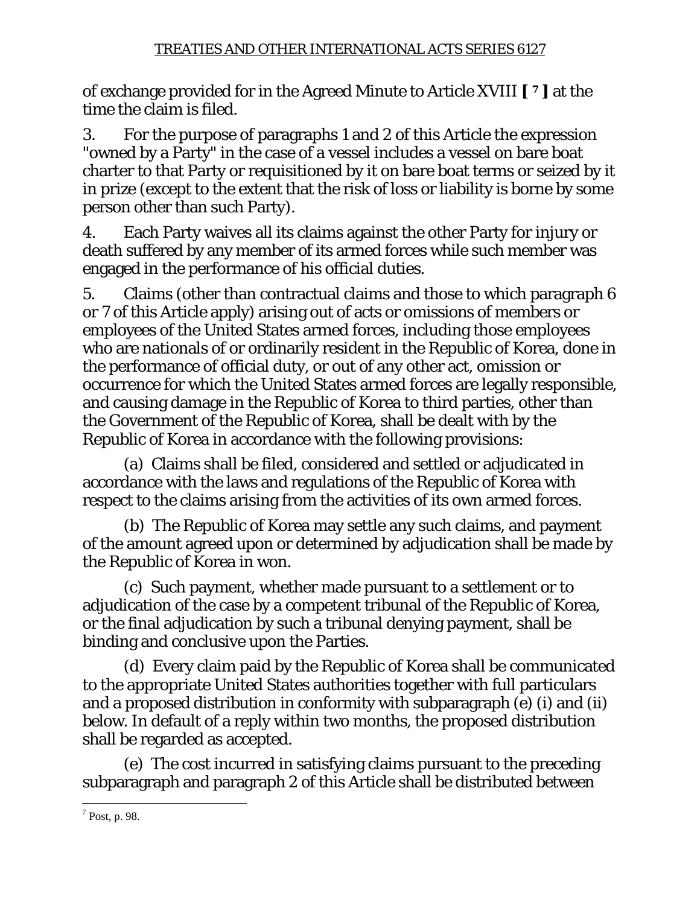of exchange provided for in the Agreed Minute to Article XVIII [7] at the time the claim is filed.

3. For the purpose of paragraphs 1 and 2 of this Article the expression "owned by a Party" in the case of a vessel includes a vessel on bare boat charter to that Party or requisitioned by it on bare boat terms or seized by it in prize (except to the extent that the risk of loss or liability is borne by some person other than such Party).

4. Each Party waives all its claims against the other Party for injury or death suffered by any member of its armed forces while such member was engaged in the performance of his official duties.

5. Claims (other than contractual claims and those to which paragraph 6 or 7 of this Article apply) arising out of acts or omissions of members or employees of the United States armed forces, including those employees who are nationals of or ordinarily resident in the Republic of Korea, done in the performance of official duty, or out of any other act, omission or occurrence for which the United States armed forces are legally responsible, and causing damage in the Republic of Korea to third parties, other than the Government of the Republic of Korea, shall be dealt with by the Republic of Korea in accordance with the following provisions:

(a) Claims shall be filed, considered and settled or adjudicated in accordance with the laws and regulations of the Republic of Korea with respect to the claims arising from the activities of its own armed forces.

(b) The Republic of Korea may settle any such claims, and payment of the amount agreed upon or determined by adjudication shall be made by the Republic of Korea in won.

(c) Such payment, whether made pursuant to a settlement or to adjudication of the case by a competent tribunal of the Republic of Korea, or the final adjudication by such a tribunal denying payment, shall be binding and conclusive upon the Parties.

(d) Every claim paid by the Republic of Korea shall be communicated to the appropriate United States authorities together with full particulars and a proposed distribution in conformity with subparagraph (e) (i) and (ii) below. In default of a reply within two months, the proposed distribution shall be regarded as accepted.

(e) The cost incurred in satisfying claims pursuant to the preceding subparagraph and paragraph 2 of this Article shall be distributed between

---

[7] Post, p. 98.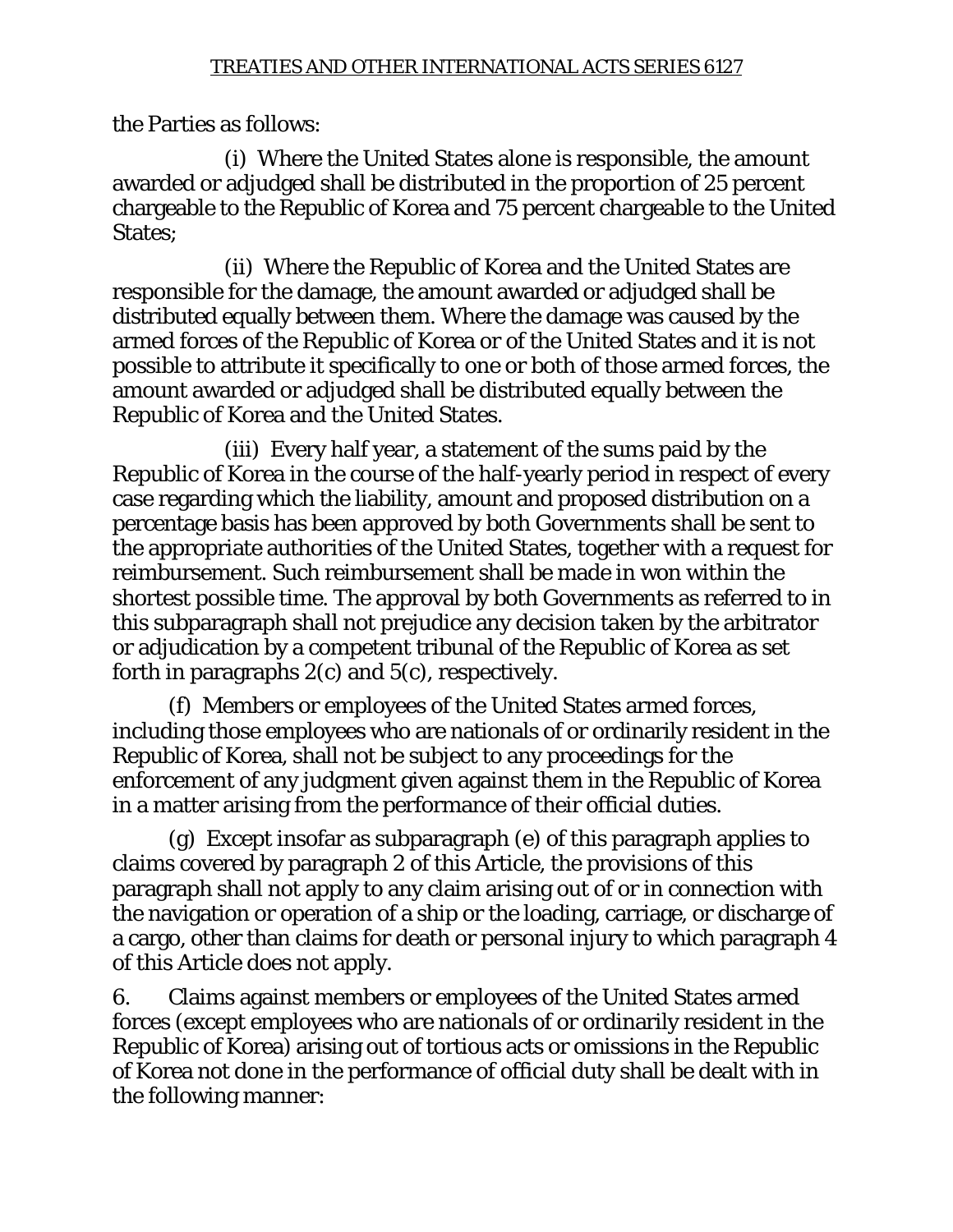the Parties as follows:

(i) Where the United States alone is responsible, the amount awarded or adjudged shall be distributed in the proportion of 25 percent chargeable to the Republic of Korea and 75 percent chargeable to the United States;

(ii) Where the Republic of Korea and the United States are responsible for the damage, the amount awarded or adjudged shall be distributed equally between them. Where the damage was caused by the armed forces of the Republic of Korea or of the United States and it is not possible to attribute it specifically to one or both of those armed forces, the amount awarded or adjudged shall be distributed equally between the Republic of Korea and the United States.

(iii) Every half year, a statement of the sums paid by the Republic of Korea in the course of the half-yearly period in respect of every case regarding which the liability, amount and proposed distribution on a percentage basis has been approved by both Governments shall be sent to the appropriate authorities of the United States, together with a request for reimbursement. Such reimbursement shall be made in won within the shortest possible time. The approval by both Governments as referred to in this subparagraph shall not prejudice any decision taken by the arbitrator or adjudication by a competent tribunal of the Republic of Korea as set forth in paragraphs 2(c) and 5(c), respectively.

(f) Members or employees of the United States armed forces, including those employees who are nationals of or ordinarily resident in the Republic of Korea, shall not be subject to any proceedings for the enforcement of any judgment given against them in the Republic of Korea in a matter arising from the performance of their official duties.

(g) Except insofar as subparagraph (e) of this paragraph applies to claims covered by paragraph 2 of this Article, the provisions of this paragraph shall not apply to any claim arising out of or in connection with the navigation or operation of a ship or the loading, carriage, or discharge of a cargo, other than claims for death or personal injury to which paragraph 4 of this Article does not apply.

6. Claims against members or employees of the United States armed forces (except employees who are nationals of or ordinarily resident in the Republic of Korea) arising out of tortious acts or omissions in the Republic of Korea not done in the performance of official duty shall be dealt with in the following manner: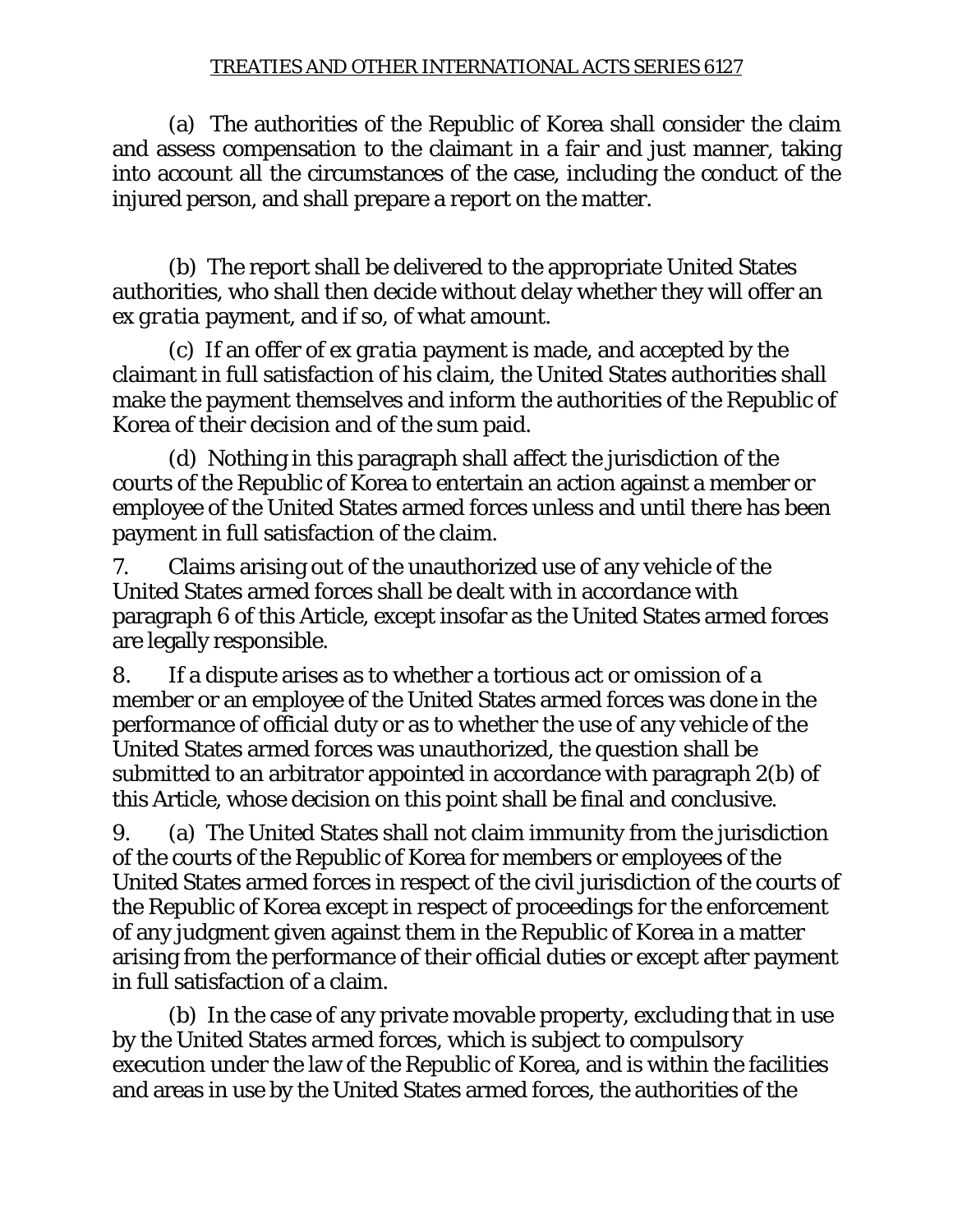(a) The authorities of the Republic of Korea shall consider the claim and assess compensation to the claimant in a fair and just manner, taking into account all the circumstances of the case, including the conduct of the injured person, and shall prepare a report on the matter.

(b) The report shall be delivered to the appropriate United States authorities, who shall then decide without delay whether they will offer an *ex gratia* payment, and if so, of what amount.

(c) If an offer of *ex gratia* payment is made, and accepted by the claimant in full satisfaction of his claim, the United States authorities shall make the payment themselves and inform the authorities of the Republic of Korea of their decision and of the sum paid.

(d) Nothing in this paragraph shall affect the jurisdiction of the courts of the Republic of Korea to entertain an action against a member or employee of the United States armed forces unless and until there has been payment in full satisfaction of the claim.

7. Claims arising out of the unauthorized use of any vehicle of the United States armed forces shall be dealt with in accordance with paragraph 6 of this Article, except insofar as the United States armed forces are legally responsible.

8. If a dispute arises as to whether a tortious act or omission of a member or an employee of the United States armed forces was done in the performance of official duty or as to whether the use of any vehicle of the United States armed forces was unauthorized, the question shall be submitted to an arbitrator appointed in accordance with paragraph 2(b) of this Article, whose decision on this point shall be final and conclusive.

9. (a) The United States shall not claim immunity from the jurisdiction of the courts of the Republic of Korea for members or employees of the United States armed forces in respect of the civil jurisdiction of the courts of the Republic of Korea except in respect of proceedings for the enforcement of any judgment given against them in the Republic of Korea in a matter arising from the performance of their official duties or except after payment in full satisfaction of a claim.

(b) In the case of any private movable property, excluding that in use by the United States armed forces, which is subject to compulsory execution under the law of the Republic of Korea, and is within the facilities and areas in use by the United States armed forces, the authorities of the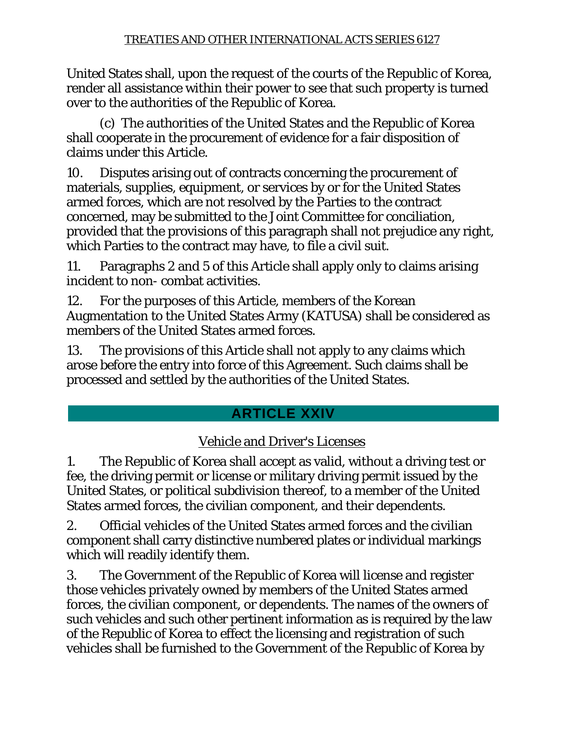United States shall, upon the request of the courts of the Republic of Korea, render all assistance within their power to see that such property is turned over to the authorities of the Republic of Korea.

(c) The authorities of the United States and the Republic of Korea shall cooperate in the procurement of evidence for a fair disposition of claims under this Article.

10. Disputes arising out of contracts concerning the procurement of materials, supplies, equipment, or services by or for the United States armed forces, which are not resolved by the Parties to the contract concerned, may be submitted to the Joint Committee for conciliation, provided that the provisions of this paragraph shall not prejudice any right, which Parties to the contract may have, to file a civil suit.

11. Paragraphs 2 and 5 of this Article shall apply only to claims arising incident to non- combat activities.

12. For the purposes of this Article, members of the Korean Augmentation to the United States Army (KATUSA) shall be considered as members of the United States armed forces.

13. The provisions of this Article shall not apply to any claims which arose before the entry into force of this Agreement. Such claims shall be processed and settled by the authorities of the United States.

## ARTICLE XXIV

Vehicle and Driver's Licenses

1. The Republic of Korea shall accept as valid, without a driving test or fee, the driving permit or license or military driving permit issued by the United States, or political subdivision thereof, to a member of the United States armed forces, the civilian component, and their dependents.

2. Official vehicles of the United States armed forces and the civilian component shall carry distinctive numbered plates or individual markings which will readily identify them.

3. The Government of the Republic of Korea will license and register those vehicles privately owned by members of the United States armed forces, the civilian component, or dependents. The names of the owners of such vehicles and such other pertinent information as is required by the law of the Republic of Korea to effect the licensing and registration of such vehicles shall be furnished to the Government of the Republic of Korea by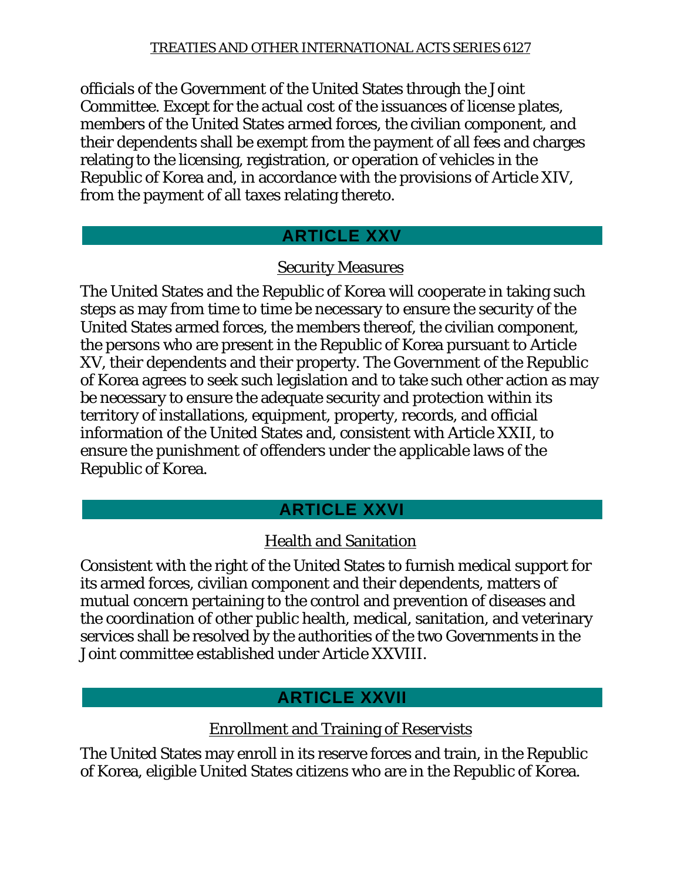officials of the Government of the United States through the Joint Committee. Except for the actual cost of the issuances of license plates, members of the United States armed forces, the civilian component, and their dependents shall be exempt from the payment of all fees and charges relating to the licensing, registration, or operation of vehicles in the Republic of Korea and, in accordance with the provisions of Article XIV, from the payment of all taxes relating thereto.

## ARTICLE XXV

Security Measures

The United States and the Republic of Korea will cooperate in taking such steps as may from time to time be necessary to ensure the security of the United States armed forces, the members thereof, the civilian component, the persons who are present in the Republic of Korea pursuant to Article XV, their dependents and their property. The Government of the Republic of Korea agrees to seek such legislation and to take such other action as may be necessary to ensure the adequate security and protection within its territory of installations, equipment, property, records, and official information of the United States and, consistent with Article XXII, to ensure the punishment of offenders under the applicable laws of the Republic of Korea.

## ARTICLE XXVI

Health and Sanitation

Consistent with the right of the United States to furnish medical support for its armed forces, civilian component and their dependents, matters of mutual concern pertaining to the control and prevention of diseases and the coordination of other public health, medical, sanitation, and veterinary services shall be resolved by the authorities of the two Governments in the Joint committee established under Article XXVIII.

## ARTICLE XXVII

Enrollment and Training of Reservists

The United States may enroll in its reserve forces and train, in the Republic of Korea, eligible United States citizens who are in the Republic of Korea.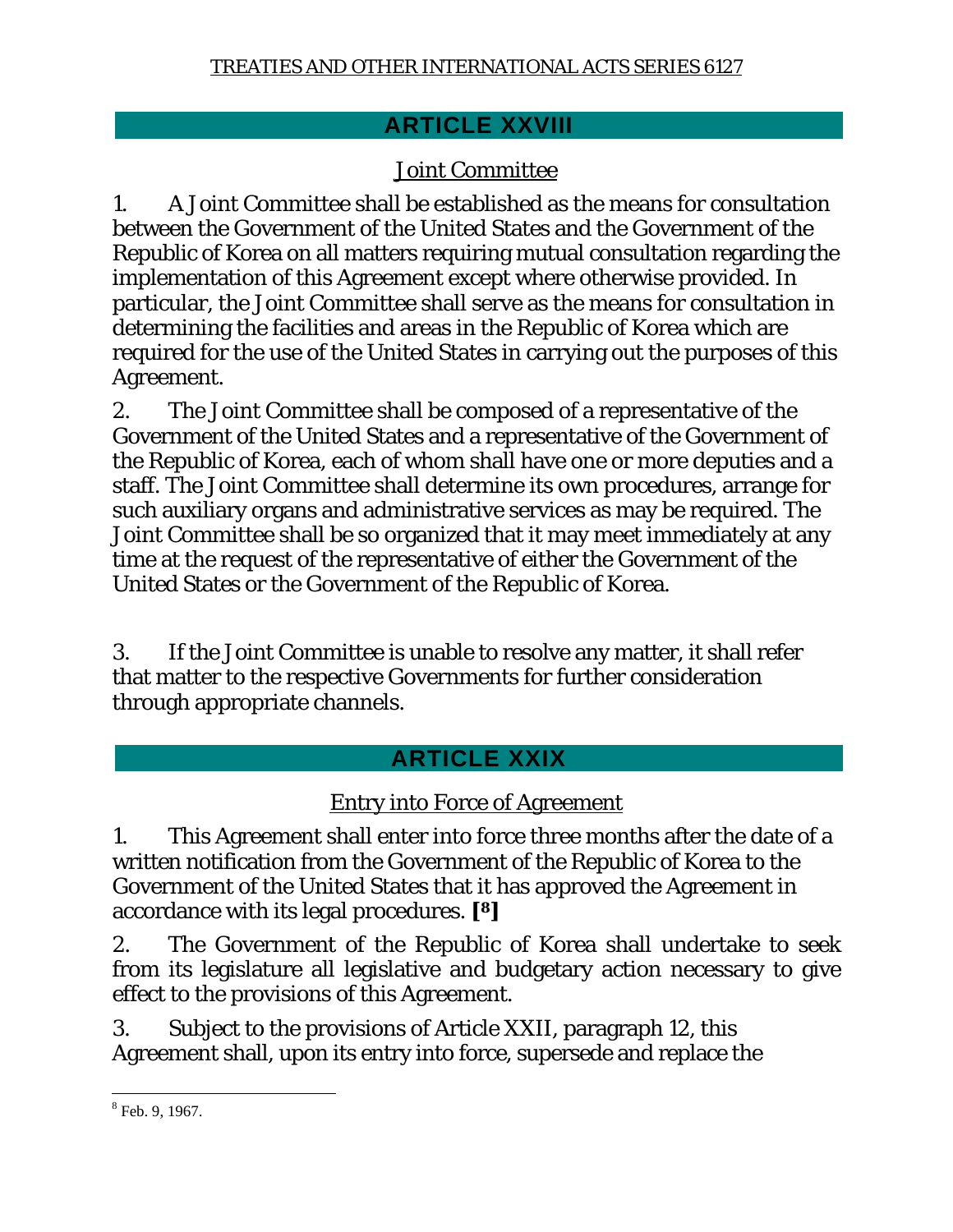## ARTICLE XXVIII

### Joint Committee

1. A Joint Committee shall be established as the means for consultation between the Government of the United States and the Government of the Republic of Korea on all matters requiring mutual consultation regarding the implementation of this Agreement except where otherwise provided. In particular, the Joint Committee shall serve as the means for consultation in determining the facilities and areas in the Republic of Korea which are required for the use of the United States in carrying out the purposes of this Agreement.

2. The Joint Committee shall be composed of a representative of the Government of the United States and a representative of the Government of the Republic of Korea, each of whom shall have one or more deputies and a staff. The Joint Committee shall determine its own procedures, arrange for such auxiliary organs and administrative services as may be required. The Joint Committee shall be so organized that it may meet immediately at any time at the request of the representative of either the Government of the United States or the Government of the Republic of Korea.

3. If the Joint Committee is unable to resolve any matter, it shall refer that matter to the respective Governments for further consideration through appropriate channels.

## ARTICLE XXIX

### Entry into Force of Agreement

1. This Agreement shall enter into force three months after the date of a written notification from the Government of the Republic of Korea to the Government of the United States that it has approved the Agreement in accordance with its legal procedures. **[8]**

2. The Government of the Republic of Korea shall undertake to seek from its legislature all legislative and budgetary action necessary to give effect to the provisions of this Agreement.

3. Subject to the provisions of Article XXII, paragraph 12, this Agreement shall, upon its entry into force, supersede and replace the

---

[8] Feb. 9, 1967.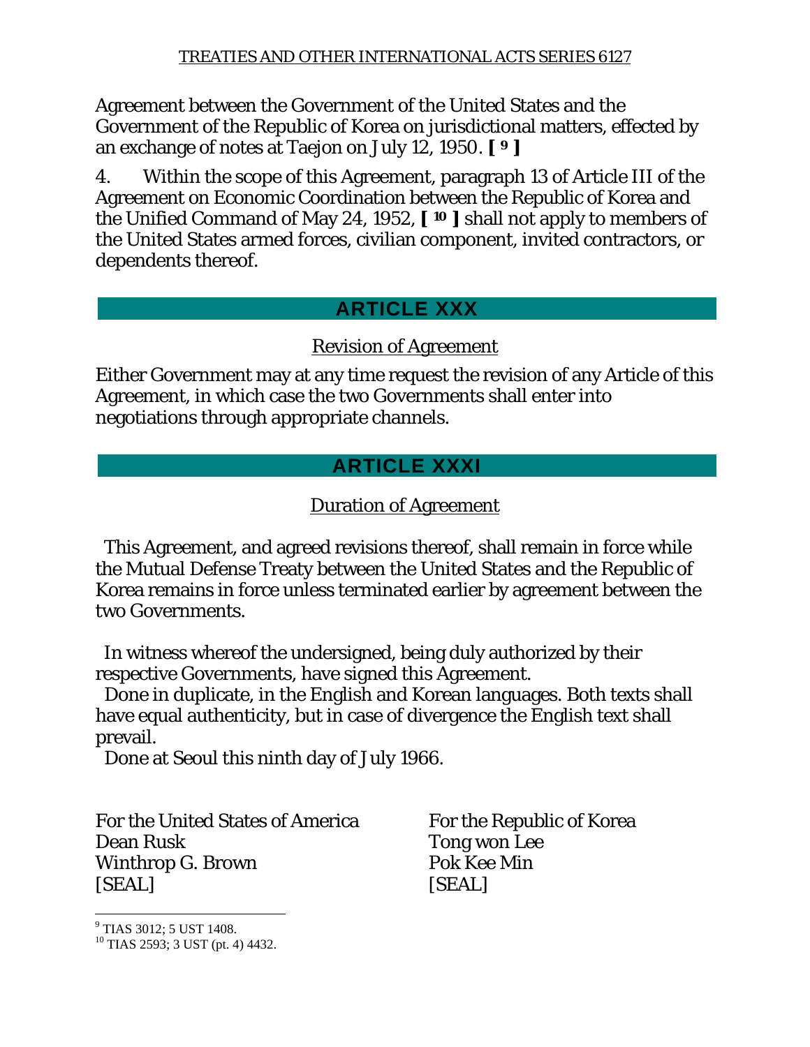Agreement between the Government of the United States and the Government of the Republic of Korea on jurisdictional matters, effected by an exchange of notes at Taejon on July 12, 1950. [9]

4. Within the scope of this Agreement, paragraph 13 of Article III of the Agreement on Economic Coordination between the Republic of Korea and the Unified Command of May 24, 1952, [10] shall not apply to members of the United States armed forces, civilian component, invited contractors, or dependents thereof.

## ARTICLE XXX

Revision of Agreement

Either Government may at any time request the revision of any Article of this Agreement, in which case the two Governments shall enter into negotiations through appropriate channels.

## ARTICLE XXXI

Duration of Agreement

This Agreement, and agreed revisions thereof, shall remain in force while the Mutual Defense Treaty between the United States and the Republic of Korea remains in force unless terminated earlier by agreement between the two Governments.

In witness whereof the undersigned, being duly authorized by their respective Governments, have signed this Agreement.

Done in duplicate, in the English and Korean languages. Both texts shall have equal authenticity, but in case of divergence the English text shall prevail.

Done at Seoul this ninth day of July 1966.

For the United States of America
Dean Rusk
Winthrop G. Brown
[SEAL]

For the Republic of Korea
Tong won Lee
Pok Kee Min
[SEAL]

---

[9] TIAS 3012; 5 UST 1408.

[10] TIAS 2593; 3 UST (pt. 4) 4432.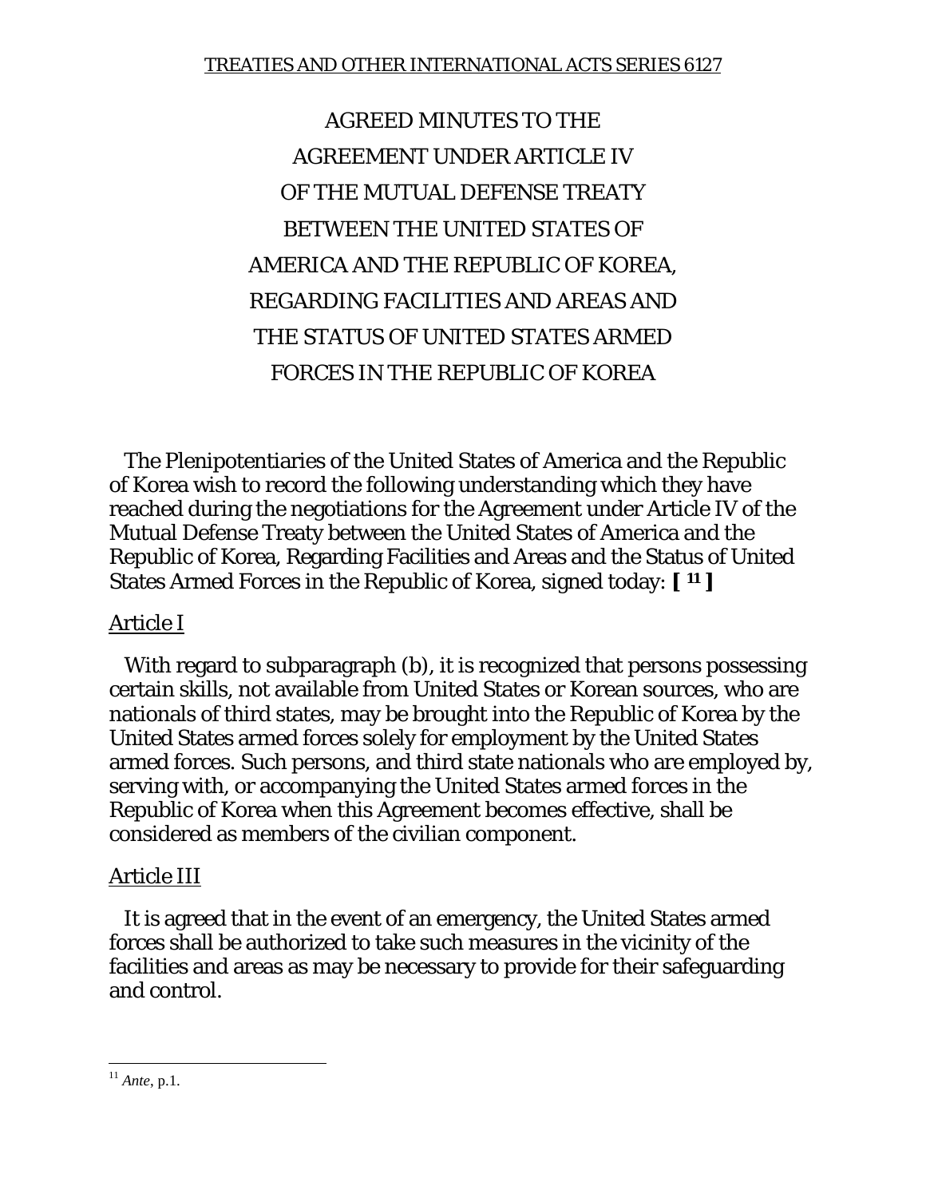TREATIES AND OTHER INTERNATIONAL ACTS SERIES 6127

# AGREED MINUTES TO THE AGREEMENT UNDER ARTICLE IV OF THE MUTUAL DEFENSE TREATY BETWEEN THE UNITED STATES OF AMERICA AND THE REPUBLIC OF KOREA, REGARDING FACILITIES AND AREAS AND THE STATUS OF UNITED STATES ARMED FORCES IN THE REPUBLIC OF KOREA

The Plenipotentiaries of the United States of America and the Republic of Korea wish to record the following understanding which they have reached during the negotiations for the Agreement under Article IV of the Mutual Defense Treaty between the United States of America and the Republic of Korea, Regarding Facilities and Areas and the Status of United States Armed Forces in the Republic of Korea, signed today: **[ [11] ]**

## Article I

With regard to subparagraph (b), it is recognized that persons possessing certain skills, not available from United States or Korean sources, who are nationals of third states, may be brought into the Republic of Korea by the United States armed forces solely for employment by the United States armed forces. Such persons, and third state nationals who are employed by, serving with, or accompanying the United States armed forces in the Republic of Korea when this Agreement becomes effective, shall be considered as members of the civilian component.

## Article III

It is agreed that in the event of an emergency, the United States armed forces shall be authorized to take such measures in the vicinity of the facilities and areas as may be necessary to provide for their safeguarding and control.

---

[11] *Ante*, p.1.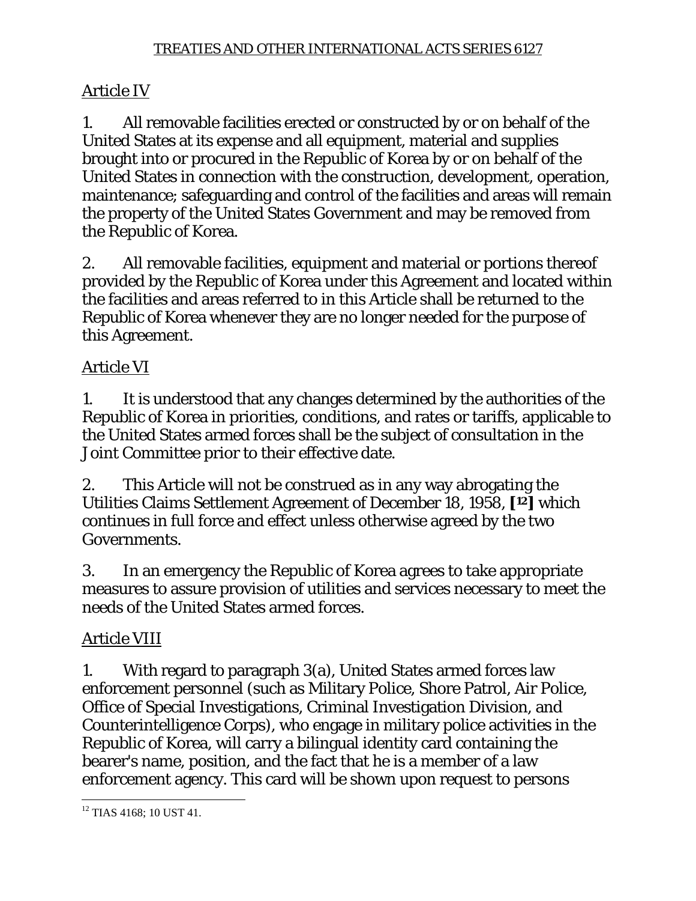Article IV

1. All removable facilities erected or constructed by or on behalf of the United States at its expense and all equipment, material and supplies brought into or procured in the Republic of Korea by or on behalf of the United States in connection with the construction, development, operation, maintenance; safeguarding and control of the facilities and areas will remain the property of the United States Government and may be removed from the Republic of Korea.

2. All removable facilities, equipment and material or portions thereof provided by the Republic of Korea under this Agreement and located within the facilities and areas referred to in this Article shall be returned to the Republic of Korea whenever they are no longer needed for the purpose of this Agreement.

Article VI

1. It is understood that any changes determined by the authorities of the Republic of Korea in priorities, conditions, and rates or tariffs, applicable to the United States armed forces shall be the subject of consultation in the Joint Committee prior to their effective date.

2. This Article will not be construed as in any way abrogating the Utilities Claims Settlement Agreement of December 18, 1958, [12] which continues in full force and effect unless otherwise agreed by the two Governments.

3. In an emergency the Republic of Korea agrees to take appropriate measures to assure provision of utilities and services necessary to meet the needs of the United States armed forces.

Article VIII

1. With regard to paragraph 3(a), United States armed forces law enforcement personnel (such as Military Police, Shore Patrol, Air Police, Office of Special Investigations, Criminal Investigation Division, and Counterintelligence Corps), who engage in military police activities in the Republic of Korea, will carry a bilingual identity card containing the bearer's name, position, and the fact that he is a member of a law enforcement agency. This card will be shown upon request to persons

[12] TIAS 4168; 10 UST 41.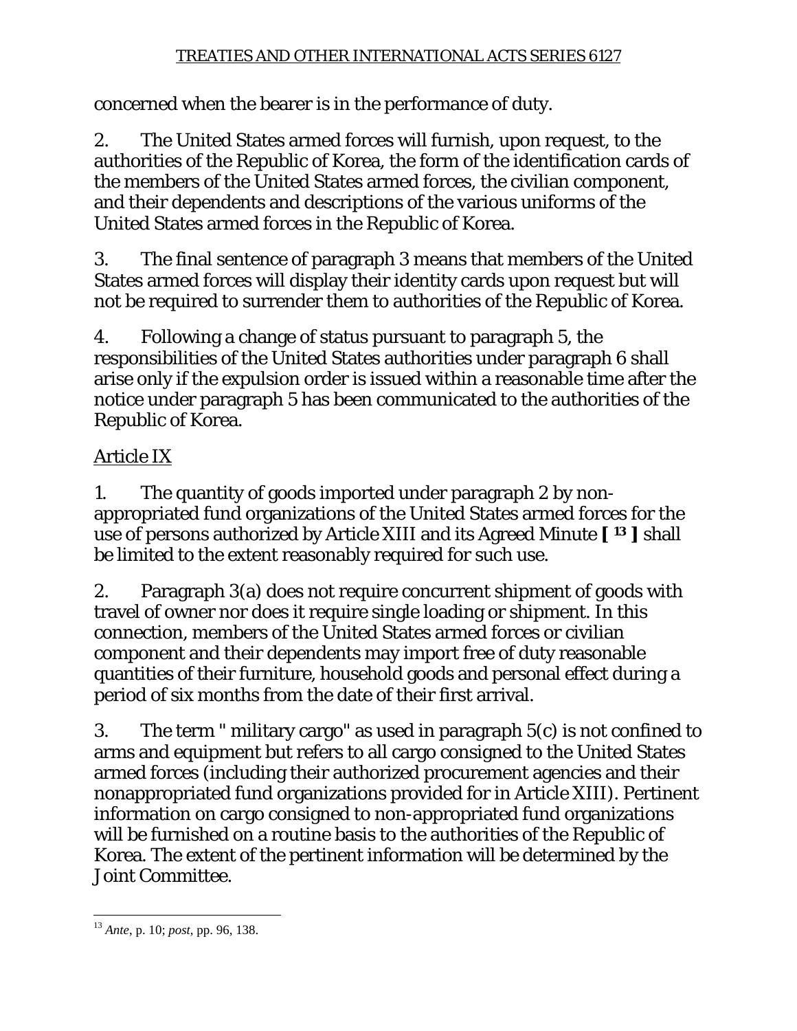concerned when the bearer is in the performance of duty.

2. The United States armed forces will furnish, upon request, to the authorities of the Republic of Korea, the form of the identification cards of the members of the United States armed forces, the civilian component, and their dependents and descriptions of the various uniforms of the United States armed forces in the Republic of Korea.

3. The final sentence of paragraph 3 means that members of the United States armed forces will display their identity cards upon request but will not be required to surrender them to authorities of the Republic of Korea.

4. Following a change of status pursuant to paragraph 5, the responsibilities of the United States authorities under paragraph 6 shall arise only if the expulsion order is issued within a reasonable time after the notice under paragraph 5 has been communicated to the authorities of the Republic of Korea.

Article IX

1. The quantity of goods imported under paragraph 2 by non-appropriated fund organizations of the United States armed forces for the use of persons authorized by Article XIII and its Agreed Minute [13] shall be limited to the extent reasonably required for such use.

2. Paragraph 3(a) does not require concurrent shipment of goods with travel of owner nor does it require single loading or shipment. In this connection, members of the United States armed forces or civilian component and their dependents may import free of duty reasonable quantities of their furniture, household goods and personal effect during a period of six months from the date of their first arrival.

3. The term " military cargo" as used in paragraph 5(c) is not confined to arms and equipment but refers to all cargo consigned to the United States armed forces (including their authorized procurement agencies and their nonappropriated fund organizations provided for in Article XIII). Pertinent information on cargo consigned to non-appropriated fund organizations will be furnished on a routine basis to the authorities of the Republic of Korea. The extent of the pertinent information will be determined by the Joint Committee.

[13] *Ante*, p. 10; *post*, pp. 96, 138.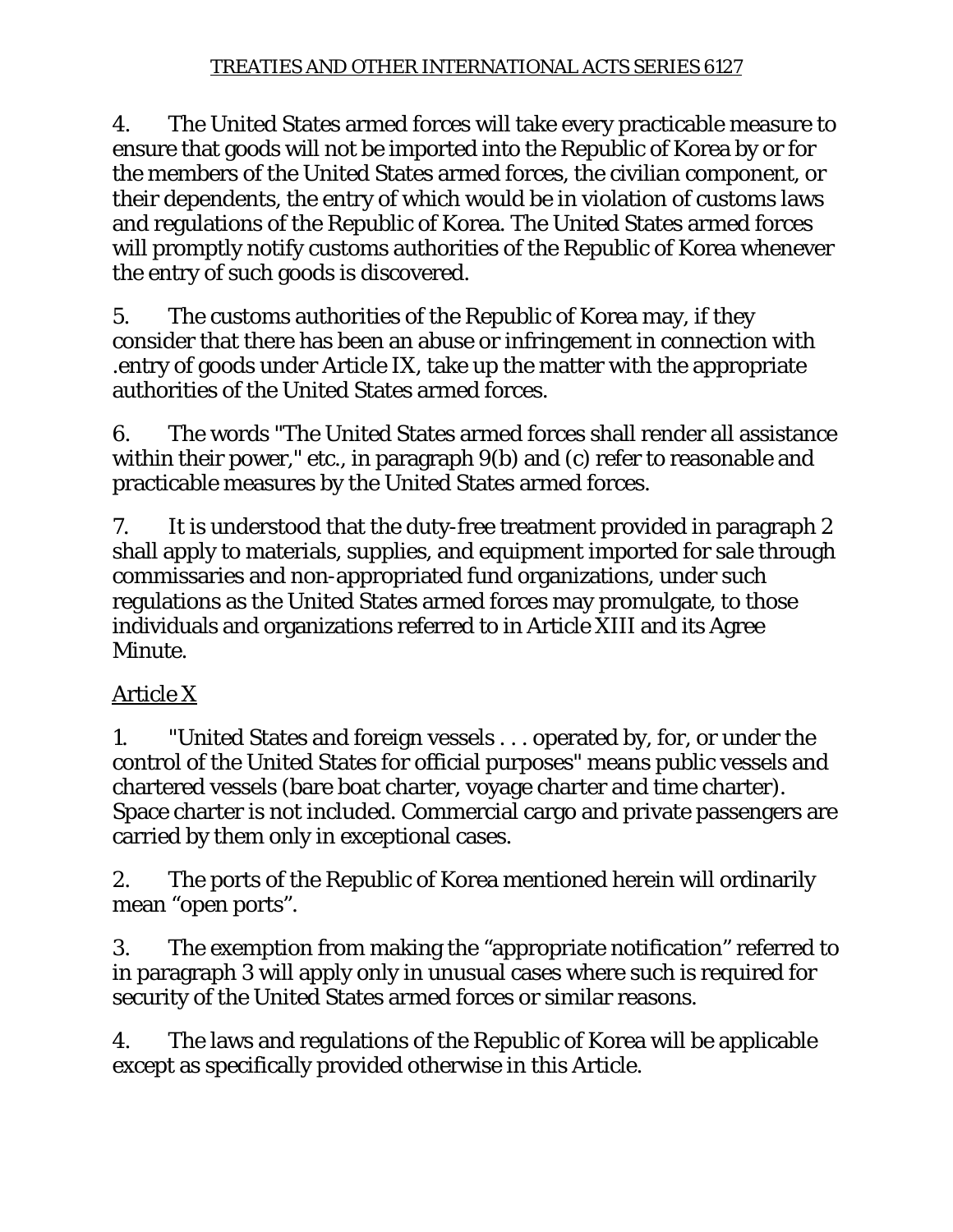4. The United States armed forces will take every practicable measure to ensure that goods will not be imported into the Republic of Korea by or for the members of the United States armed forces, the civilian component, or their dependents, the entry of which would be in violation of customs laws and regulations of the Republic of Korea. The United States armed forces will promptly notify customs authorities of the Republic of Korea whenever the entry of such goods is discovered.

5. The customs authorities of the Republic of Korea may, if they consider that there has been an abuse or infringement in connection with .entry of goods under Article IX, take up the matter with the appropriate authorities of the United States armed forces.

6. The words "The United States armed forces shall render all assistance within their power," etc., in paragraph 9(b) and (c) refer to reasonable and practicable measures by the United States armed forces.

7. It is understood that the duty-free treatment provided in paragraph 2 shall apply to materials, supplies, and equipment imported for sale through commissaries and non-appropriated fund organizations, under such regulations as the United States armed forces may promulgate, to those individuals and organizations referred to in Article XIII and its Agree Minute.

Article X

1. "United States and foreign vessels . . . operated by, for, or under the control of the United States for official purposes" means public vessels and chartered vessels (bare boat charter, voyage charter and time charter). Space charter is not included. Commercial cargo and private passengers are carried by them only in exceptional cases.

2. The ports of the Republic of Korea mentioned herein will ordinarily mean “open ports”.

3. The exemption from making the “appropriate notification” referred to in paragraph 3 will apply only in unusual cases where such is required for security of the United States armed forces or similar reasons.

4. The laws and regulations of the Republic of Korea will be applicable except as specifically provided otherwise in this Article.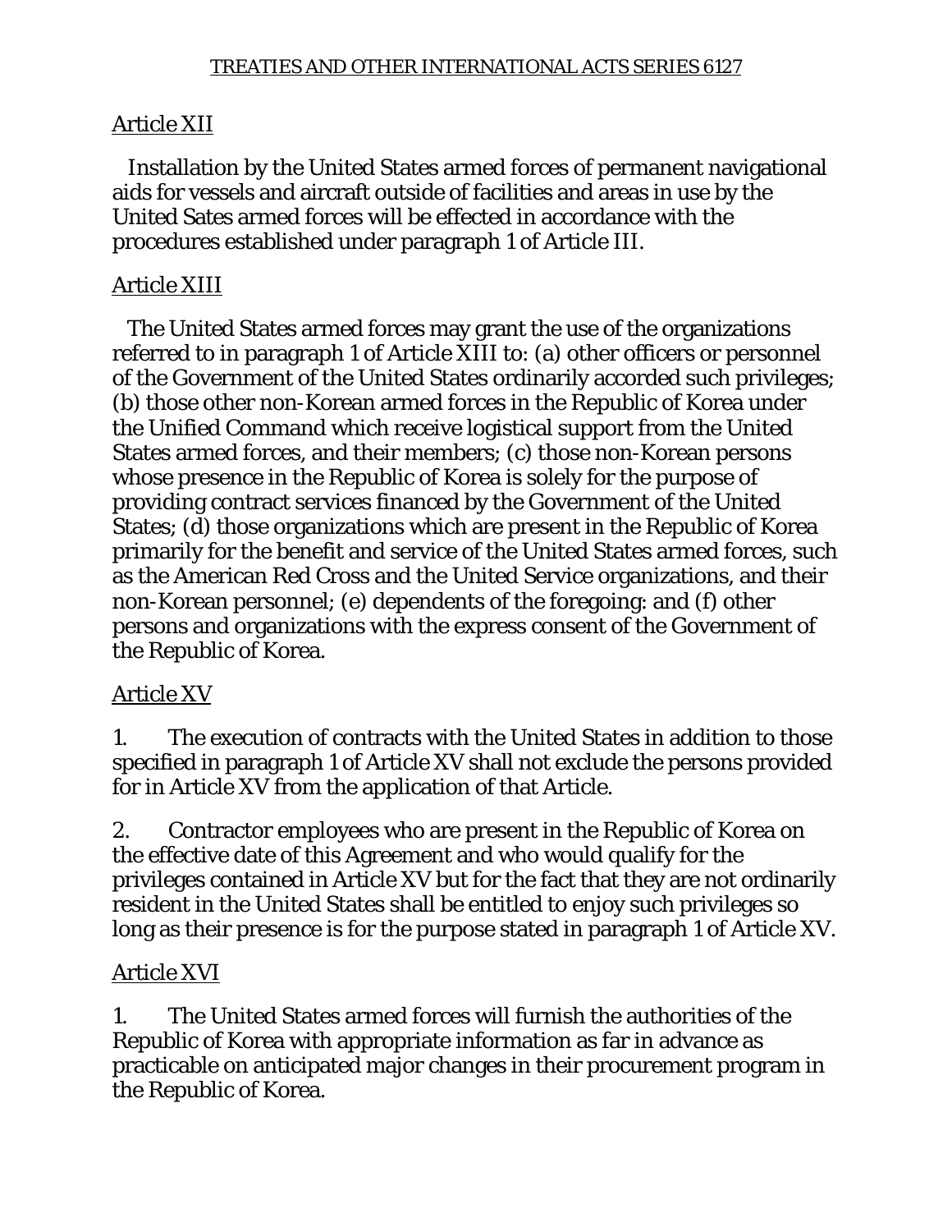## Article XII

Installation by the United States armed forces of permanent navigational aids for vessels and aircraft outside of facilities and areas in use by the United Sates armed forces will be effected in accordance with the procedures established under paragraph 1 of Article III.

## Article XIII

The United States armed forces may grant the use of the organizations referred to in paragraph 1 of Article XIII to: (a) other officers or personnel of the Government of the United States ordinarily accorded such privileges; (b) those other non-Korean armed forces in the Republic of Korea under the Unified Command which receive logistical support from the United States armed forces, and their members; (c) those non-Korean persons whose presence in the Republic of Korea is solely for the purpose of providing contract services financed by the Government of the United States; (d) those organizations which are present in the Republic of Korea primarily for the benefit and service of the United States armed forces, such as the American Red Cross and the United Service organizations, and their non-Korean personnel; (e) dependents of the foregoing: and (f) other persons and organizations with the express consent of the Government of the Republic of Korea.

## Article XV

1. The execution of contracts with the United States in addition to those specified in paragraph 1 of Article XV shall not exclude the persons provided for in Article XV from the application of that Article.

2. Contractor employees who are present in the Republic of Korea on the effective date of this Agreement and who would qualify for the privileges contained in Article XV but for the fact that they are not ordinarily resident in the United States shall be entitled to enjoy such privileges so long as their presence is for the purpose stated in paragraph 1 of Article XV.

## Article XVI

1. The United States armed forces will furnish the authorities of the Republic of Korea with appropriate information as far in advance as practicable on anticipated major changes in their procurement program in the Republic of Korea.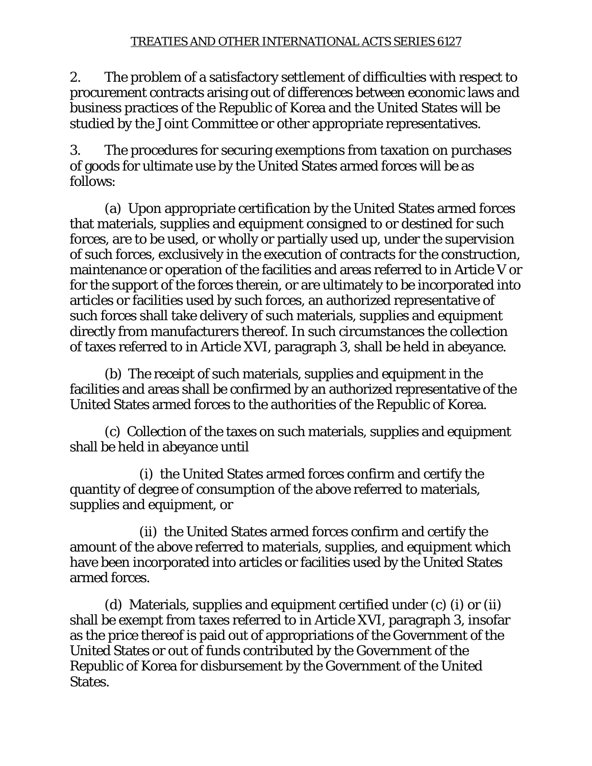2. The problem of a satisfactory settlement of difficulties with respect to procurement contracts arising out of differences between economic laws and business practices of the Republic of Korea and the United States will be studied by the Joint Committee or other appropriate representatives.

3. The procedures for securing exemptions from taxation on purchases of goods for ultimate use by the United States armed forces will be as follows:

(a) Upon appropriate certification by the United States armed forces that materials, supplies and equipment consigned to or destined for such forces, are to be used, or wholly or partially used up, under the supervision of such forces, exclusively in the execution of contracts for the construction, maintenance or operation of the facilities and areas referred to in Article V or for the support of the forces therein, or are ultimately to be incorporated into articles or facilities used by such forces, an authorized representative of such forces shall take delivery of such materials, supplies and equipment directly from manufacturers thereof. In such circumstances the collection of taxes referred to in Article XVI, paragraph 3, shall be held in abeyance.

(b) The receipt of such materials, supplies and equipment in the facilities and areas shall be confirmed by an authorized representative of the United States armed forces to the authorities of the Republic of Korea.

(c) Collection of the taxes on such materials, supplies and equipment shall be held in abeyance until

(i) the United States armed forces confirm and certify the quantity of degree of consumption of the above referred to materials, supplies and equipment, or

(ii) the United States armed forces confirm and certify the amount of the above referred to materials, supplies, and equipment which have been incorporated into articles or facilities used by the United States armed forces.

(d) Materials, supplies and equipment certified under (c) (i) or (ii) shall be exempt from taxes referred to in Article XVI, paragraph 3, insofar as the price thereof is paid out of appropriations of the Government of the United States or out of funds contributed by the Government of the Republic of Korea for disbursement by the Government of the United States.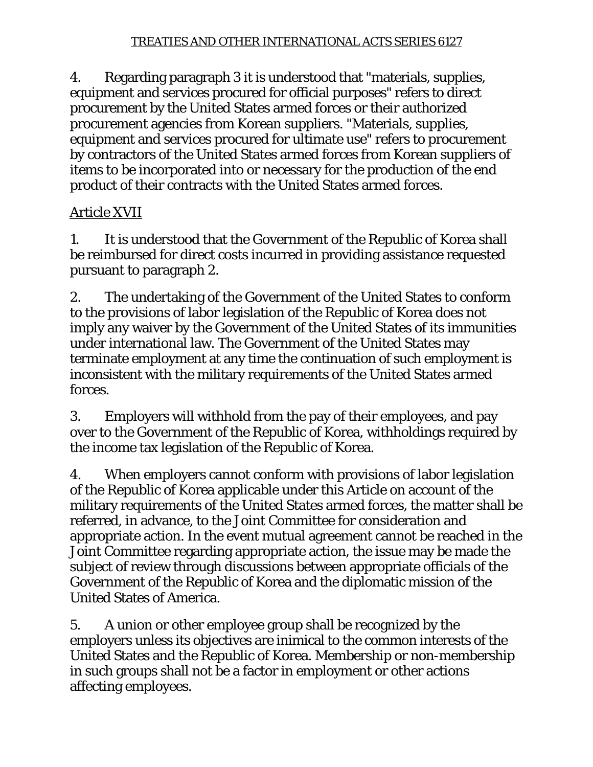4. Regarding paragraph 3 it is understood that "materials, supplies, equipment and services procured for official purposes" refers to direct procurement by the United States armed forces or their authorized procurement agencies from Korean suppliers. "Materials, supplies, equipment and services procured for ultimate use" refers to procurement by contractors of the United States armed forces from Korean suppliers of items to be incorporated into or necessary for the production of the end product of their contracts with the United States armed forces.

## Article XVII

1. It is understood that the Government of the Republic of Korea shall be reimbursed for direct costs incurred in providing assistance requested pursuant to paragraph 2.

2. The undertaking of the Government of the United States to conform to the provisions of labor legislation of the Republic of Korea does not imply any waiver by the Government of the United States of its immunities under international law. The Government of the United States may terminate employment at any time the continuation of such employment is inconsistent with the military requirements of the United States armed forces.

3. Employers will withhold from the pay of their employees, and pay over to the Government of the Republic of Korea, withholdings required by the income tax legislation of the Republic of Korea.

4. When employers cannot conform with provisions of labor legislation of the Republic of Korea applicable under this Article on account of the military requirements of the United States armed forces, the matter shall be referred, in advance, to the Joint Committee for consideration and appropriate action. In the event mutual agreement cannot be reached in the Joint Committee regarding appropriate action, the issue may be made the subject of review through discussions between appropriate officials of the Government of the Republic of Korea and the diplomatic mission of the United States of America.

5. A union or other employee group shall be recognized by the employers unless its objectives are inimical to the common interests of the United States and the Republic of Korea. Membership or non-membership in such groups shall not be a factor in employment or other actions affecting employees.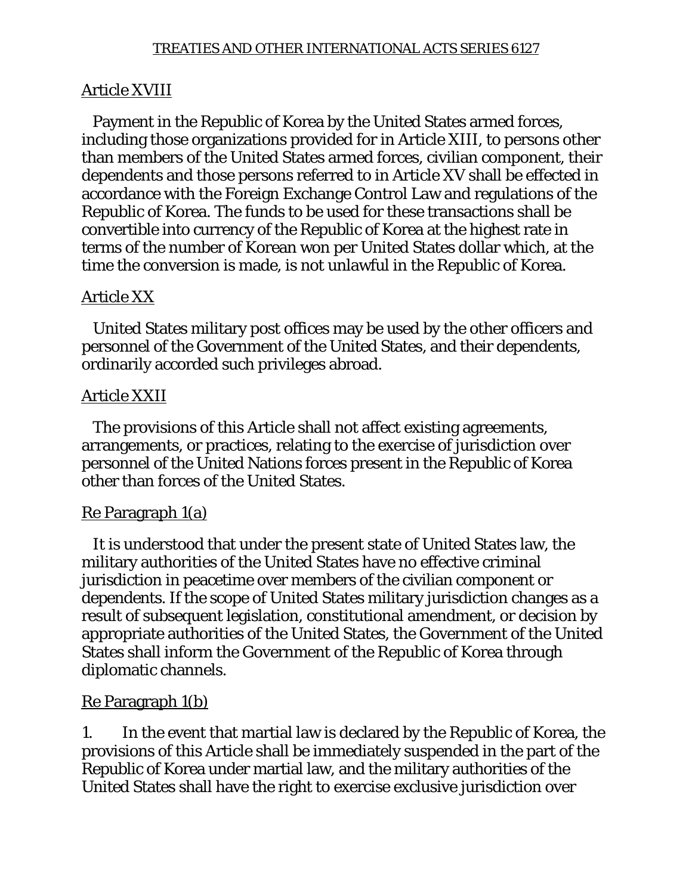## Article XVIII

Payment in the Republic of Korea by the United States armed forces, including those organizations provided for in Article XIII, to persons other than members of the United States armed forces, civilian component, their dependents and those persons referred to in Article XV shall be effected in accordance with the Foreign Exchange Control Law and regulations of the Republic of Korea. The funds to be used for these transactions shall be convertible into currency of the Republic of Korea at the highest rate in terms of the number of Korean won per United States dollar which, at the time the conversion is made, is not unlawful in the Republic of Korea.

## Article XX

United States military post offices may be used by the other officers and personnel of the Government of the United States, and their dependents, ordinarily accorded such privileges abroad.

## Article XXII

The provisions of this Article shall not affect existing agreements, arrangements, or practices, relating to the exercise of jurisdiction over personnel of the United Nations forces present in the Republic of Korea other than forces of the United States.

### Re Paragraph 1(a)

It is understood that under the present state of United States law, the military authorities of the United States have no effective criminal jurisdiction in peacetime over members of the civilian component or dependents. If the scope of United States military jurisdiction changes as a result of subsequent legislation, constitutional amendment, or decision by appropriate authorities of the United States, the Government of the United States shall inform the Government of the Republic of Korea through diplomatic channels.

### Re Paragraph 1(b)

1. In the event that martial law is declared by the Republic of Korea, the provisions of this Article shall be immediately suspended in the part of the Republic of Korea under martial law, and the military authorities of the United States shall have the right to exercise exclusive jurisdiction over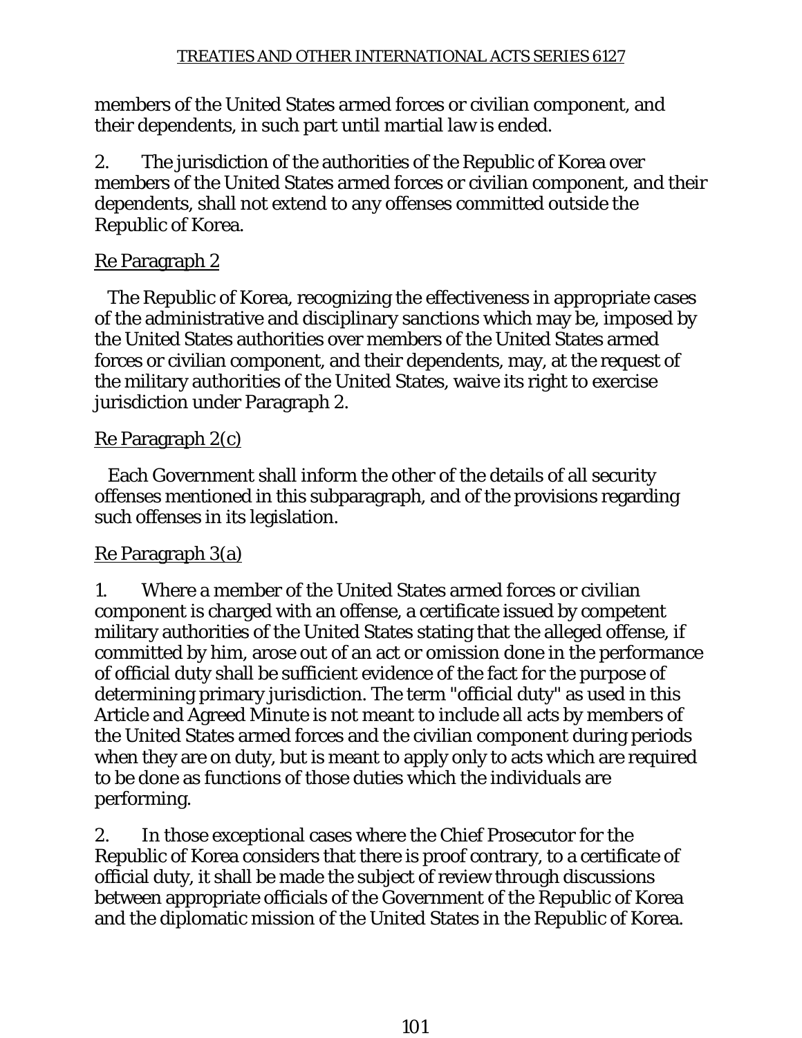members of the United States armed forces or civilian component, and their dependents, in such part until martial law is ended.

2. The jurisdiction of the authorities of the Republic of Korea over members of the United States armed forces or civilian component, and their dependents, shall not extend to any offenses committed outside the Republic of Korea.

Re Paragraph 2

The Republic of Korea, recognizing the effectiveness in appropriate cases of the administrative and disciplinary sanctions which may be, imposed by the United States authorities over members of the United States armed forces or civilian component, and their dependents, may, at the request of the military authorities of the United States, waive its right to exercise jurisdiction under Paragraph 2.

Re Paragraph 2(c)

Each Government shall inform the other of the details of all security offenses mentioned in this subparagraph, and of the provisions regarding such offenses in its legislation.

Re Paragraph 3(a)

1. Where a member of the United States armed forces or civilian component is charged with an offense, a certificate issued by competent military authorities of the United States stating that the alleged offense, if committed by him, arose out of an act or omission done in the performance of official duty shall be sufficient evidence of the fact for the purpose of determining primary jurisdiction. The term "official duty" as used in this Article and Agreed Minute is not meant to include all acts by members of the United States armed forces and the civilian component during periods when they are on duty, but is meant to apply only to acts which are required to be done as functions of those duties which the individuals are performing.

2. In those exceptional cases where the Chief Prosecutor for the Republic of Korea considers that there is proof contrary, to a certificate of official duty, it shall be made the subject of review through discussions between appropriate officials of the Government of the Republic of Korea and the diplomatic mission of the United States in the Republic of Korea.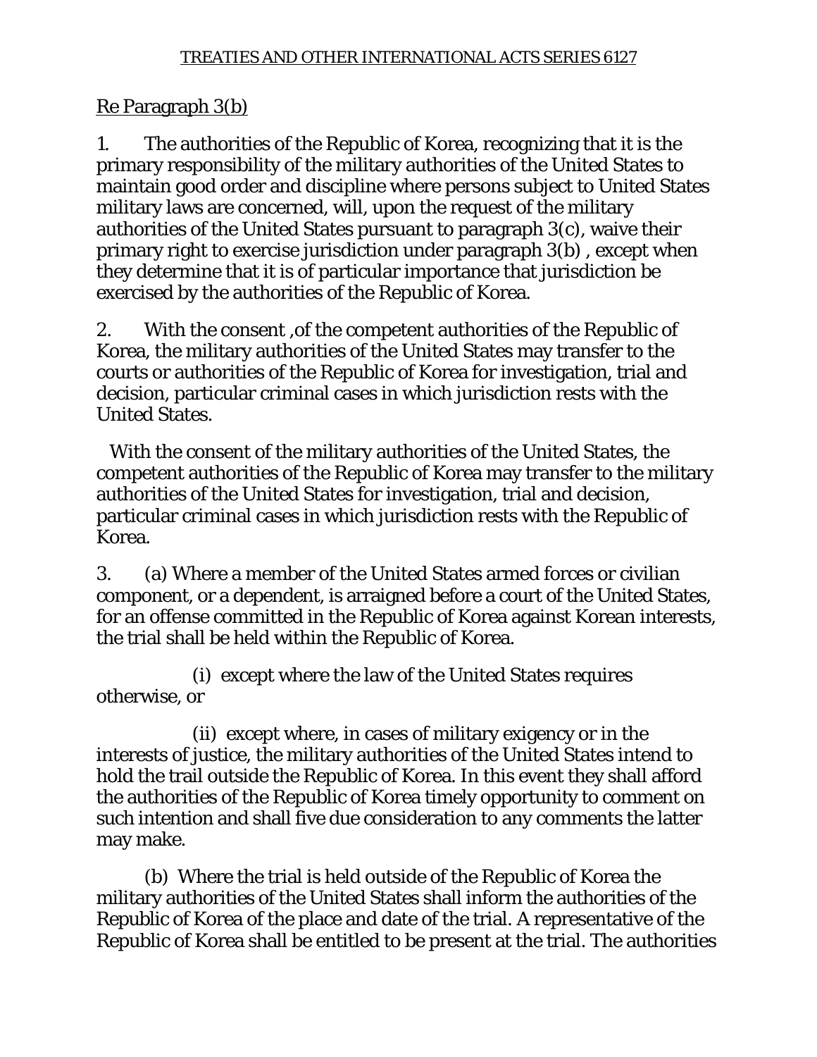Re Paragraph 3(b)

1. The authorities of the Republic of Korea, recognizing that it is the primary responsibility of the military authorities of the United States to maintain good order and discipline where persons subject to United States military laws are concerned, will, upon the request of the military authorities of the United States pursuant to paragraph 3(c), waive their primary right to exercise jurisdiction under paragraph 3(b) , except when they determine that it is of particular importance that jurisdiction be exercised by the authorities of the Republic of Korea.

2. With the consent ,of the competent authorities of the Republic of Korea, the military authorities of the United States may transfer to the courts or authorities of the Republic of Korea for investigation, trial and decision, particular criminal cases in which jurisdiction rests with the United States.

With the consent of the military authorities of the United States, the competent authorities of the Republic of Korea may transfer to the military authorities of the United States for investigation, trial and decision, particular criminal cases in which jurisdiction rests with the Republic of Korea.

3. (a) Where a member of the United States armed forces or civilian component, or a dependent, is arraigned before a court of the United States, for an offense committed in the Republic of Korea against Korean interests, the trial shall be held within the Republic of Korea.

(i) except where the law of the United States requires otherwise, or

(ii) except where, in cases of military exigency or in the interests of justice, the military authorities of the United States intend to hold the trail outside the Republic of Korea. In this event they shall afford the authorities of the Republic of Korea timely opportunity to comment on such intention and shall five due consideration to any comments the latter may make.

(b) Where the trial is held outside of the Republic of Korea the military authorities of the United States shall inform the authorities of the Republic of Korea of the place and date of the trial. A representative of the Republic of Korea shall be entitled to be present at the trial. The authorities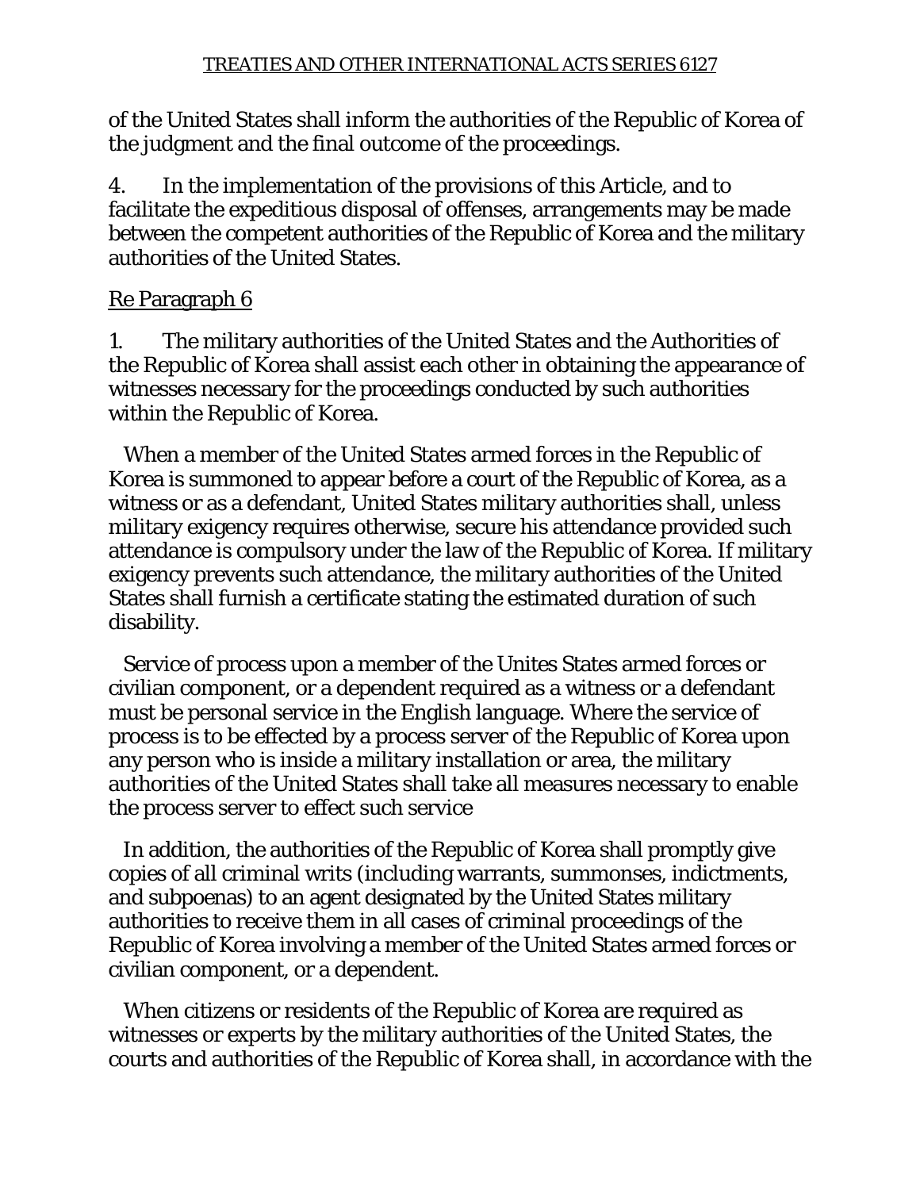of the United States shall inform the authorities of the Republic of Korea of the judgment and the final outcome of the proceedings.

4. In the implementation of the provisions of this Article, and to facilitate the expeditious disposal of offenses, arrangements may be made between the competent authorities of the Republic of Korea and the military authorities of the United States.

Re Paragraph 6

1. The military authorities of the United States and the Authorities of the Republic of Korea shall assist each other in obtaining the appearance of witnesses necessary for the proceedings conducted by such authorities within the Republic of Korea.

When a member of the United States armed forces in the Republic of Korea is summoned to appear before a court of the Republic of Korea, as a witness or as a defendant, United States military authorities shall, unless military exigency requires otherwise, secure his attendance provided such attendance is compulsory under the law of the Republic of Korea. If military exigency prevents such attendance, the military authorities of the United States shall furnish a certificate stating the estimated duration of such disability.

Service of process upon a member of the Unites States armed forces or civilian component, or a dependent required as a witness or a defendant must be personal service in the English language. Where the service of process is to be effected by a process server of the Republic of Korea upon any person who is inside a military installation or area, the military authorities of the United States shall take all measures necessary to enable the process server to effect such service

In addition, the authorities of the Republic of Korea shall promptly give copies of all criminal writs (including warrants, summonses, indictments, and subpoenas) to an agent designated by the United States military authorities to receive them in all cases of criminal proceedings of the Republic of Korea involving a member of the United States armed forces or civilian component, or a dependent.

When citizens or residents of the Republic of Korea are required as witnesses or experts by the military authorities of the United States, the courts and authorities of the Republic of Korea shall, in accordance with the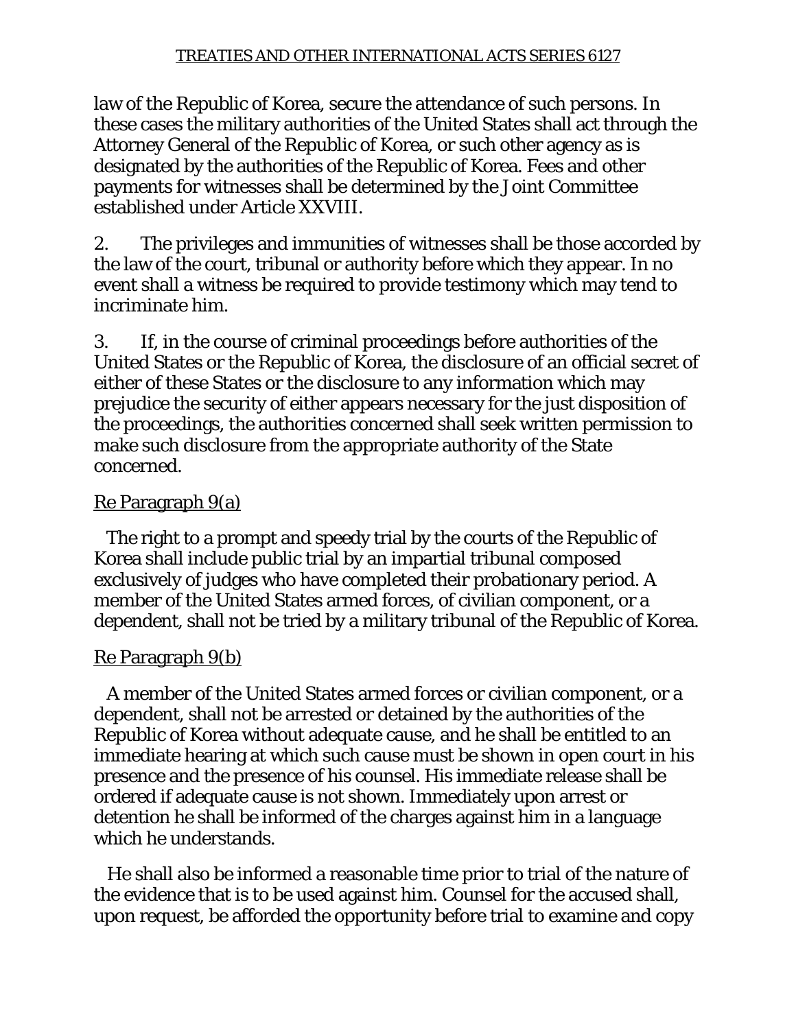law of the Republic of Korea, secure the attendance of such persons. In these cases the military authorities of the United States shall act through the Attorney General of the Republic of Korea, or such other agency as is designated by the authorities of the Republic of Korea. Fees and other payments for witnesses shall be determined by the Joint Committee established under Article XXVIII.

2. The privileges and immunities of witnesses shall be those accorded by the law of the court, tribunal or authority before which they appear. In no event shall a witness be required to provide testimony which may tend to incriminate him.

3. If, in the course of criminal proceedings before authorities of the United States or the Republic of Korea, the disclosure of an official secret of either of these States or the disclosure to any information which may prejudice the security of either appears necessary for the just disposition of the proceedings, the authorities concerned shall seek written permission to make such disclosure from the appropriate authority of the State concerned.

Re Paragraph 9(a)

The right to a prompt and speedy trial by the courts of the Republic of Korea shall include public trial by an impartial tribunal composed exclusively of judges who have completed their probationary period. A member of the United States armed forces, of civilian component, or a dependent, shall not be tried by a military tribunal of the Republic of Korea.

Re Paragraph 9(b)

A member of the United States armed forces or civilian component, or a dependent, shall not be arrested or detained by the authorities of the Republic of Korea without adequate cause, and he shall be entitled to an immediate hearing at which such cause must be shown in open court in his presence and the presence of his counsel. His immediate release shall be ordered if adequate cause is not shown. Immediately upon arrest or detention he shall be informed of the charges against him in a language which he understands.

He shall also be informed a reasonable time prior to trial of the nature of the evidence that is to be used against him. Counsel for the accused shall, upon request, be afforded the opportunity before trial to examine and copy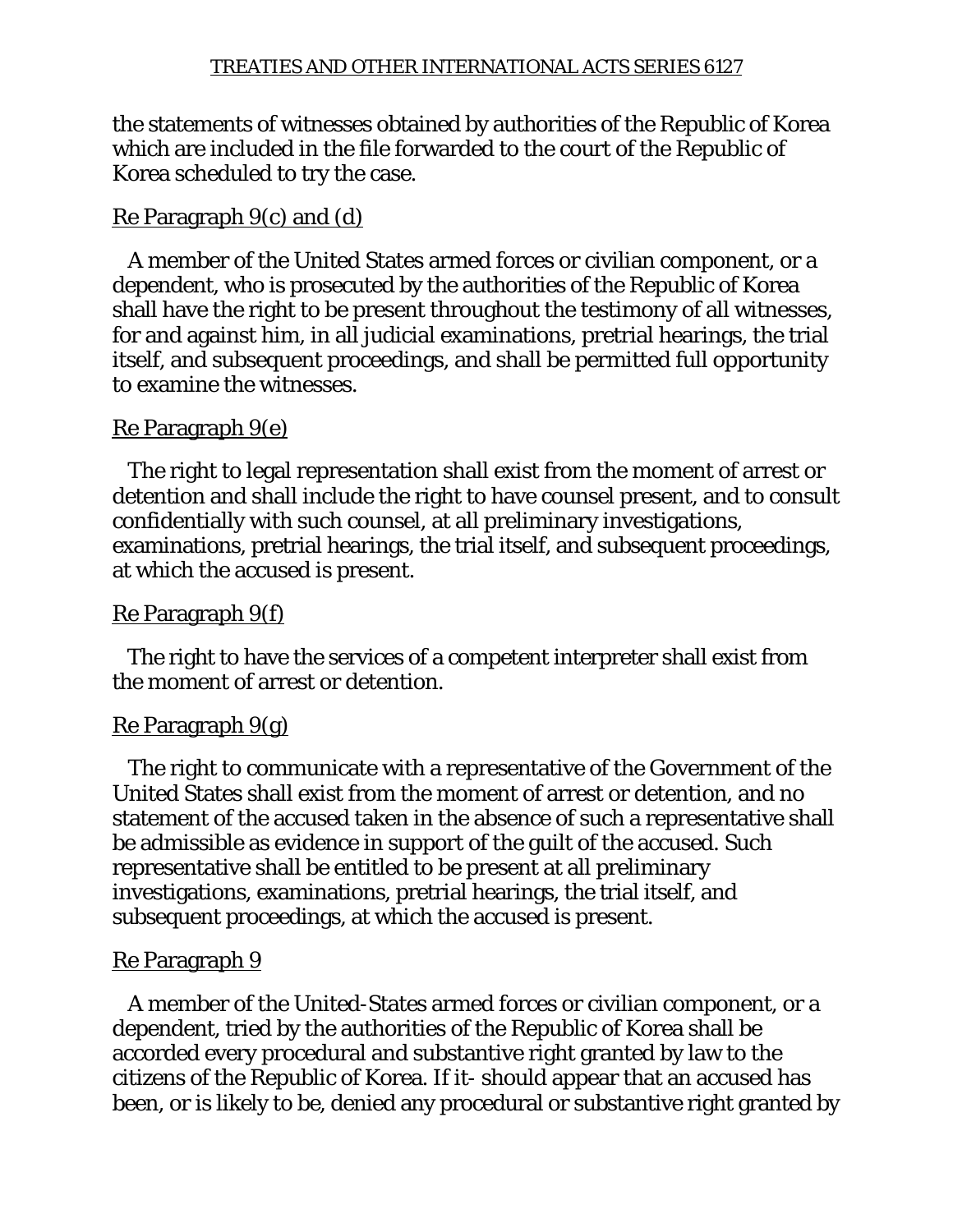the statements of witnesses obtained by authorities of the Republic of Korea which are included in the file forwarded to the court of the Republic of Korea scheduled to try the case.

Re Paragraph 9(c) and (d)

A member of the United States armed forces or civilian component, or a dependent, who is prosecuted by the authorities of the Republic of Korea shall have the right to be present throughout the testimony of all witnesses, for and against him, in all judicial examinations, pretrial hearings, the trial itself, and subsequent proceedings, and shall be permitted full opportunity to examine the witnesses.

Re Paragraph 9(e)

The right to legal representation shall exist from the moment of arrest or detention and shall include the right to have counsel present, and to consult confidentially with such counsel, at all preliminary investigations, examinations, pretrial hearings, the trial itself, and subsequent proceedings, at which the accused is present.

Re Paragraph 9(f)

The right to have the services of a competent interpreter shall exist from the moment of arrest or detention.

Re Paragraph 9(g)

The right to communicate with a representative of the Government of the United States shall exist from the moment of arrest or detention, and no statement of the accused taken in the absence of such a representative shall be admissible as evidence in support of the guilt of the accused. Such representative shall be entitled to be present at all preliminary investigations, examinations, pretrial hearings, the trial itself, and subsequent proceedings, at which the accused is present.

Re Paragraph 9

A member of the United-States armed forces or civilian component, or a dependent, tried by the authorities of the Republic of Korea shall be accorded every procedural and substantive right granted by law to the citizens of the Republic of Korea. If it- should appear that an accused has been, or is likely to be, denied any procedural or substantive right granted by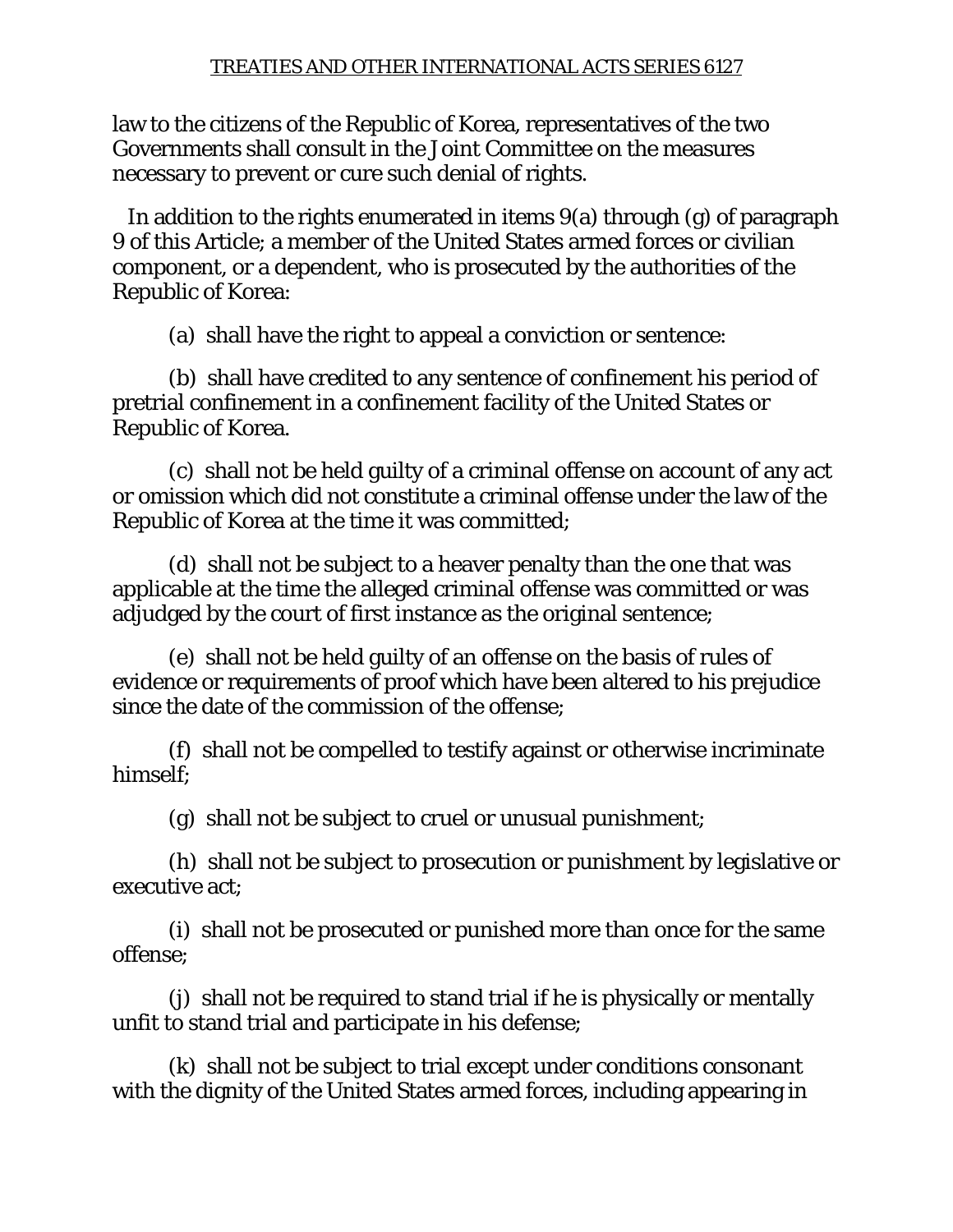law to the citizens of the Republic of Korea, representatives of the two Governments shall consult in the Joint Committee on the measures necessary to prevent or cure such denial of rights.

In addition to the rights enumerated in items 9(a) through (g) of paragraph 9 of this Article; a member of the United States armed forces or civilian component, or a dependent, who is prosecuted by the authorities of the Republic of Korea:

(a) shall have the right to appeal a conviction or sentence:

(b) shall have credited to any sentence of confinement his period of pretrial confinement in a confinement facility of the United States or Republic of Korea.

(c) shall not be held guilty of a criminal offense on account of any act or omission which did not constitute a criminal offense under the law of the Republic of Korea at the time it was committed;

(d) shall not be subject to a heaver penalty than the one that was applicable at the time the alleged criminal offense was committed or was adjudged by the court of first instance as the original sentence;

(e) shall not be held guilty of an offense on the basis of rules of evidence or requirements of proof which have been altered to his prejudice since the date of the commission of the offense;

(f) shall not be compelled to testify against or otherwise incriminate himself;

(g) shall not be subject to cruel or unusual punishment;

(h) shall not be subject to prosecution or punishment by legislative or executive act;

(i) shall not be prosecuted or punished more than once for the same offense;

(j) shall not be required to stand trial if he is physically or mentally unfit to stand trial and participate in his defense;

(k) shall not be subject to trial except under conditions consonant with the dignity of the United States armed forces, including appearing in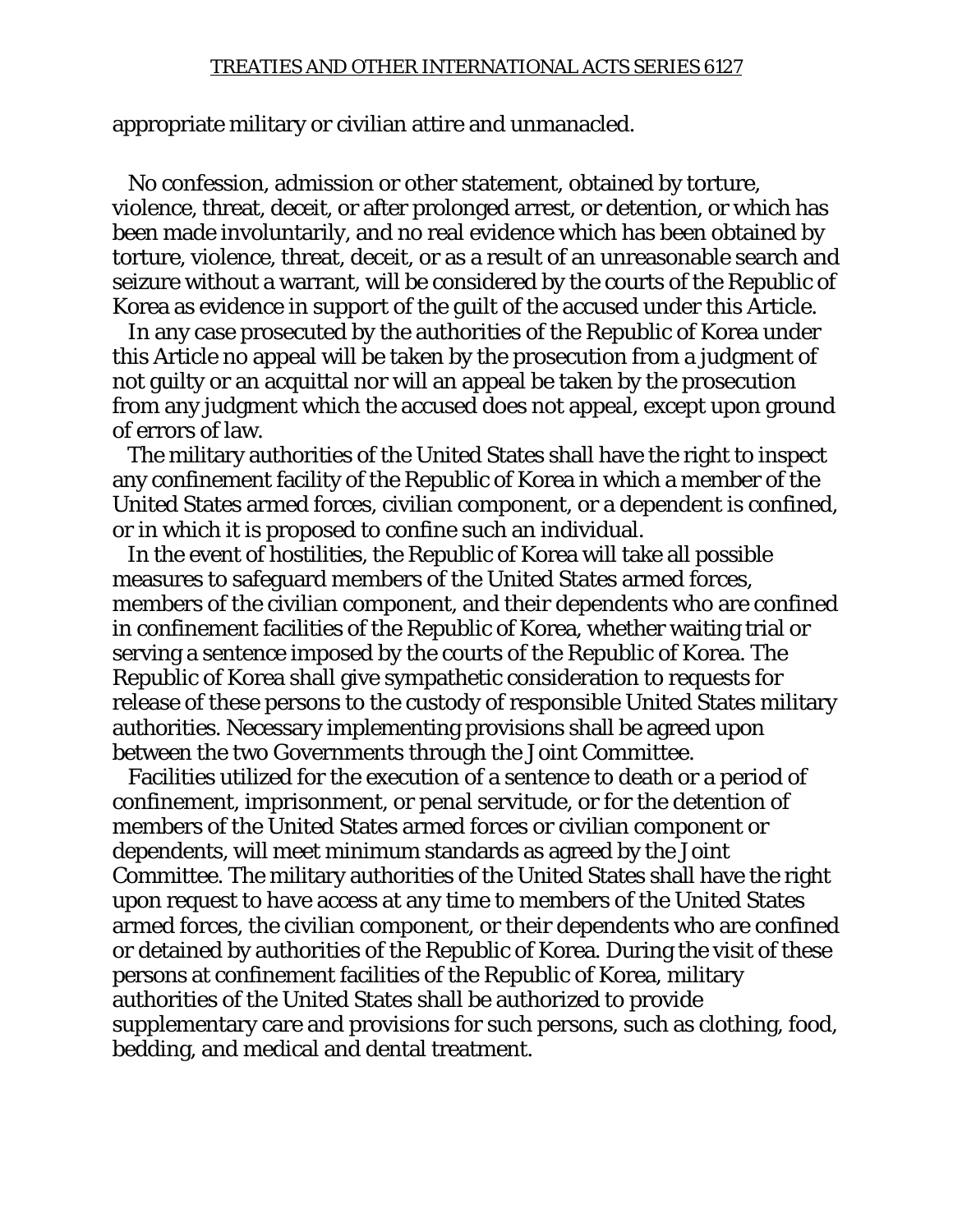appropriate military or civilian attire and unmanacled.

No confession, admission or other statement, obtained by torture, violence, threat, deceit, or after prolonged arrest, or detention, or which has been made involuntarily, and no real evidence which has been obtained by torture, violence, threat, deceit, or as a result of an unreasonable search and seizure without a warrant, will be considered by the courts of the Republic of Korea as evidence in support of the guilt of the accused under this Article.

In any case prosecuted by the authorities of the Republic of Korea under this Article no appeal will be taken by the prosecution from a judgment of not guilty or an acquittal nor will an appeal be taken by the prosecution from any judgment which the accused does not appeal, except upon ground of errors of law.

The military authorities of the United States shall have the right to inspect any confinement facility of the Republic of Korea in which a member of the United States armed forces, civilian component, or a dependent is confined, or in which it is proposed to confine such an individual.

In the event of hostilities, the Republic of Korea will take all possible measures to safeguard members of the United States armed forces, members of the civilian component, and their dependents who are confined in confinement facilities of the Republic of Korea, whether waiting trial or serving a sentence imposed by the courts of the Republic of Korea. The Republic of Korea shall give sympathetic consideration to requests for release of these persons to the custody of responsible United States military authorities. Necessary implementing provisions shall be agreed upon between the two Governments through the Joint Committee.

Facilities utilized for the execution of a sentence to death or a period of confinement, imprisonment, or penal servitude, or for the detention of members of the United States armed forces or civilian component or dependents, will meet minimum standards as agreed by the Joint Committee. The military authorities of the United States shall have the right upon request to have access at any time to members of the United States armed forces, the civilian component, or their dependents who are confined or detained by authorities of the Republic of Korea. During the visit of these persons at confinement facilities of the Republic of Korea, military authorities of the United States shall be authorized to provide supplementary care and provisions for such persons, such as clothing, food, bedding, and medical and dental treatment.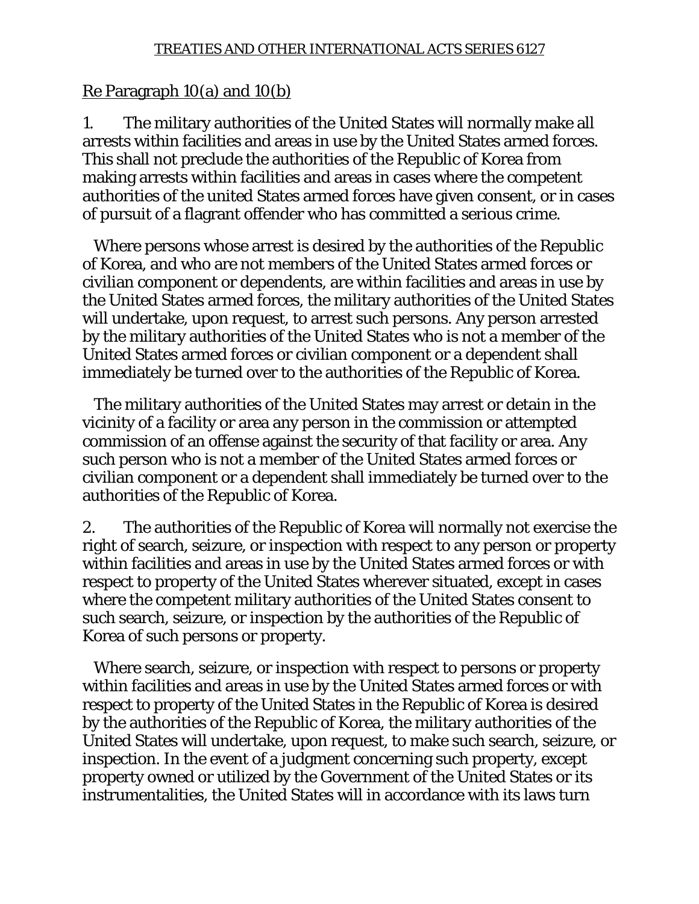Re Paragraph 10(a) and 10(b)

1. The military authorities of the United States will normally make all arrests within facilities and areas in use by the United States armed forces. This shall not preclude the authorities of the Republic of Korea from making arrests within facilities and areas in cases where the competent authorities of the united States armed forces have given consent, or in cases of pursuit of a flagrant offender who has committed a serious crime.

Where persons whose arrest is desired by the authorities of the Republic of Korea, and who are not members of the United States armed forces or civilian component or dependents, are within facilities and areas in use by the United States armed forces, the military authorities of the United States will undertake, upon request, to arrest such persons. Any person arrested by the military authorities of the United States who is not a member of the United States armed forces or civilian component or a dependent shall immediately be turned over to the authorities of the Republic of Korea.

The military authorities of the United States may arrest or detain in the vicinity of a facility or area any person in the commission or attempted commission of an offense against the security of that facility or area. Any such person who is not a member of the United States armed forces or civilian component or a dependent shall immediately be turned over to the authorities of the Republic of Korea.

2. The authorities of the Republic of Korea will normally not exercise the right of search, seizure, or inspection with respect to any person or property within facilities and areas in use by the United States armed forces or with respect to property of the United States wherever situated, except in cases where the competent military authorities of the United States consent to such search, seizure, or inspection by the authorities of the Republic of Korea of such persons or property.

Where search, seizure, or inspection with respect to persons or property within facilities and areas in use by the United States armed forces or with respect to property of the United States in the Republic of Korea is desired by the authorities of the Republic of Korea, the military authorities of the United States will undertake, upon request, to make such search, seizure, or inspection. In the event of a judgment concerning such property, except property owned or utilized by the Government of the United States or its instrumentalities, the United States will in accordance with its laws turn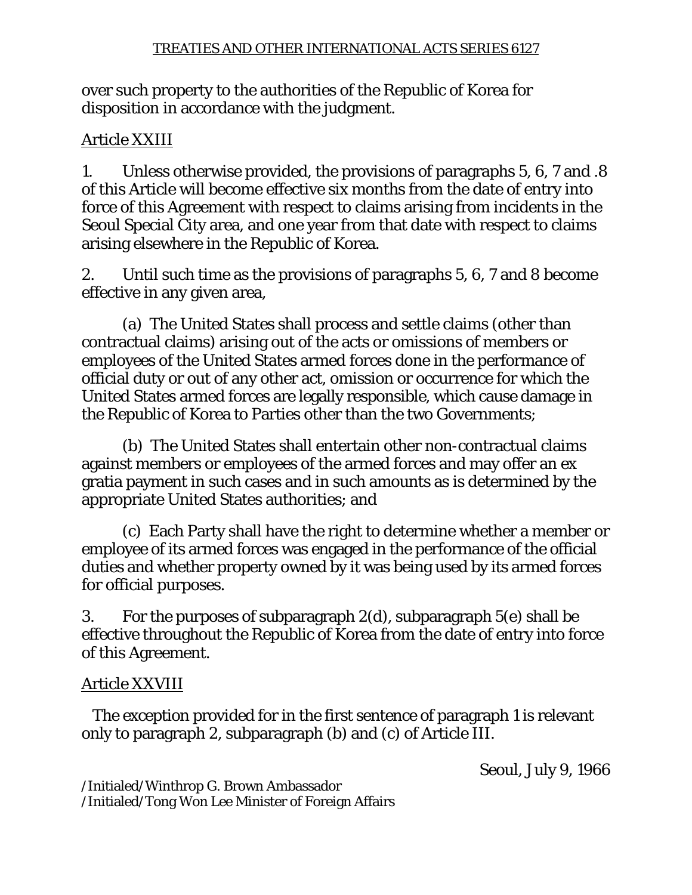over such property to the authorities of the Republic of Korea for disposition in accordance with the judgment.

Article XXIII

1. Unless otherwise provided, the provisions of paragraphs 5, 6, 7 and .8 of this Article will become effective six months from the date of entry into force of this Agreement with respect to claims arising from incidents in the Seoul Special City area, and one year from that date with respect to claims arising elsewhere in the Republic of Korea.

2. Until such time as the provisions of paragraphs 5, 6, 7 and 8 become effective in any given area,

(a) The United States shall process and settle claims (other than contractual claims) arising out of the acts or omissions of members or employees of the United States armed forces done in the performance of official duty or out of any other act, omission or occurrence for which the United States armed forces are legally responsible, which cause damage in the Republic of Korea to Parties other than the two Governments;

(b) The United States shall entertain other non-contractual claims against members or employees of the armed forces and may offer an ex gratia payment in such cases and in such amounts as is determined by the appropriate United States authorities; and

(c) Each Party shall have the right to determine whether a member or employee of its armed forces was engaged in the performance of the official duties and whether property owned by it was being used by its armed forces for official purposes.

3. For the purposes of subparagraph 2(d), subparagraph 5(e) shall be effective throughout the Republic of Korea from the date of entry into force of this Agreement.

Article XXVIII

The exception provided for in the first sentence of paragraph 1 is relevant only to paragraph 2, subparagraph (b) and (c) of Article III.

Seoul, July 9, 1966

/Initialed/Winthrop G. Brown Ambassador
/Initialed/Tong Won Lee Minister of Foreign Affairs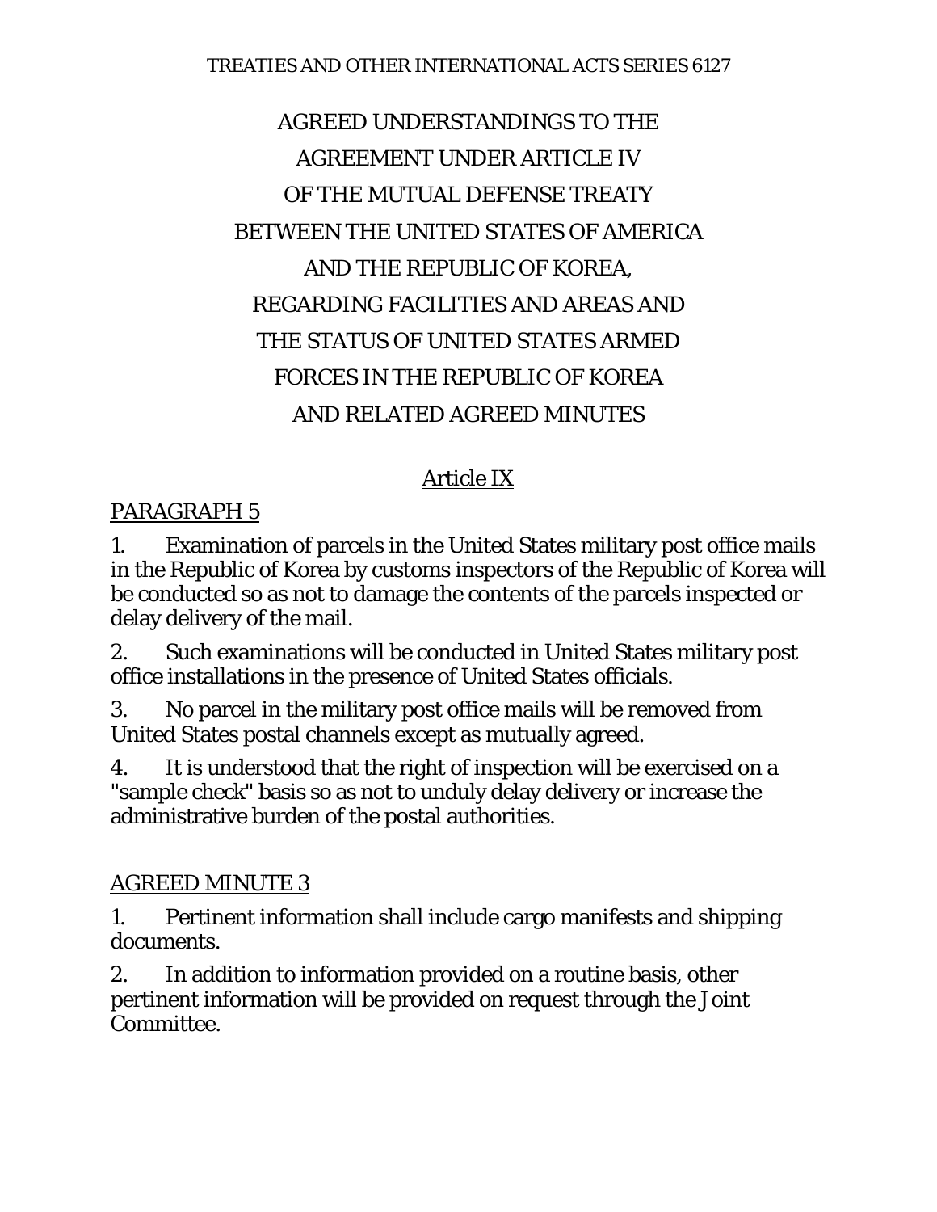# AGREED UNDERSTANDINGS TO THE AGREEMENT UNDER ARTICLE IV OF THE MUTUAL DEFENSE TREATY BETWEEN THE UNITED STATES OF AMERICA AND THE REPUBLIC OF KOREA, REGARDING FACILITIES AND AREAS AND THE STATUS OF UNITED STATES ARMED FORCES IN THE REPUBLIC OF KOREA AND RELATED AGREED MINUTES

## Article IX

### PARAGRAPH 5

1. Examination of parcels in the United States military post office mails in the Republic of Korea by customs inspectors of the Republic of Korea will be conducted so as not to damage the contents of the parcels inspected or delay delivery of the mail.

2. Such examinations will be conducted in United States military post office installations in the presence of United States officials.

3. No parcel in the military post office mails will be removed from United States postal channels except as mutually agreed.

4. It is understood that the right of inspection will be exercised on a "sample check" basis so as not to unduly delay delivery or increase the administrative burden of the postal authorities.

### AGREED MINUTE 3

1. Pertinent information shall include cargo manifests and shipping documents.

2. In addition to information provided on a routine basis, other pertinent information will be provided on request through the Joint Committee.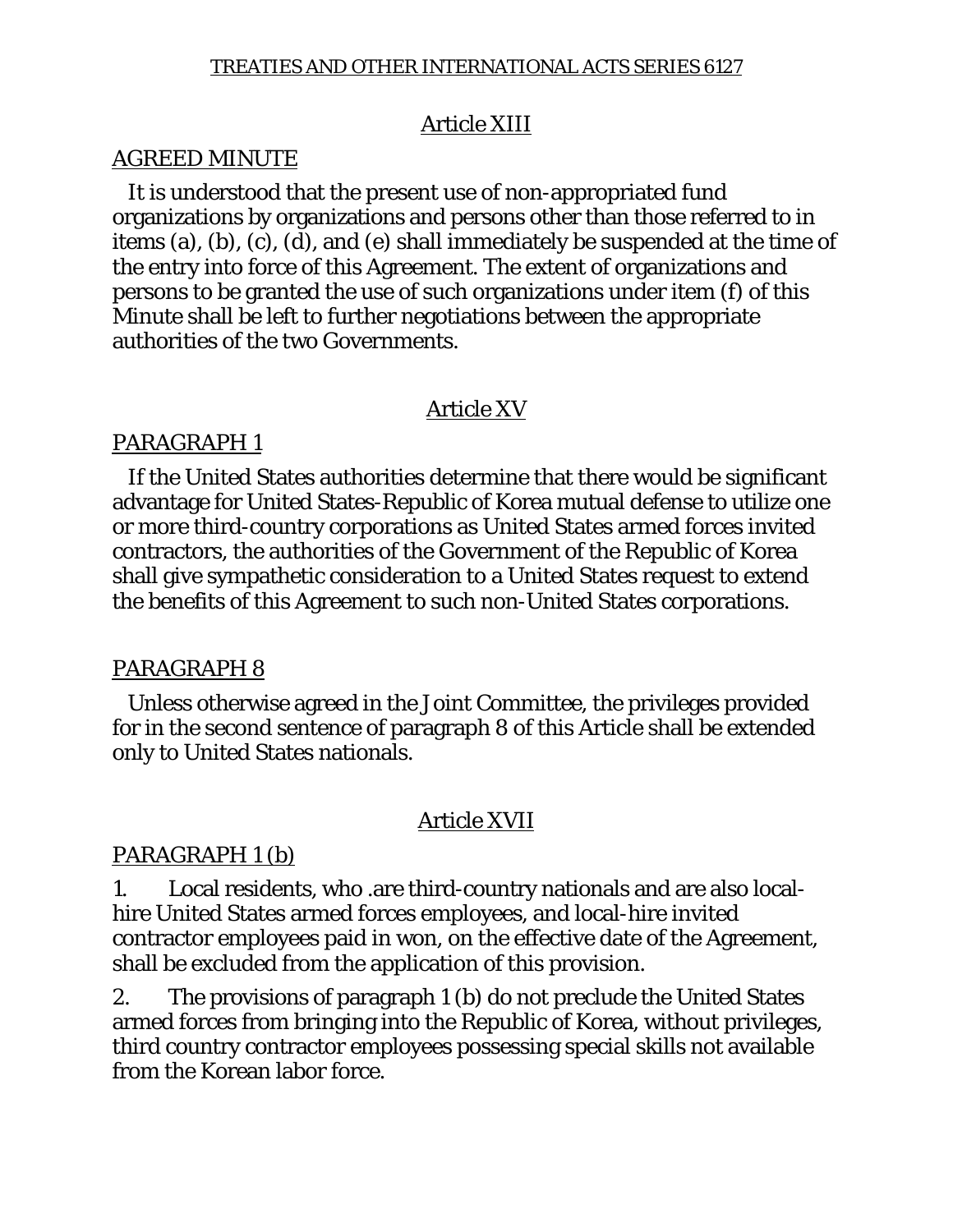## Article XIII

### AGREED MINUTE

It is understood that the present use of non-appropriated fund organizations by organizations and persons other than those referred to in items (a), (b), (c), (d), and (e) shall immediately be suspended at the time of the entry into force of this Agreement. The extent of organizations and persons to be granted the use of such organizations under item (f) of this Minute shall be left to further negotiations between the appropriate authorities of the two Governments.

## Article XV

### PARAGRAPH 1

If the United States authorities determine that there would be significant advantage for United States-Republic of Korea mutual defense to utilize one or more third-country corporations as United States armed forces invited contractors, the authorities of the Government of the Republic of Korea shall give sympathetic consideration to a United States request to extend the benefits of this Agreement to such non-United States corporations.

### PARAGRAPH 8

Unless otherwise agreed in the Joint Committee, the privileges provided for in the second sentence of paragraph 8 of this Article shall be extended only to United States nationals.

## Article XVII

### PARAGRAPH 1 (b)

1. Local residents, who .are third-country nationals and are also local-hire United States armed forces employees, and local-hire invited contractor employees paid in won, on the effective date of the Agreement, shall be excluded from the application of this provision.

2. The provisions of paragraph 1 (b) do not preclude the United States armed forces from bringing into the Republic of Korea, without privileges, third country contractor employees possessing special skills not available from the Korean labor force.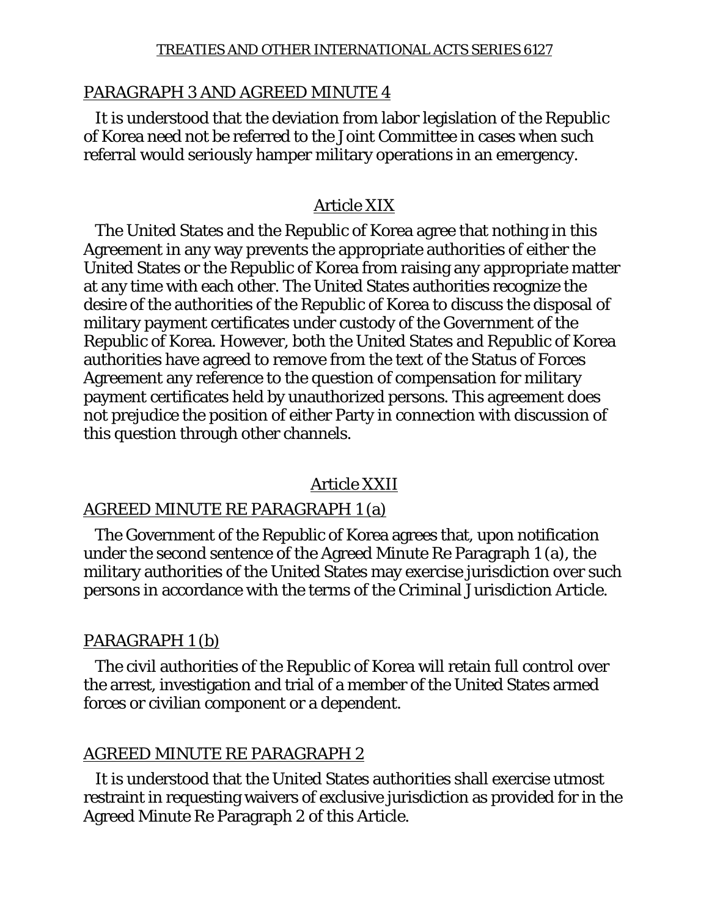PARAGRAPH 3 AND AGREED MINUTE 4

It is understood that the deviation from labor legislation of the Republic of Korea need not be referred to the Joint Committee in cases when such referral would seriously hamper military operations in an emergency.

## Article XIX

The United States and the Republic of Korea agree that nothing in this Agreement in any way prevents the appropriate authorities of either the United States or the Republic of Korea from raising any appropriate matter at any time with each other. The United States authorities recognize the desire of the authorities of the Republic of Korea to discuss the disposal of military payment certificates under custody of the Government of the Republic of Korea. However, both the United States and Republic of Korea authorities have agreed to remove from the text of the Status of Forces Agreement any reference to the question of compensation for military payment certificates held by unauthorized persons. This agreement does not prejudice the position of either Party in connection with discussion of this question through other channels.

## Article XXII

AGREED MINUTE RE PARAGRAPH 1 (a)

The Government of the Republic of Korea agrees that, upon notification under the second sentence of the Agreed Minute Re Paragraph 1 (a), the military authorities of the United States may exercise jurisdiction over such persons in accordance with the terms of the Criminal Jurisdiction Article.

PARAGRAPH 1 (b)

The civil authorities of the Republic of Korea will retain full control over the arrest, investigation and trial of a member of the United States armed forces or civilian component or a dependent.

AGREED MINUTE RE PARAGRAPH 2

It is understood that the United States authorities shall exercise utmost restraint in requesting waivers of exclusive jurisdiction as provided for in the Agreed Minute Re Paragraph 2 of this Article.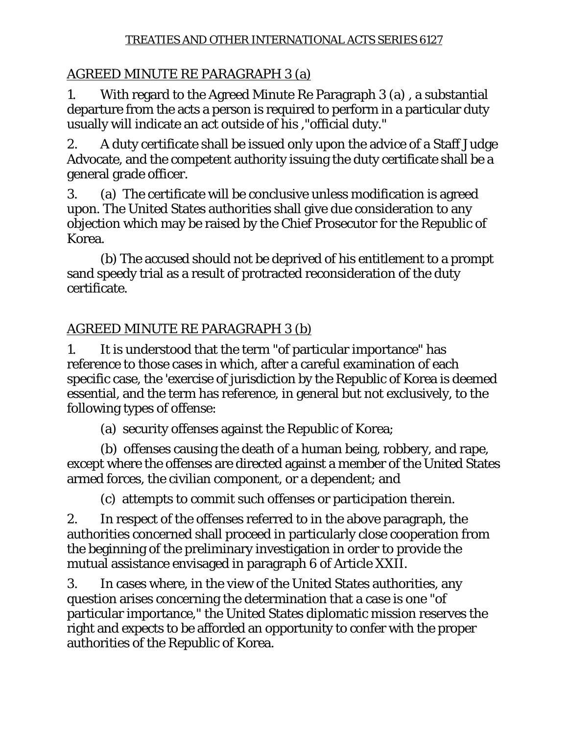## AGREED MINUTE RE PARAGRAPH 3 (a)

1. With regard to the Agreed Minute Re Paragraph 3 (a) , a substantial departure from the acts a person is required to perform in a particular duty usually will indicate an act outside of his ,"official duty."

2. A duty certificate shall be issued only upon the advice of a Staff Judge Advocate, and the competent authority issuing the duty certificate shall be a general grade officer.

3. (a) The certificate will be conclusive unless modification is agreed upon. The United States authorities shall give due consideration to any objection which may be raised by the Chief Prosecutor for the Republic of Korea.

(b) The accused should not be deprived of his entitlement to a prompt sand speedy trial as a result of protracted reconsideration of the duty certificate.

## AGREED MINUTE RE PARAGRAPH 3 (b)

1. It is understood that the term "of particular importance" has reference to those cases in which, after a careful examination of each specific case, the 'exercise of jurisdiction by the Republic of Korea is deemed essential, and the term has reference, in general but not exclusively, to the following types of offense:

(a) security offenses against the Republic of Korea;

(b) offenses causing the death of a human being, robbery, and rape, except where the offenses are directed against a member of the United States armed forces, the civilian component, or a dependent; and

(c) attempts to commit such offenses or participation therein.

2. In respect of the offenses referred to in the above paragraph, the authorities concerned shall proceed in particularly close cooperation from the beginning of the preliminary investigation in order to provide the mutual assistance envisaged in paragraph 6 of Article XXII.

3. In cases where, in the view of the United States authorities, any question arises concerning the determination that a case is one "of particular importance," the United States diplomatic mission reserves the right and expects to be afforded an opportunity to confer with the proper authorities of the Republic of Korea.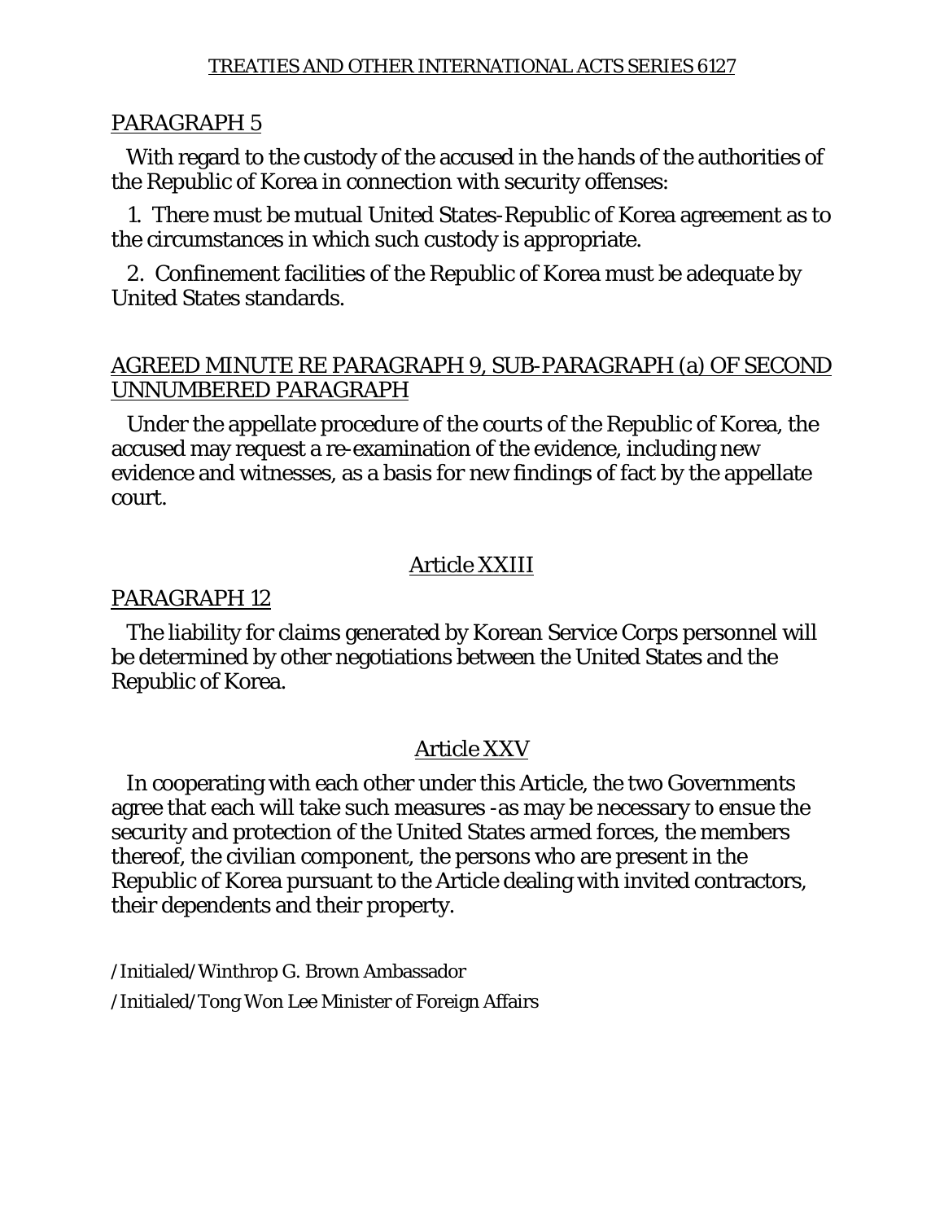## PARAGRAPH 5

With regard to the custody of the accused in the hands of the authorities of the Republic of Korea in connection with security offenses:

1. There must be mutual United States-Republic of Korea agreement as to the circumstances in which such custody is appropriate.

2. Confinement facilities of the Republic of Korea must be adequate by United States standards.

## AGREED MINUTE RE PARAGRAPH 9, SUB-PARAGRAPH (a) OF SECOND UNNUMBERED PARAGRAPH

Under the appellate procedure of the courts of the Republic of Korea, the accused may request a re-examination of the evidence, including new evidence and witnesses, as a basis for new findings of fact by the appellate court.

## Article XXIII

## PARAGRAPH 12

The liability for claims generated by Korean Service Corps personnel will be determined by other negotiations between the United States and the Republic of Korea.

## Article XXV

In cooperating with each other under this Article, the two Governments agree that each will take such measures -as may be necessary to ensue the security and protection of the United States armed forces, the members thereof, the civilian component, the persons who are present in the Republic of Korea pursuant to the Article dealing with invited contractors, their dependents and their property.

/Initialed/Winthrop G. Brown Ambassador

/Initialed/Tong Won Lee Minister of Foreign Affairs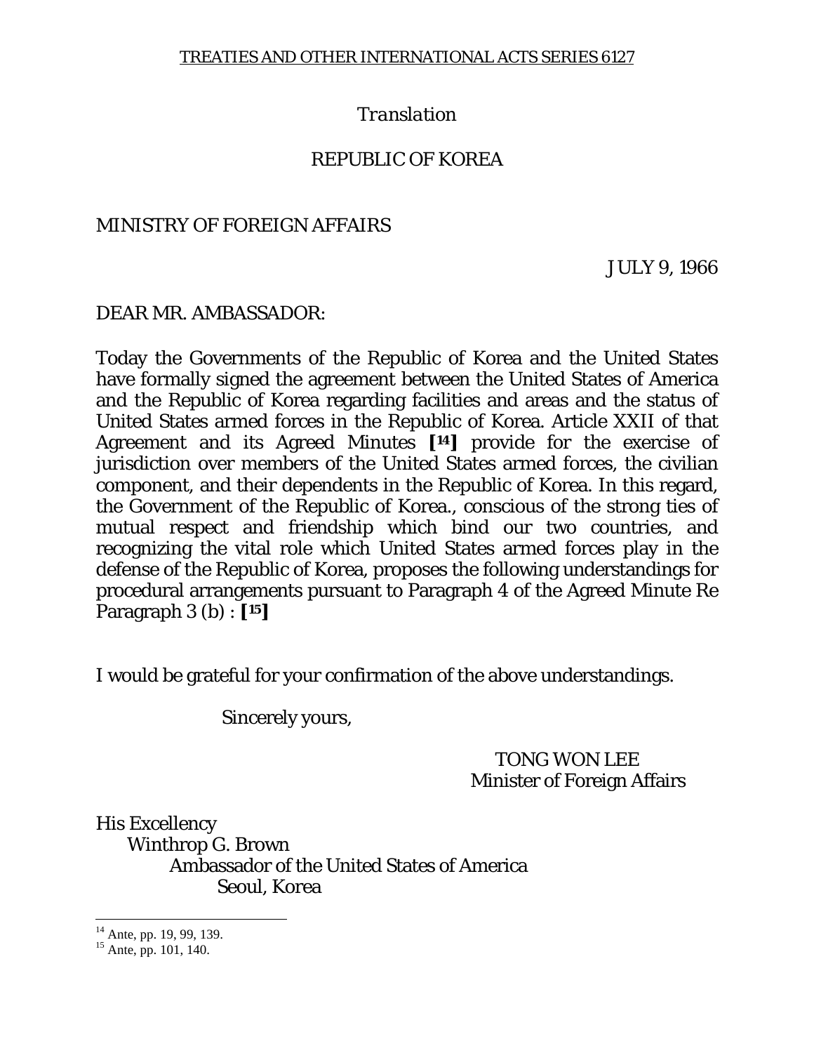TREATIES AND OTHER INTERNATIONAL ACTS SERIES 6127

*Translation*

REPUBLIC OF KOREA

MINISTRY OF FOREIGN AFFAIRS

JULY 9, 1966

DEAR MR. AMBASSADOR:

Today the Governments of the Republic of Korea and the United States have formally signed the agreement between the United States of America and the Republic of Korea regarding facilities and areas and the status of United States armed forces in the Republic of Korea. Article XXII of that Agreement and its Agreed Minutes **[14]** provide for the exercise of jurisdiction over members of the United States armed forces, the civilian component, and their dependents in the Republic of Korea. In this regard, the Government of the Republic of Korea., conscious of the strong ties of mutual respect and friendship which bind our two countries, and recognizing the vital role which United States armed forces play in the defense of the Republic of Korea, proposes the following understandings for procedural arrangements pursuant to Paragraph 4 of the Agreed Minute Re Paragraph 3 (b) : **[15]**

I would be grateful for your confirmation of the above understandings.

Sincerely yours,

TONG WON LEE
Minister of Foreign Affairs

His Excellency
Winthrop G. Brown
Ambassador of the United States of America
Seoul, Korea

---

[14] Ante, pp. 19, 99, 139.

[15] Ante, pp. 101, 140.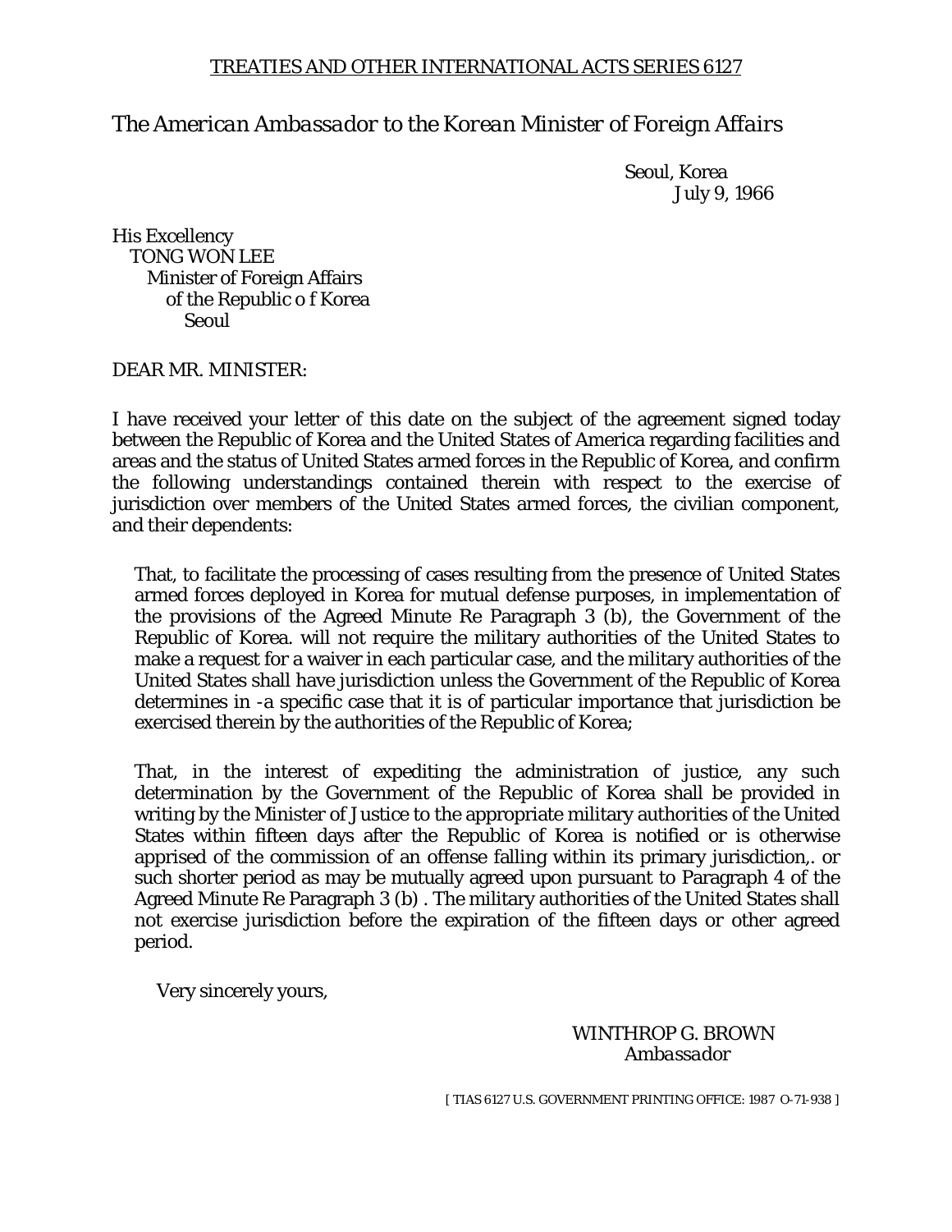TREATIES AND OTHER INTERNATIONAL ACTS SERIES 6127

## *The American Ambassador to the Korean Minister of Foreign Affairs*

Seoul, Korea
July 9, 1966

His Excellency
TONG WON LEE
Minister of Foreign Affairs
of the Republic o f Korea
Seoul

DEAR MR. MINISTER:

I have received your letter of this date on the subject of the agreement signed today between the Republic of Korea and the United States of America regarding facilities and areas and the status of United States armed forces in the Republic of Korea, and confirm the following understandings contained therein with respect to the exercise of jurisdiction over members of the United States armed forces, the civilian component, and their dependents:

That, to facilitate the processing of cases resulting from the presence of United States armed forces deployed in Korea for mutual defense purposes, in implementation of the provisions of the Agreed Minute Re Paragraph 3 (b), the Government of the Republic of Korea. will not require the military authorities of the United States to make a request for a waiver in each particular case, and the military authorities of the United States shall have jurisdiction unless the Government of the Republic of Korea determines in -a specific case that it is of particular importance that jurisdiction be exercised therein by the authorities of the Republic of Korea;

That, in the interest of expediting the administration of justice, any such determination by the Government of the Republic of Korea shall be provided in writing by the Minister of Justice to the appropriate military authorities of the United States within fifteen days after the Republic of Korea is notified or is otherwise apprised of the commission of an offense falling within its primary jurisdiction,. or such shorter period as may be mutually agreed upon pursuant to Paragraph 4 of the Agreed Minute Re Paragraph 3 (b) . The military authorities of the United States shall not exercise jurisdiction before the expiration of the fifteen days or other agreed period.

Very sincerely yours,

WINTHROP G. BROWN
*Ambassador*

[ TIAS 6127 U.S. GOVERNMENT PRINTING OFFICE: 1987 O-71-938 ]